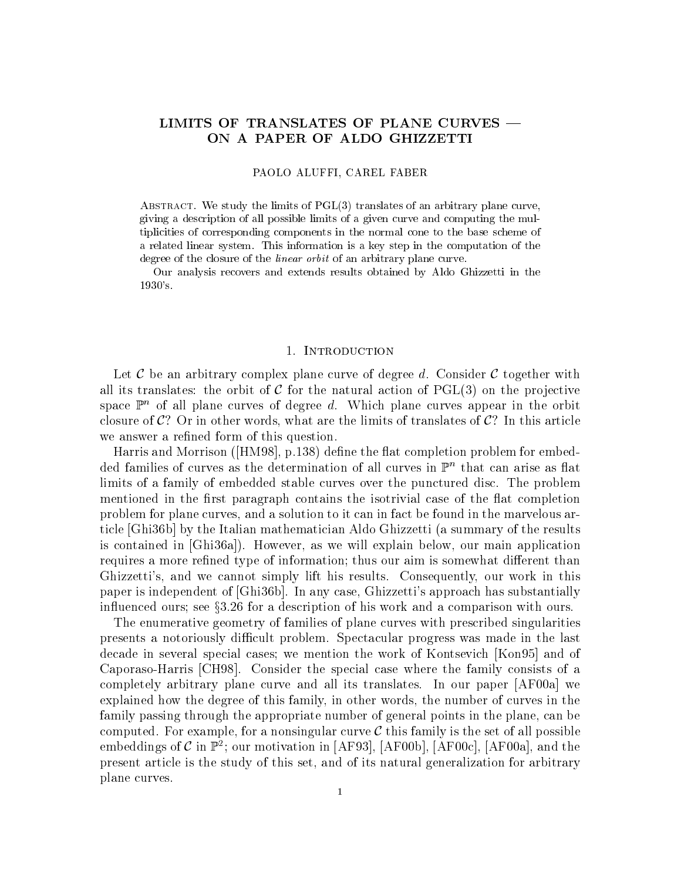# LIMITS OF TRANSLATES OF PLANE CURVES — ON A PAPER OF ALDO GHIZZETTI

PAOLO ALUFFI, CAREL FABER

Abstract. We study the limits of PGL(3) translates of an arbitrary plane curve, giving a description of all possible limits of a given curve and computing the multiplicities of corresponding components in the normal cone to the base scheme of a related linear system. This information is a key step in the computation of the degree of the closure of the *linear orbit* of an arbitrary plane curve.

Our analysis recovers and extends results obtained by Aldo Ghizzetti in the 1930's.

## 1. Introduction

Let $\mathcal{C}$ be an arbitrary complex plane curve of degree $d$. Consider $\mathcal{C}$ together with all its translates: the orbit of $\mathcal{C}$ for the natural action of PGL(3) on the projective space $\mathbb{P}^n$ of all plane curves of degree $d$. Which plane curves appear in the orbit closure of $\mathcal{C}$? Or in other words, what are the limits of translates of $\mathcal{C}$? In this article we answer a refined form of this question.

Harris and Morrison ([HM98], p.138) define the flat completion problem for embedded families of curves as the determination of all curves in $\mathbb{P}^n$ that can arise as flat limits of a family of embedded stable curves over the punctured disc. The problem mentioned in the first paragraph contains the isotrivial case of the flat completion problem for plane curves, and a solution to it can in fact be found in the marvelous article [Ghi36b] by the Italian mathematician Aldo Ghizzetti (a summary of the results is contained in [Ghi36a]). However, as we will explain below, our main application requires a more refined type of information; thus our aim is somewhat different than Ghizzetti's, and we cannot simply lift his results. Consequently, our work in this paper is independent of [Ghi36b]. In any case, Ghizzetti's approach has substantially influenced ours; see §3.26 for a description of his work and a comparison with ours.

The enumerative geometry of families of plane curves with prescribed singularities presents a notoriously difficult problem. Spectacular progress was made in the last decade in several special cases; we mention the work of Kontsevich [Kon95] and of Caporaso-Harris [CH98]. Consider the special case where the family consists of a completely arbitrary plane curve and all its translates. In our paper [AF00a] we explained how the degree of this family, in other words, the number of curves in the family passing through the appropriate number of general points in the plane, can be computed. For example, for a nonsingular curve $\mathcal{C}$ this family is the set of all possible embeddings of $\mathcal{C}$ in $\mathbb{P}^2$; our motivation in [AF93], [AF00b], [AF00c], [AF00a], and the present article is the study of this set, and of its natural generalization for arbitrary plane curves.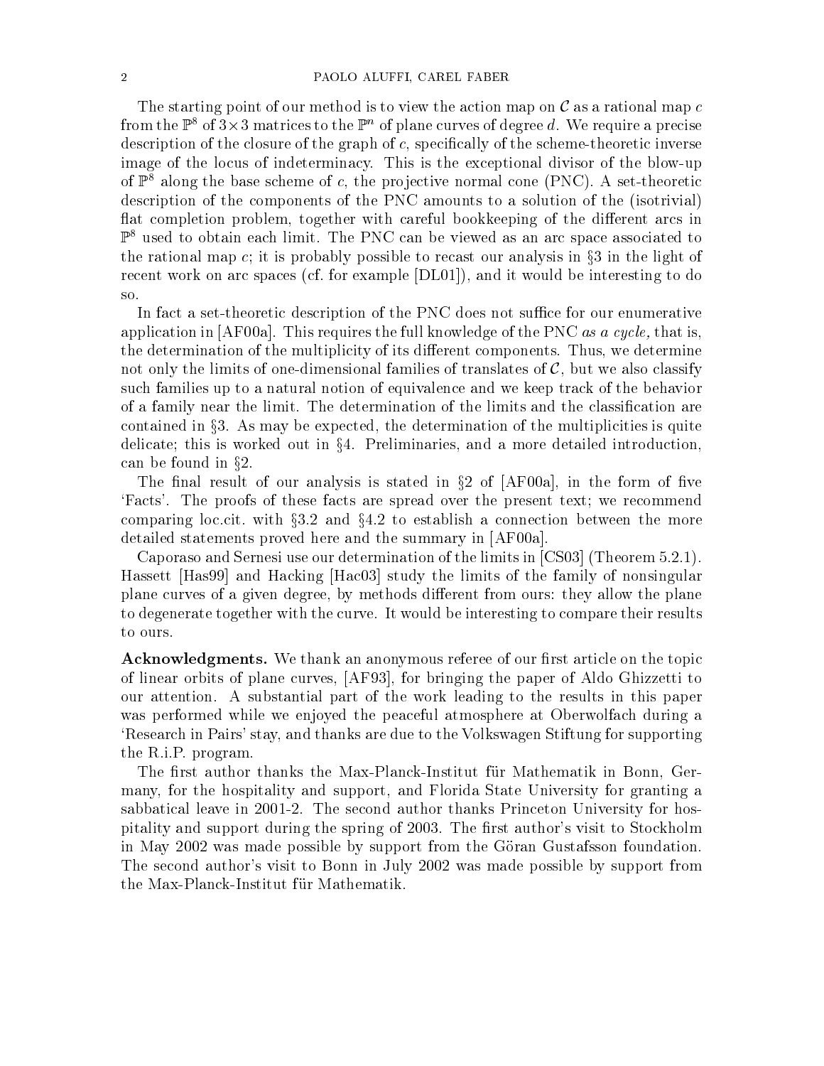The starting point of our method is to view the action map on $\mathcal{C}$ as a rational map $c$ from the $\mathbb{P}^8$ of $3\times 3$ matrices to the $\mathbb{P}^n$ of plane curves of degree $d$. We require a precise description of the closure of the graph of $c$, specifically of the scheme-theoretic inverse image of the locus of indeterminacy. This is the exceptional divisor of the blow-up of $\mathbb{P}^8$ along the base scheme of $c$, the projective normal cone (PNC). A set-theoretic description of the components of the PNC amounts to a solution of the (isotrivial) flat completion problem, together with careful bookkeeping of the different arcs in $\mathbb{P}^8$ used to obtain each limit. The PNC can be viewed as an arc space associated to the rational map $c$; it is probably possible to recast our analysis in §3 in the light of recent work on arc spaces (cf. for example [DL01]), and it would be interesting to do so.

In fact a set-theoretic description of the PNC does not suffice for our enumerative application in [AF00a]. This requires the full knowledge of the PNC *as a cycle,* that is, the determination of the multiplicity of its different components. Thus, we determine not only the limits of one-dimensional families of translates of $\mathcal{C}$, but we also classify such families up to a natural notion of equivalence and we keep track of the behavior of a family near the limit. The determination of the limits and the classification are contained in §3. As may be expected, the determination of the multiplicities is quite delicate; this is worked out in §4. Preliminaries, and a more detailed introduction, can be found in §2.

The final result of our analysis is stated in §2 of [AF00a], in the form of five 'Facts'. The proofs of these facts are spread over the present text; we recommend comparing loc.cit. with §3.2 and §4.2 to establish a connection between the more detailed statements proved here and the summary in [AF00a].

Caporaso and Sernesi use our determination of the limits in [CS03] (Theorem 5.2.1). Hassett [Has99] and Hacking [Hac03] study the limits of the family of nonsingular plane curves of a given degree, by methods different from ours: they allow the plane to degenerate together with the curve. It would be interesting to compare their results to ours.

**Acknowledgments.** We thank an anonymous referee of our first article on the topic of linear orbits of plane curves, [AF93], for bringing the paper of Aldo Ghizzetti to our attention. A substantial part of the work leading to the results in this paper was performed while we enjoyed the peaceful atmosphere at Oberwolfach during a 'Research in Pairs' stay, and thanks are due to the Volkswagen Stiftung for supporting the R.i.P. program.

The first author thanks the Max-Planck-Institut für Mathematik in Bonn, Germany, for the hospitality and support, and Florida State University for granting a sabbatical leave in 2001-2. The second author thanks Princeton University for hospitality and support during the spring of 2003. The first author's visit to Stockholm in May 2002 was made possible by support from the Göran Gustafsson foundation. The second author's visit to Bonn in July 2002 was made possible by support from the Max-Planck-Institut für Mathematik.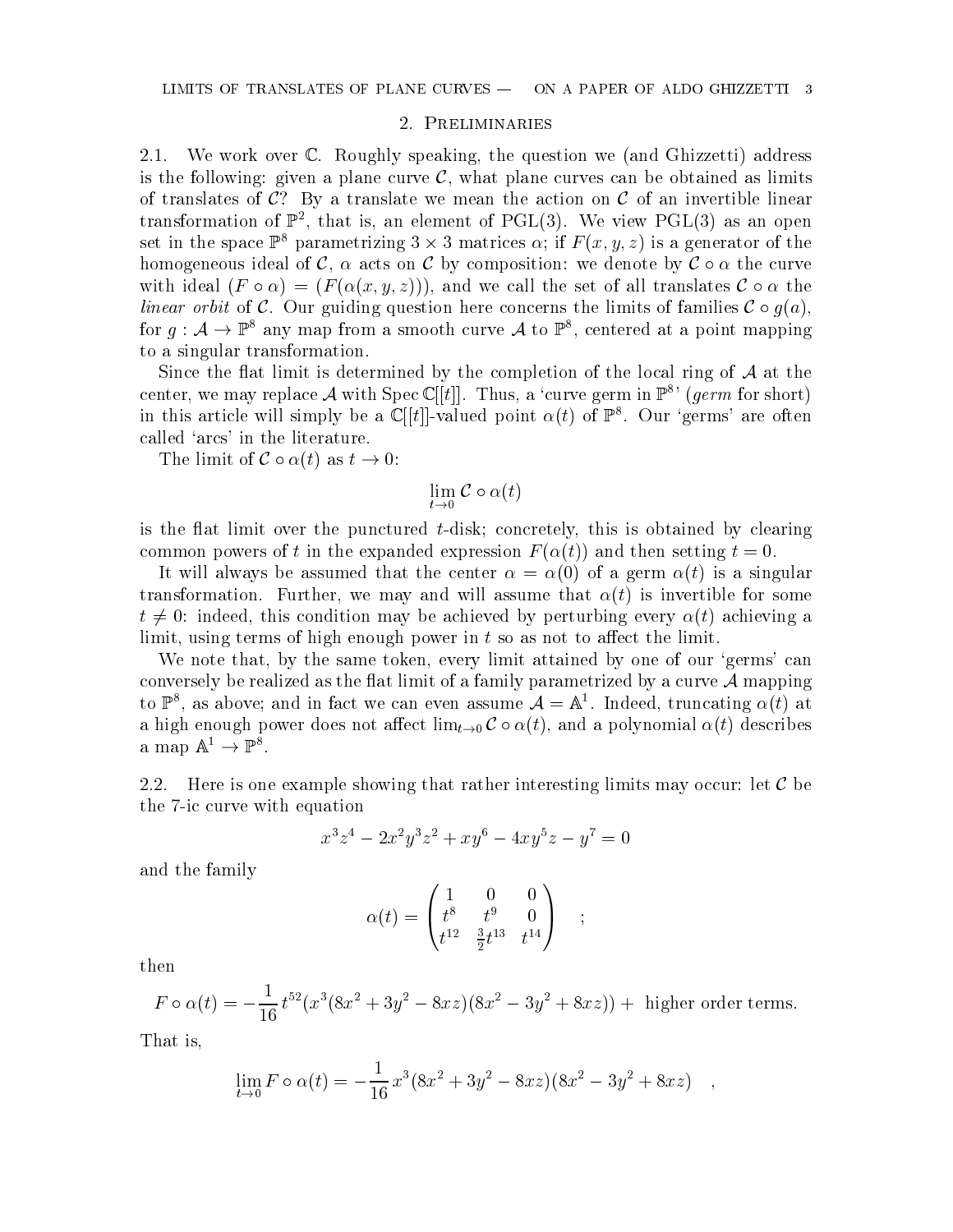## 2. Preliminaries

2.1. We work over $\mathbb{C}$. Roughly speaking, the question we (and Ghizzetti) address is the following: given a plane curve $\mathcal{C}$, what plane curves can be obtained as limits of translates of $\mathcal{C}$? By a translate we mean the action on $\mathcal{C}$ of an invertible linear transformation of $\mathbb{P}^2$, that is, an element of PGL(3). We view PGL(3) as an open set in the space $\mathbb{P}^8$ parametrizing $3 \times 3$ matrices $\alpha$; if $F(x, y, z)$ is a generator of the homogeneous ideal of $\mathcal{C}$, $\alpha$ acts on $\mathcal{C}$ by composition: we denote by $\mathcal{C} \circ \alpha$ the curve with ideal $(F \circ \alpha) = (F(\alpha(x, y, z)))$, and we call the set of all translates $\mathcal{C} \circ \alpha$ the *linear orbit* of $\mathcal{C}$. Our guiding question here concerns the limits of families $\mathcal{C} \circ g(a)$, for $g : \mathcal{A} \to \mathbb{P}^8$ any map from a smooth curve $\mathcal{A}$ to $\mathbb{P}^8$, centered at a point mapping to a singular transformation.

Since the flat limit is determined by the completion of the local ring of $\mathcal{A}$ at the center, we may replace $\mathcal{A}$ with Spec $\mathbb{C}[[t]]$. Thus, a 'curve germ in $\mathbb{P}^8$' (*germ* for short) in this article will simply be a $\mathbb{C}[[t]]$-valued point $\alpha(t)$ of $\mathbb{P}^8$. Our 'germs' are often called 'arcs' in the literature.

The limit of $\mathcal{C} \circ \alpha(t)$ as $t \to 0$:

$$\lim_{t \to 0} \mathcal{C} \circ \alpha(t)$$

is the flat limit over the punctured $t$-disk; concretely, this is obtained by clearing common powers of $t$ in the expanded expression $F(\alpha(t))$ and then setting $t = 0$.

It will always be assumed that the center $\alpha = \alpha(0)$ of a germ $\alpha(t)$ is a singular transformation. Further, we may and will assume that $\alpha(t)$ is invertible for some $t \neq 0$: indeed, this condition may be achieved by perturbing every $\alpha(t)$ achieving a limit, using terms of high enough power in $t$ so as not to affect the limit.

We note that, by the same token, every limit attained by one of our 'germs' can conversely be realized as the flat limit of a family parametrized by a curve $\mathcal{A}$ mapping to $\mathbb{P}^8$, as above; and in fact we can even assume $\mathcal{A} = \mathbb{A}^1$. Indeed, truncating $\alpha(t)$ at a high enough power does not affect $\lim_{t \to 0} \mathcal{C} \circ \alpha(t)$, and a polynomial $\alpha(t)$ describes a map $\mathbb{A}^1 \to \mathbb{P}^8$.

2.2. Here is one example showing that rather interesting limits may occur: let $\mathcal{C}$ be the 7-ic curve with equation

$$x^3z^4 - 2x^2y^3z^2 + xy^6 - 4xy^5z - y^7 = 0$$

and the family

$$\alpha(t) = \begin{pmatrix} 1 & 0 & 0 \\ t^8 & t^9 & 0 \\ t^{12} & \frac{3}{2}t^{13} & t^{14} \end{pmatrix} \quad ;$$

then

$$F \circ \alpha(t) = -\frac{1}{16}\, t^{52}(x^3(8x^2 + 3y^2 - 8xz)(8x^2 - 3y^2 + 8xz)) + \text{ higher order terms.}$$

That is,

$$\lim_{t \to 0} F \circ \alpha(t) = -\frac{1}{16}\, x^3(8x^2 + 3y^2 - 8xz)(8x^2 - 3y^2 + 8xz) \quad ,$$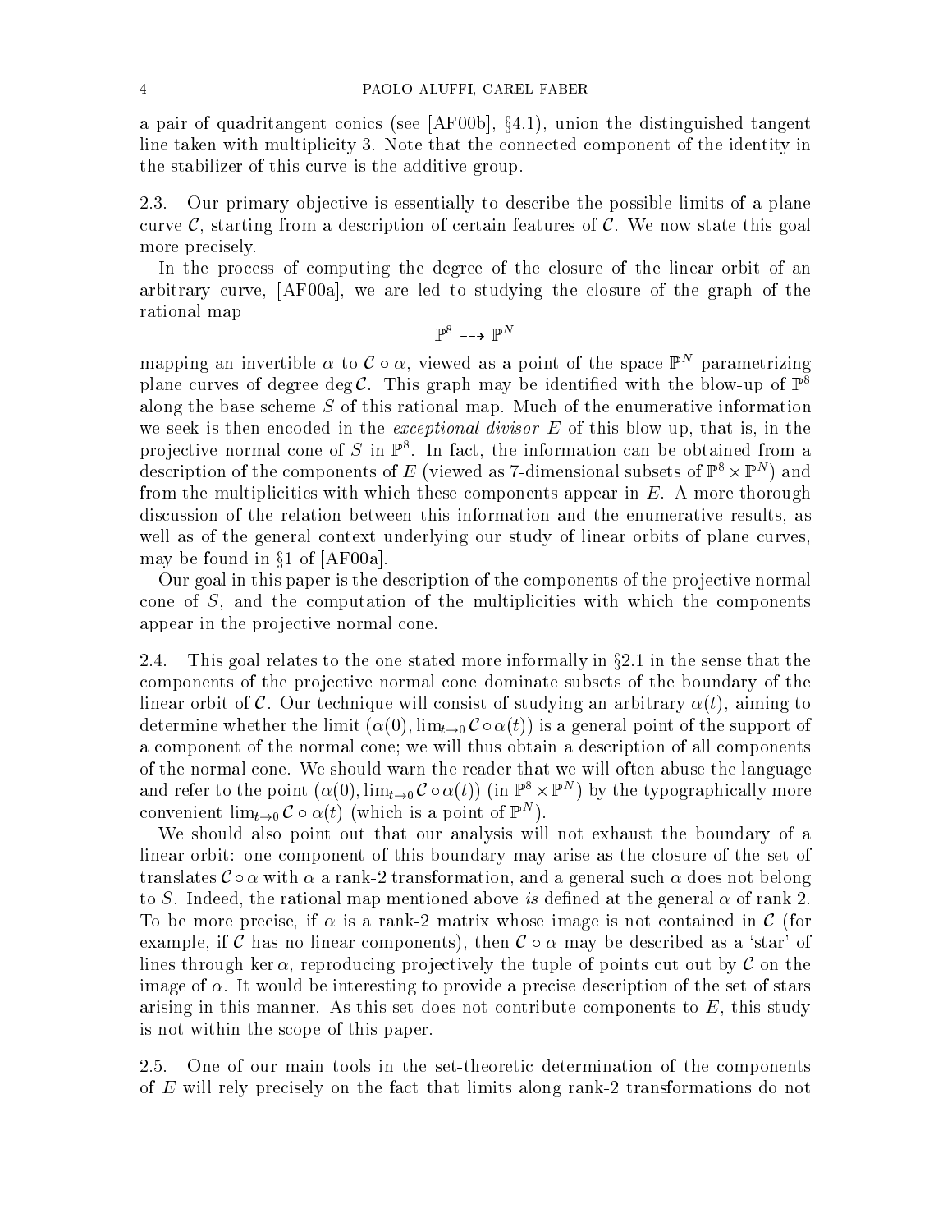a pair of quadritangent conics (see [AF00b], §4.1), union the distinguished tangent line taken with multiplicity 3. Note that the connected component of the identity in the stabilizer of this curve is the additive group.

2.3. Our primary objective is essentially to describe the possible limits of a plane curve $\mathcal{C}$, starting from a description of certain features of $\mathcal{C}$. We now state this goal more precisely.

In the process of computing the degree of the closure of the linear orbit of an arbitrary curve, [AF00a], we are led to studying the closure of the graph of the rational map

$$\mathbb{P}^8 \dashrightarrow \mathbb{P}^N$$

mapping an invertible $\alpha$ to $\mathcal{C} \circ \alpha$, viewed as a point of the space $\mathbb{P}^N$ parametrizing plane curves of degree $\deg \mathcal{C}$. This graph may be identified with the blow-up of $\mathbb{P}^8$ along the base scheme $S$ of this rational map. Much of the enumerative information we seek is then encoded in the *exceptional divisor* $E$ of this blow-up, that is, in the projective normal cone of $S$ in $\mathbb{P}^8$. In fact, the information can be obtained from a description of the components of $E$ (viewed as 7-dimensional subsets of $\mathbb{P}^8 \times \mathbb{P}^N$) and from the multiplicities with which these components appear in $E$. A more thorough discussion of the relation between this information and the enumerative results, as well as of the general context underlying our study of linear orbits of plane curves, may be found in §1 of [AF00a].

Our goal in this paper is the description of the components of the projective normal cone of $S$, and the computation of the multiplicities with which the components appear in the projective normal cone.

2.4. This goal relates to the one stated more informally in §2.1 in the sense that the components of the projective normal cone dominate subsets of the boundary of the linear orbit of $\mathcal{C}$. Our technique will consist of studying an arbitrary $\alpha(t)$, aiming to determine whether the limit $(\alpha(0), \lim_{t\to 0} \mathcal{C} \circ \alpha(t))$ is a general point of the support of a component of the normal cone; we will thus obtain a description of all components of the normal cone. We should warn the reader that we will often abuse the language and refer to the point $(\alpha(0), \lim_{t\to 0} \mathcal{C} \circ \alpha(t))$ (in $\mathbb{P}^8 \times \mathbb{P}^N$) by the typographically more convenient $\lim_{t\to 0} \mathcal{C} \circ \alpha(t)$ (which is a point of $\mathbb{P}^N$).

We should also point out that our analysis will not exhaust the boundary of a linear orbit: one component of this boundary may arise as the closure of the set of translates $\mathcal{C} \circ \alpha$ with $\alpha$ a rank-2 transformation, and a general such $\alpha$ does not belong to $S$. Indeed, the rational map mentioned above *is* defined at the general $\alpha$ of rank 2. To be more precise, if $\alpha$ is a rank-2 matrix whose image is not contained in $\mathcal{C}$ (for example, if $\mathcal{C}$ has no linear components), then $\mathcal{C} \circ \alpha$ may be described as a 'star' of lines through $\ker \alpha$, reproducing projectively the tuple of points cut out by $\mathcal{C}$ on the image of $\alpha$. It would be interesting to provide a precise description of the set of stars arising in this manner. As this set does not contribute components to $E$, this study is not within the scope of this paper.

2.5. One of our main tools in the set-theoretic determination of the components of $E$ will rely precisely on the fact that limits along rank-2 transformations do not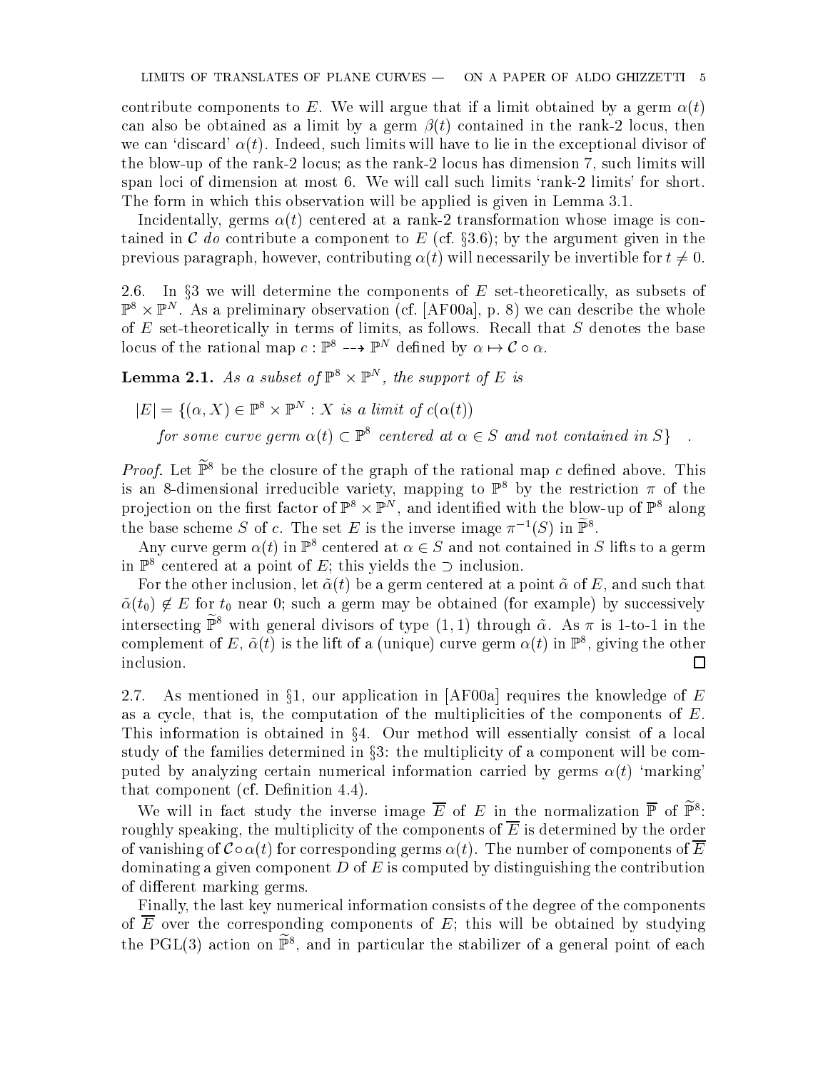contribute components to $E$. We will argue that if a limit obtained by a germ $\alpha(t)$ can also be obtained as a limit by a germ $\beta(t)$ contained in the rank-2 locus, then we can 'discard' $\alpha(t)$. Indeed, such limits will have to lie in the exceptional divisor of the blow-up of the rank-2 locus; as the rank-2 locus has dimension 7, such limits will span loci of dimension at most 6. We will call such limits 'rank-2 limits' for short. The form in which this observation will be applied is given in Lemma 3.1.

Incidentally, germs $\alpha(t)$ centered at a rank-2 transformation whose image is contained in $\mathcal{C}$ *do* contribute a component to $E$ (cf. §3.6); by the argument given in the previous paragraph, however, contributing $\alpha(t)$ will necessarily be invertible for $t \neq 0$.

2.6. In §3 we will determine the components of $E$ set-theoretically, as subsets of $\mathbb{P}^8 \times \mathbb{P}^N$. As a preliminary observation (cf. [AF00a], p. 8) we can describe the whole of $E$ set-theoretically in terms of limits, as follows. Recall that $S$ denotes the base locus of the rational map $c : \mathbb{P}^8 \dashrightarrow \mathbb{P}^N$ defined by $\alpha \mapsto \mathcal{C} \circ \alpha$.

**Lemma 2.1.** *As a subset of $\mathbb{P}^8 \times \mathbb{P}^N$, the support of $E$ is*

$$|E| = \{(\alpha, X) \in \mathbb{P}^8 \times \mathbb{P}^N : X \text{ is a limit of } c(\alpha(t))$$
$$\text{for some curve germ } \alpha(t) \subset \mathbb{P}^8 \text{ centered at } \alpha \in S \text{ and not contained in } S\} \quad .$$

*Proof.* Let $\widetilde{\mathbb{P}}^8$ be the closure of the graph of the rational map $c$ defined above. This is an 8-dimensional irreducible variety, mapping to $\mathbb{P}^8$ by the restriction $\pi$ of the projection on the first factor of $\mathbb{P}^8 \times \mathbb{P}^N$, and identified with the blow-up of $\mathbb{P}^8$ along the base scheme $S$ of $c$. The set $E$ is the inverse image $\pi^{-1}(S)$ in $\widetilde{\mathbb{P}}^8$.

Any curve germ $\alpha(t)$ in $\mathbb{P}^8$ centered at $\alpha \in S$ and not contained in $S$ lifts to a germ in $\mathbb{P}^8$ centered at a point of $E$; this yields the $\supset$ inclusion.

For the other inclusion, let $\tilde{\alpha}(t)$ be a germ centered at a point $\tilde{\alpha}$ of $E$, and such that $\tilde{\alpha}(t_0) \notin E$ for $t_0$ near 0; such a germ may be obtained (for example) by successively intersecting $\widetilde{\mathbb{P}}^8$ with general divisors of type $(1,1)$ through $\tilde{\alpha}$. As $\pi$ is 1-to-1 in the complement of $E$, $\tilde{\alpha}(t)$ is the lift of a (unique) curve germ $\alpha(t)$ in $\mathbb{P}^8$, giving the other inclusion. □

2.7. As mentioned in §1, our application in [AF00a] requires the knowledge of $E$ as a cycle, that is, the computation of the multiplicities of the components of $E$. This information is obtained in §4. Our method will essentially consist of a local study of the families determined in §3: the multiplicity of a component will be computed by analyzing certain numerical information carried by germs $\alpha(t)$ 'marking' that component (cf. Definition 4.4).

We will in fact study the inverse image $\overline{E}$ of $E$ in the normalization $\overline{\mathbb{P}}$ of $\widetilde{\mathbb{P}}^8$: roughly speaking, the multiplicity of the components of $\overline{E}$ is determined by the order of vanishing of $\mathcal{C} \circ \alpha(t)$ for corresponding germs $\alpha(t)$. The number of components of $\overline{E}$ dominating a given component $D$ of $E$ is computed by distinguishing the contribution of different marking germs.

Finally, the last key numerical information consists of the degree of the components of $\overline{E}$ over the corresponding components of $E$; this will be obtained by studying the PGL(3) action on $\widetilde{\mathbb{P}}^8$, and in particular the stabilizer of a general point of each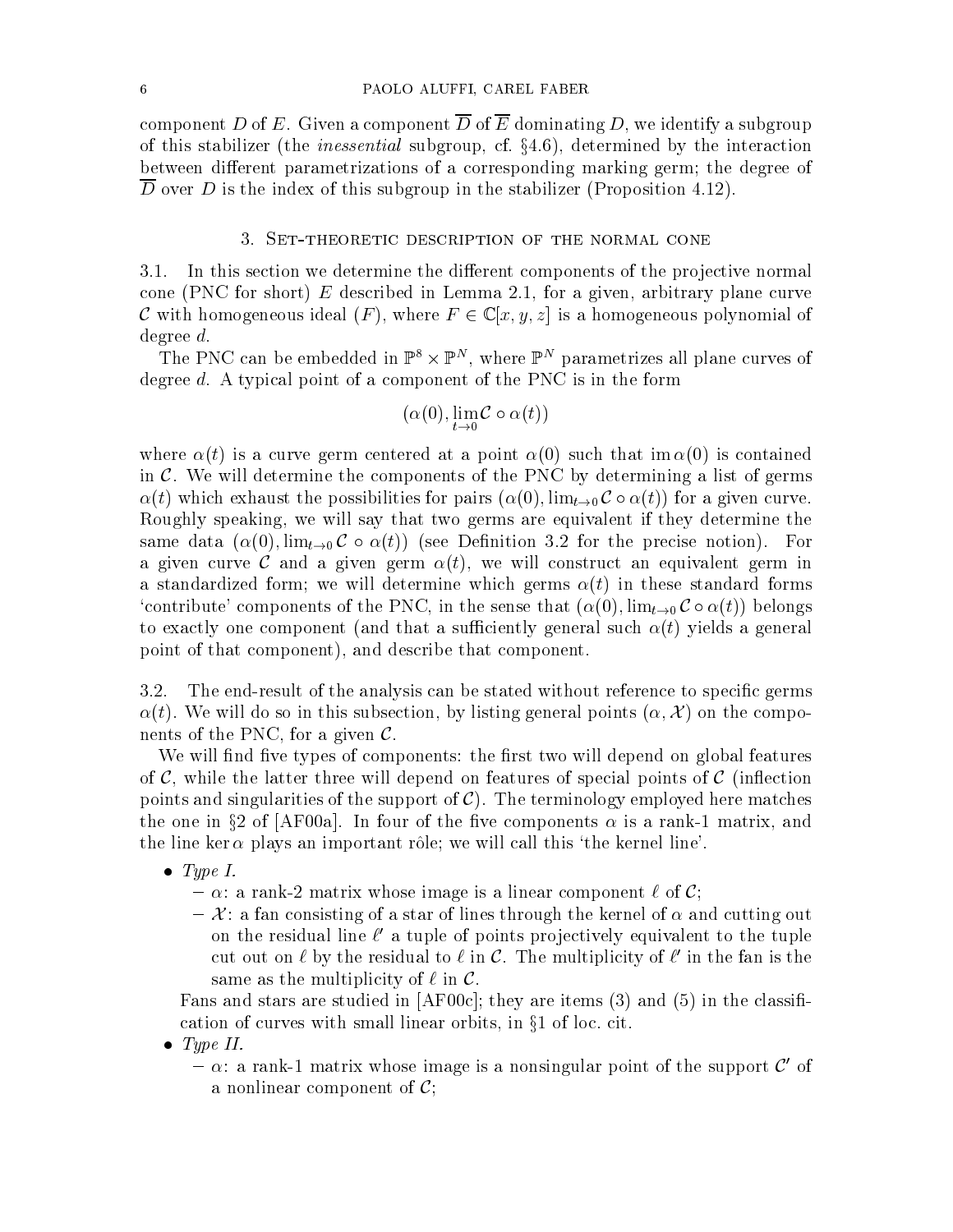component $D$ of $E$. Given a component $\overline{D}$ of $\overline{E}$ dominating $D$, we identify a subgroup of this stabilizer (the *inessential* subgroup, cf. §4.6), determined by the interaction between different parametrizations of a corresponding marking germ; the degree of $\overline{D}$ over $D$ is the index of this subgroup in the stabilizer (Proposition 4.12).

## 3. Set-theoretic description of the normal cone

3.1. In this section we determine the different components of the projective normal cone (PNC for short) $E$ described in Lemma 2.1, for a given, arbitrary plane curve $\mathcal{C}$ with homogeneous ideal $(F)$, where $F \in \mathbb{C}[x, y, z]$ is a homogeneous polynomial of degree $d$.

The PNC can be embedded in $\mathbb{P}^8 \times \mathbb{P}^N$, where $\mathbb{P}^N$ parametrizes all plane curves of degree $d$. A typical point of a component of the PNC is in the form

$$(\alpha(0), \lim_{t \to 0} \mathcal{C} \circ \alpha(t))$$

where $\alpha(t)$ is a curve germ centered at a point $\alpha(0)$ such that $\operatorname{im} \alpha(0)$ is contained in $\mathcal{C}$. We will determine the components of the PNC by determining a list of germs $\alpha(t)$ which exhaust the possibilities for pairs $(\alpha(0), \lim_{t\to 0} \mathcal{C} \circ \alpha(t))$ for a given curve. Roughly speaking, we will say that two germs are equivalent if they determine the same data $(\alpha(0), \lim_{t\to 0} \mathcal{C} \circ \alpha(t))$ (see Definition 3.2 for the precise notion). For a given curve $\mathcal{C}$ and a given germ $\alpha(t)$, we will construct an equivalent germ in a standardized form; we will determine which germs $\alpha(t)$ in these standard forms 'contribute' components of the PNC, in the sense that $(\alpha(0), \lim_{t\to 0} \mathcal{C} \circ \alpha(t))$ belongs to exactly one component (and that a sufficiently general such $\alpha(t)$ yields a general point of that component), and describe that component.

3.2. The end-result of the analysis can be stated without reference to specific germs $\alpha(t)$. We will do so in this subsection, by listing general points $(\alpha, \mathcal{X})$ on the components of the PNC, for a given $\mathcal{C}$.

We will find five types of components: the first two will depend on global features of $\mathcal{C}$, while the latter three will depend on features of special points of $\mathcal{C}$ (inflection points and singularities of the support of $\mathcal{C}$). The terminology employed here matches the one in §2 of [AF00a]. In four of the five components $\alpha$ is a rank-1 matrix, and the line $\ker \alpha$ plays an important rôle; we will call this 'the kernel line'.

- *Type I.*
  - $\alpha$: a rank-2 matrix whose image is a linear component $\ell$ of $\mathcal{C}$;
  - $\mathcal{X}$: a fan consisting of a star of lines through the kernel of $\alpha$ and cutting out on the residual line $\ell'$ a tuple of points projectively equivalent to the tuple cut out on $\ell$ by the residual to $\ell$ in $\mathcal{C}$. The multiplicity of $\ell'$ in the fan is the same as the multiplicity of $\ell$ in $\mathcal{C}$.

  Fans and stars are studied in [AF00c]; they are items (3) and (5) in the classification of curves with small linear orbits, in §1 of loc. cit.
- *Type II.*
  - $\alpha$: a rank-1 matrix whose image is a nonsingular point of the support $\mathcal{C}'$ of a nonlinear component of $\mathcal{C}$;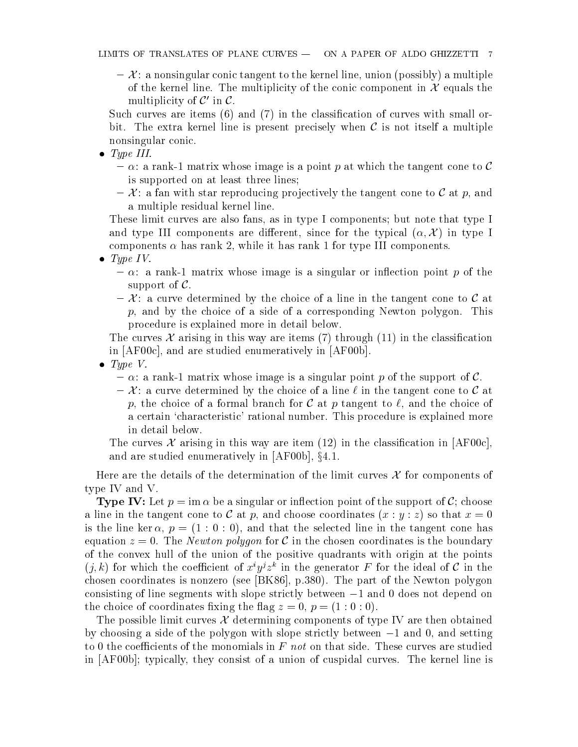- $\mathcal{X}$: a nonsingular conic tangent to the kernel line, union (possibly) a multiple of the kernel line. The multiplicity of the conic component in $\mathcal{X}$ equals the multiplicity of $\mathcal{C}'$ in $\mathcal{C}$.

Such curves are items (6) and (7) in the classification of curves with small orbit. The extra kernel line is present precisely when $\mathcal{C}$ is not itself a multiple nonsingular conic.

- *Type III.*
  - $\alpha$: a rank-1 matrix whose image is a point $p$ at which the tangent cone to $\mathcal{C}$ is supported on at least three lines;
  - $\mathcal{X}$: a fan with star reproducing projectively the tangent cone to $\mathcal{C}$ at $p$, and a multiple residual kernel line.

  These limit curves are also fans, as in type I components; but note that type I and type III components are different, since for the typical $(\alpha, \mathcal{X})$ in type I components $\alpha$ has rank 2, while it has rank 1 for type III components.

- *Type IV.*
  - $\alpha$: a rank-1 matrix whose image is a singular or inflection point $p$ of the support of $\mathcal{C}$.
  - $\mathcal{X}$: a curve determined by the choice of a line in the tangent cone to $\mathcal{C}$ at $p$, and by the choice of a side of a corresponding Newton polygon. This procedure is explained more in detail below.

  The curves $\mathcal{X}$ arising in this way are items (7) through (11) in the classification in [AF00c], and are studied enumeratively in [AF00b].

- *Type V.*
  - $\alpha$: a rank-1 matrix whose image is a singular point $p$ of the support of $\mathcal{C}$.
  - $\mathcal{X}$: a curve determined by the choice of a line $\ell$ in the tangent cone to $\mathcal{C}$ at $p$, the choice of a formal branch for $\mathcal{C}$ at $p$ tangent to $\ell$, and the choice of a certain 'characteristic' rational number. This procedure is explained more in detail below.

  The curves $\mathcal{X}$ arising in this way are item (12) in the classification in [AF00c], and are studied enumeratively in [AF00b], §4.1.

Here are the details of the determination of the limit curves $\mathcal{X}$ for components of type IV and V.

**Type IV:** Let $p = \operatorname{im}\alpha$ be a singular or inflection point of the support of $\mathcal{C}$; choose a line in the tangent cone to $\mathcal{C}$ at $p$, and choose coordinates $(x : y : z)$ so that $x = 0$ is the line $\ker\alpha$, $p = (1 : 0 : 0)$, and that the selected line in the tangent cone has equation $z = 0$. The *Newton polygon* for $\mathcal{C}$ in the chosen coordinates is the boundary of the convex hull of the union of the positive quadrants with origin at the points $(j, k)$ for which the coefficient of $x^i y^j z^k$ in the generator $F$ for the ideal of $\mathcal{C}$ in the chosen coordinates is nonzero (see [BK86], p.380). The part of the Newton polygon consisting of line segments with slope strictly between $-1$ and $0$ does not depend on the choice of coordinates fixing the flag $z = 0$, $p = (1 : 0 : 0)$.

The possible limit curves $\mathcal{X}$ determining components of type IV are then obtained by choosing a side of the polygon with slope strictly between $-1$ and $0$, and setting to 0 the coefficients of the monomials in $F$ *not* on that side. These curves are studied in [AF00b]; typically, they consist of a union of cuspidal curves. The kernel line is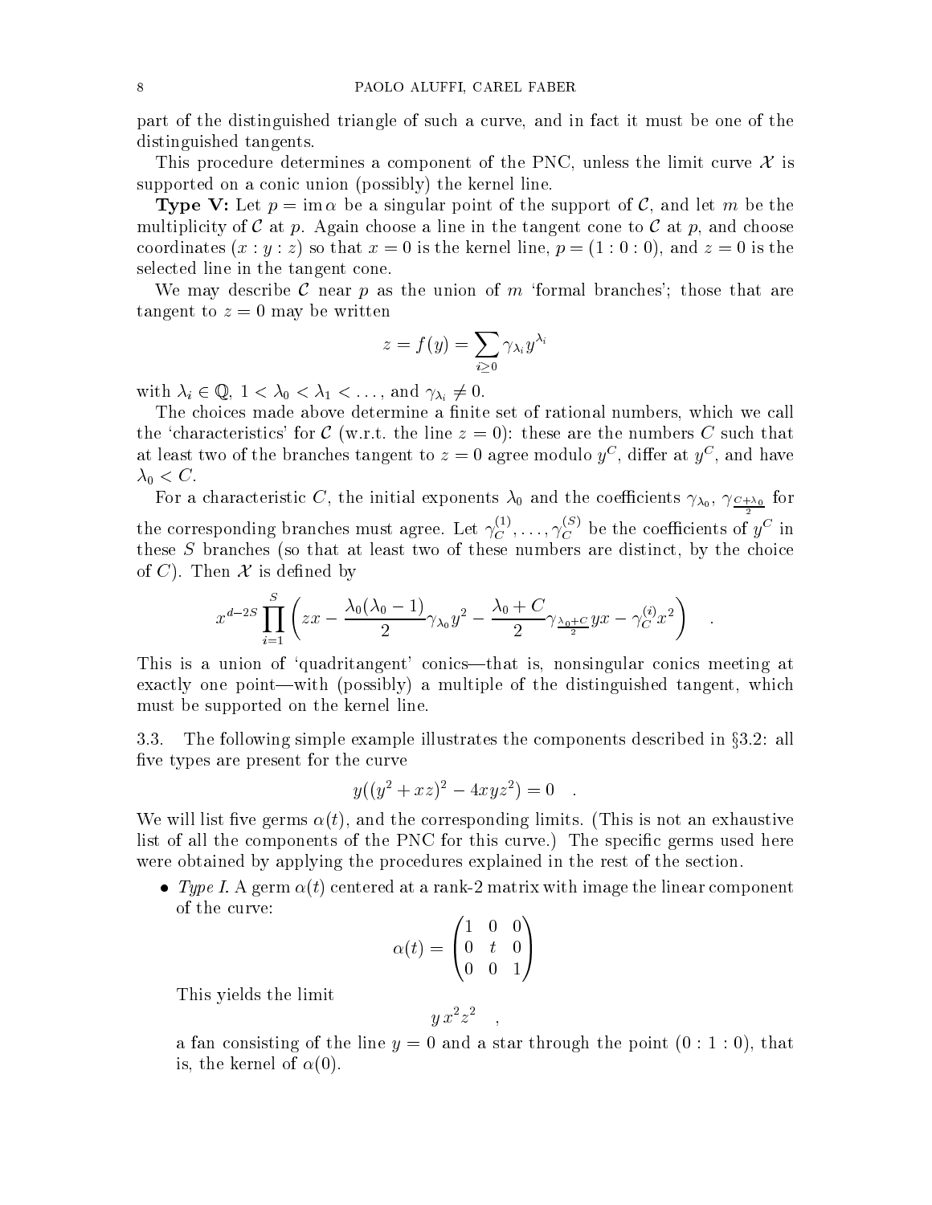part of the distinguished triangle of such a curve, and in fact it must be one of the distinguished tangents.

This procedure determines a component of the PNC, unless the limit curve $\mathcal{X}$ is supported on a conic union (possibly) the kernel line.

**Type V:** Let $p = \operatorname{im}\alpha$ be a singular point of the support of $\mathcal{C}$, and let $m$ be the multiplicity of $\mathcal{C}$ at $p$. Again choose a line in the tangent cone to $\mathcal{C}$ at $p$, and choose coordinates $(x : y : z)$ so that $x = 0$ is the kernel line, $p = (1 : 0 : 0)$, and $z = 0$ is the selected line in the tangent cone.

We may describe $\mathcal{C}$ near $p$ as the union of $m$ 'formal branches'; those that are tangent to $z = 0$ may be written

$$z = f(y) = \sum_{i \geq 0} \gamma_{\lambda_i} y^{\lambda_i}$$

with $\lambda_i \in \mathbb{Q}$, $1 < \lambda_0 < \lambda_1 < \dots$, and $\gamma_{\lambda_i} \neq 0$.

The choices made above determine a finite set of rational numbers, which we call the 'characteristics' for $\mathcal{C}$ (w.r.t. the line $z = 0$): these are the numbers $C$ such that at least two of the branches tangent to $z = 0$ agree modulo $y^C$, differ at $y^C$, and have $\lambda_0 < C$.

For a characteristic $C$, the initial exponents $\lambda_0$ and the coefficients $\gamma_{\lambda_0}$, $\gamma_{\frac{C+\lambda_0}{2}}$ for the corresponding branches must agree. Let $\gamma_C^{(1)}, \dots, \gamma_C^{(S)}$ be the coefficients of $y^C$ in these $S$ branches (so that at least two of these numbers are distinct, by the choice of $C$). Then $\mathcal{X}$ is defined by

$$x^{d-2S} \prod_{i=1}^{S} \left( zx - \frac{\lambda_0(\lambda_0 - 1)}{2} \gamma_{\lambda_0} y^2 - \frac{\lambda_0 + C}{2} \gamma_{\frac{\lambda_0+C}{2}} yx - \gamma_C^{(i)} x^2 \right) \quad .$$

This is a union of 'quadritangent' conics—that is, nonsingular conics meeting at exactly one point—with (possibly) a multiple of the distinguished tangent, which must be supported on the kernel line.

3.3. The following simple example illustrates the components described in §3.2: all five types are present for the curve

$$y((y^2 + xz)^2 - 4xyz^2) = 0 \quad .$$

We will list five germs $\alpha(t)$, and the corresponding limits. (This is not an exhaustive list of all the components of the PNC for this curve.) The specific germs used here were obtained by applying the procedures explained in the rest of the section.

- *Type I.* A germ $\alpha(t)$ centered at a rank-2 matrix with image the linear component of the curve:

$$\alpha(t) = \begin{pmatrix} 1 & 0 & 0 \\ 0 & t & 0 \\ 0 & 0 & 1 \end{pmatrix}$$

  This yields the limit

$$y\, x^2 z^2 \quad ,$$

  a fan consisting of the line $y = 0$ and a star through the point $(0 : 1 : 0)$, that is, the kernel of $\alpha(0)$.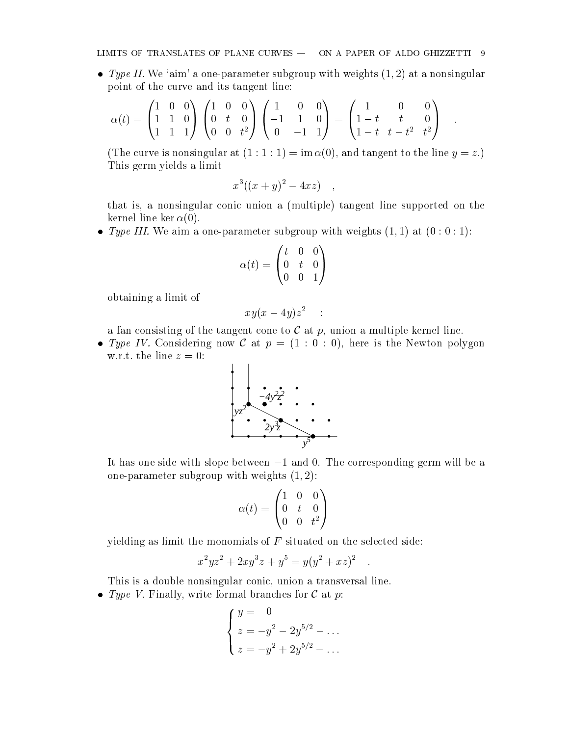- *Type II.* We 'aim' a one-parameter subgroup with weights $(1,2)$ at a nonsingular point of the curve and its tangent line:

$$\alpha(t) = \begin{pmatrix} 1 & 0 & 0 \\ 1 & 1 & 0 \\ 1 & 1 & 1 \end{pmatrix} \begin{pmatrix} 1 & 0 & 0 \\ 0 & t & 0 \\ 0 & 0 & t^2 \end{pmatrix} \begin{pmatrix} 1 & 0 & 0 \\ -1 & 1 & 0 \\ 0 & -1 & 1 \end{pmatrix} = \begin{pmatrix} 1 & 0 & 0 \\ 1-t & t & 0 \\ 1-t & t-t^2 & t^2 \end{pmatrix} \quad .$$

(The curve is nonsingular at $(1:1:1) = \operatorname{im}\alpha(0)$, and tangent to the line $y = z$.) This germ yields a limit

$$x^3((x+y)^2 - 4xz) \quad ,$$

that is, a nonsingular conic union a (multiple) tangent line supported on the kernel line $\ker \alpha(0)$.

- *Type III.* We aim a one-parameter subgroup with weights $(1,1)$ at $(0:0:1)$:

$$\alpha(t) = \begin{pmatrix} t & 0 & 0 \\ 0 & t & 0 \\ 0 & 0 & 1 \end{pmatrix}$$

obtaining a limit of

$$xy(x-4y)z^2 \quad :$$

a fan consisting of the tangent cone to $\mathcal{C}$ at $p$, union a multiple kernel line.

- *Type IV.* Considering now $\mathcal{C}$ at $p = (1:0:0)$, here is the Newton polygon w.r.t. the line $z = 0$:

[Newton polygon diagram with labeled points $yz^2$, $-4y^2z^2$, $2y^3z$, $y^5$]

It has one side with slope between $-1$ and $0$. The corresponding germ will be a one-parameter subgroup with weights $(1,2)$:

$$\alpha(t) = \begin{pmatrix} 1 & 0 & 0 \\ 0 & t & 0 \\ 0 & 0 & t^2 \end{pmatrix}$$

yielding as limit the monomials of $F$ situated on the selected side:

$$x^2yz^2 + 2xy^3z + y^5 = y(y^2 + xz)^2 \quad .$$

This is a double nonsingular conic, union a transversal line.

- *Type V.* Finally, write formal branches for $\mathcal{C}$ at $p$:

$$\begin{cases} y = \quad 0 \\ z = -y^2 - 2y^{5/2} - \dots \\ z = -y^2 + 2y^{5/2} - \dots \end{cases}$$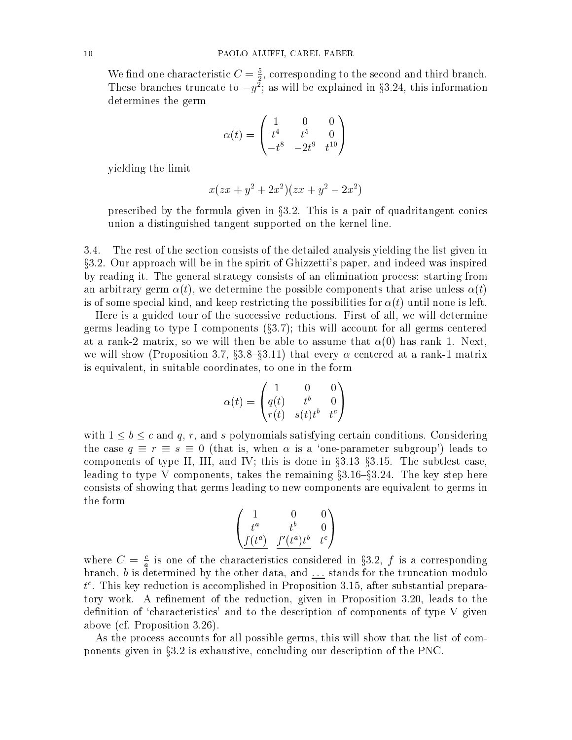We find one characteristic $C = \frac{5}{2}$, corresponding to the second and third branch. These branches truncate to $-y^2$; as will be explained in §3.24, this information determines the germ

$$\alpha(t) = \begin{pmatrix} 1 & 0 & 0 \\ t^4 & t^5 & 0 \\ -t^8 & -2t^9 & t^{10} \end{pmatrix}$$

yielding the limit

$$x(zx + y^2 + 2x^2)(zx + y^2 - 2x^2)$$

prescribed by the formula given in §3.2. This is a pair of quadritangent conics union a distinguished tangent supported on the kernel line.

3.4. The rest of the section consists of the detailed analysis yielding the list given in §3.2. Our approach will be in the spirit of Ghizzetti's paper, and indeed was inspired by reading it. The general strategy consists of an elimination process: starting from an arbitrary germ $\alpha(t)$, we determine the possible components that arise unless $\alpha(t)$ is of some special kind, and keep restricting the possibilities for $\alpha(t)$ until none is left.

Here is a guided tour of the successive reductions. First of all, we will determine germs leading to type I components (§3.7); this will account for all germs centered at a rank-2 matrix, so we will then be able to assume that $\alpha(0)$ has rank 1. Next, we will show (Proposition 3.7, §3.8–§3.11) that every $\alpha$ centered at a rank-1 matrix is equivalent, in suitable coordinates, to one in the form

$$\alpha(t) = \begin{pmatrix} 1 & 0 & 0 \\ q(t) & t^b & 0 \\ r(t) & s(t)t^b & t^c \end{pmatrix}$$

with $1 \le b \le c$ and $q$, $r$, and $s$ polynomials satisfying certain conditions. Considering the case $q \equiv r \equiv s \equiv 0$ (that is, when $\alpha$ is a 'one-parameter subgroup') leads to components of type II, III, and IV; this is done in §3.13–§3.15. The subtlest case, leading to type V components, takes the remaining §3.16–§3.24. The key step here consists of showing that germs leading to new components are equivalent to germs in the form

$$\begin{pmatrix} 1 & 0 & 0 \\ t^a & t^b & 0 \\ \underline{f(t^a)} & \underline{f'(t^a)t^b} & t^c \end{pmatrix}$$

where $C = \frac{c}{a}$ is one of the characteristics considered in §3.2, $f$ is a corresponding branch, $b$ is determined by the other data, and $\underline{\ \dots\ }$ stands for the truncation modulo $t^c$. This key reduction is accomplished in Proposition 3.15, after substantial preparatory work. A refinement of the reduction, given in Proposition 3.20, leads to the definition of 'characteristics' and to the description of components of type V given above (cf. Proposition 3.26).

As the process accounts for all possible germs, this will show that the list of components given in §3.2 is exhaustive, concluding our description of the PNC.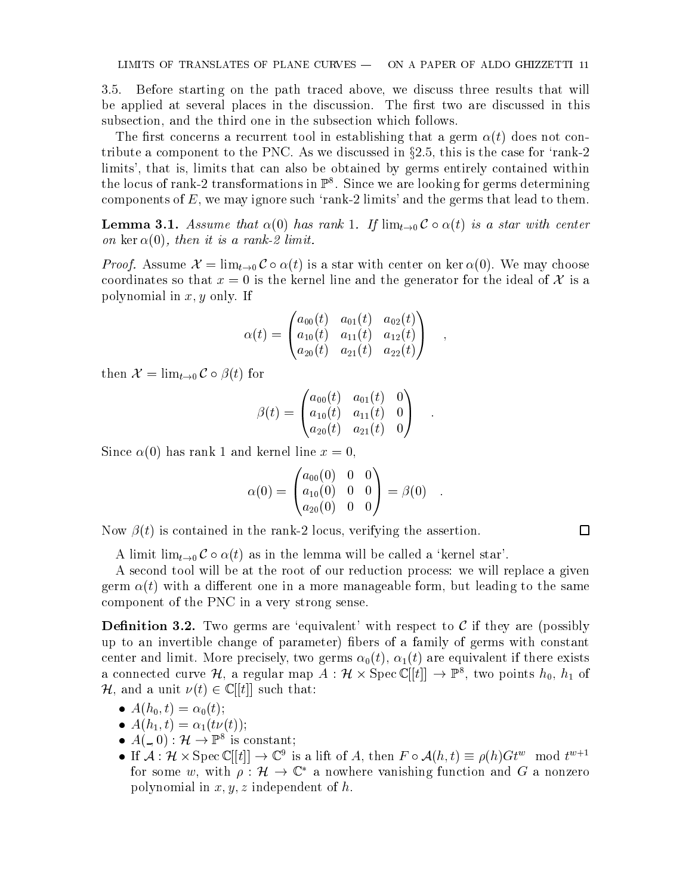3.5. Before starting on the path traced above, we discuss three results that will be applied at several places in the discussion. The first two are discussed in this subsection, and the third one in the subsection which follows.

The first concerns a recurrent tool in establishing that a germ $\alpha(t)$ does not contribute a component to the PNC. As we discussed in §2.5, this is the case for 'rank-2 limits', that is, limits that can also be obtained by germs entirely contained within the locus of rank-2 transformations in $\mathbb{P}^8$. Since we are looking for germs determining components of $E$, we may ignore such 'rank-2 limits' and the germs that lead to them.

**Lemma 3.1.** *Assume that $\alpha(0)$ has rank 1. If $\lim_{t\to 0} \mathcal{C} \circ \alpha(t)$ is a star with center on $\ker \alpha(0)$, then it is a rank-2 limit.*

*Proof.* Assume $\mathcal{X} = \lim_{t\to 0} \mathcal{C} \circ \alpha(t)$ is a star with center on $\ker \alpha(0)$. We may choose coordinates so that $x = 0$ is the kernel line and the generator for the ideal of $\mathcal{X}$ is a polynomial in $x, y$ only. If

$$\alpha(t) = \begin{pmatrix} a_{00}(t) & a_{01}(t) & a_{02}(t) \\ a_{10}(t) & a_{11}(t) & a_{12}(t) \\ a_{20}(t) & a_{21}(t) & a_{22}(t) \end{pmatrix} \quad ,$$

then $\mathcal{X} = \lim_{t\to 0} \mathcal{C} \circ \beta(t)$ for

$$\beta(t) = \begin{pmatrix} a_{00}(t) & a_{01}(t) & 0 \\ a_{10}(t) & a_{11}(t) & 0 \\ a_{20}(t) & a_{21}(t) & 0 \end{pmatrix} \quad .$$

Since $\alpha(0)$ has rank 1 and kernel line $x = 0$,

$$\alpha(0) = \begin{pmatrix} a_{00}(0) & 0 & 0 \\ a_{10}(0) & 0 & 0 \\ a_{20}(0) & 0 & 0 \end{pmatrix} = \beta(0) \quad .$$

Now $\beta(t)$ is contained in the rank-2 locus, verifying the assertion. □

A limit $\lim_{t\to 0} \mathcal{C} \circ \alpha(t)$ as in the lemma will be called a 'kernel star'.

A second tool will be at the root of our reduction process: we will replace a given germ $\alpha(t)$ with a different one in a more manageable form, but leading to the same component of the PNC in a very strong sense.

**Definition 3.2.** Two germs are 'equivalent' with respect to $\mathcal{C}$ if they are (possibly up to an invertible change of parameter) fibers of a family of germs with constant center and limit. More precisely, two germs $\alpha_0(t)$, $\alpha_1(t)$ are equivalent if there exists a connected curve $\mathcal{H}$, a regular map $A : \mathcal{H} \times \operatorname{Spec} \mathbb{C}[[t]] \to \mathbb{P}^8$, two points $h_0$, $h_1$ of $\mathcal{H}$, and a unit $\nu(t) \in \mathbb{C}[[t]]$ such that:

- $A(h_0, t) = \alpha_0(t)$;
- $A(h_1, t) = \alpha_1(t\nu(t))$;
- $A(\_, 0) : \mathcal{H} \to \mathbb{P}^8$ is constant;
- If $\mathcal{A} : \mathcal{H} \times \operatorname{Spec} \mathbb{C}[[t]] \to \mathbb{C}^9$ is a lift of $A$, then $F \circ \mathcal{A}(h,t) \equiv \rho(h) G t^w \mod t^{w+1}$ for some $w$, with $\rho : \mathcal{H} \to \mathbb{C}^*$ a nowhere vanishing function and $G$ a nonzero polynomial in $x, y, z$ independent of $h$.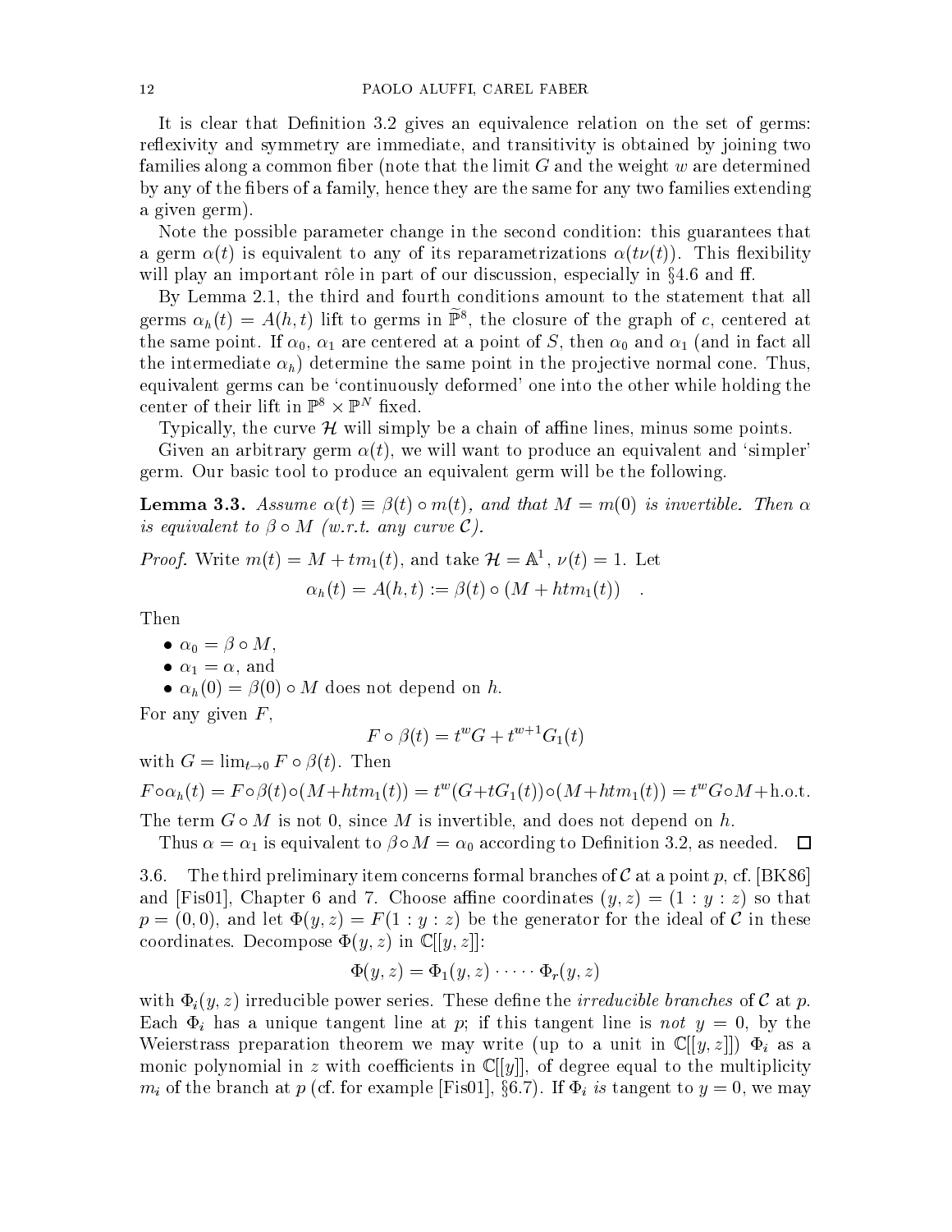It is clear that Definition 3.2 gives an equivalence relation on the set of germs: reflexivity and symmetry are immediate, and transitivity is obtained by joining two families along a common fiber (note that the limit $G$ and the weight $w$ are determined by any of the fibers of a family, hence they are the same for any two families extending a given germ).

Note the possible parameter change in the second condition: this guarantees that a germ $\alpha(t)$ is equivalent to any of its reparametrizations $\alpha(t\nu(t))$. This flexibility will play an important rôle in part of our discussion, especially in §4.6 and ff.

By Lemma 2.1, the third and fourth conditions amount to the statement that all germs $\alpha_h(t) = A(h,t)$ lift to germs in $\widetilde{\mathbb{P}}^8$, the closure of the graph of $c$, centered at the same point. If $\alpha_0$, $\alpha_1$ are centered at a point of $S$, then $\alpha_0$ and $\alpha_1$ (and in fact all the intermediate $\alpha_h$) determine the same point in the projective normal cone. Thus, equivalent germs can be 'continuously deformed' one into the other while holding the center of their lift in $\mathbb{P}^8 \times \mathbb{P}^N$ fixed.

Typically, the curve $\mathcal{H}$ will simply be a chain of affine lines, minus some points.

Given an arbitrary germ $\alpha(t)$, we will want to produce an equivalent and 'simpler' germ. Our basic tool to produce an equivalent germ will be the following.

**Lemma 3.3.** *Assume $\alpha(t) \equiv \beta(t) \circ m(t)$, and that $M = m(0)$ is invertible. Then $\alpha$ is equivalent to $\beta \circ M$ (w.r.t. any curve $\mathcal{C}$).*

*Proof.* Write $m(t) = M + tm_1(t)$, and take $\mathcal{H} = \mathbb{A}^1$, $\nu(t) = 1$. Let

$$\alpha_h(t) = A(h,t) := \beta(t) \circ (M + htm_1(t)) \quad .$$

Then

- $\alpha_0 = \beta \circ M$,
- $\alpha_1 = \alpha$, and
- $\alpha_h(0) = \beta(0) \circ M$ does not depend on $h$.

For any given $F$,

$$F \circ \beta(t) = t^w G + t^{w+1} G_1(t)$$

with $G = \lim_{t\to 0} F \circ \beta(t)$. Then

$$F \circ \alpha_h(t) = F \circ \beta(t) \circ (M + htm_1(t)) = t^w (G + tG_1(t)) \circ (M + htm_1(t)) = t^w G \circ M + \text{h.o.t.}$$

The term $G \circ M$ is not 0, since $M$ is invertible, and does not depend on $h$.

Thus $\alpha = \alpha_1$ is equivalent to $\beta \circ M = \alpha_0$ according to Definition 3.2, as needed. $\square$

3.6. The third preliminary item concerns formal branches of $\mathcal{C}$ at a point $p$, cf. [BK86] and [Fis01], Chapter 6 and 7. Choose affine coordinates $(y,z) = (1 : y : z)$ so that $p = (0,0)$, and let $\Phi(y,z) = F(1 : y : z)$ be the generator for the ideal of $\mathcal{C}$ in these coordinates. Decompose $\Phi(y,z)$ in $\mathbb{C}[[y,z]]$:

$$\Phi(y,z) = \Phi_1(y,z) \cdot \dots \cdot \Phi_r(y,z)$$

with $\Phi_i(y,z)$ irreducible power series. These define the *irreducible branches* of $\mathcal{C}$ at $p$. Each $\Phi_i$ has a unique tangent line at $p$; if this tangent line is *not* $y = 0$, by the Weierstrass preparation theorem we may write (up to a unit in $\mathbb{C}[[y,z]]$) $\Phi_i$ as a monic polynomial in $z$ with coefficients in $\mathbb{C}[[y]]$, of degree equal to the multiplicity $m_i$ of the branch at $p$ (cf. for example [Fis01], §6.7). If $\Phi_i$ *is* tangent to $y = 0$, we may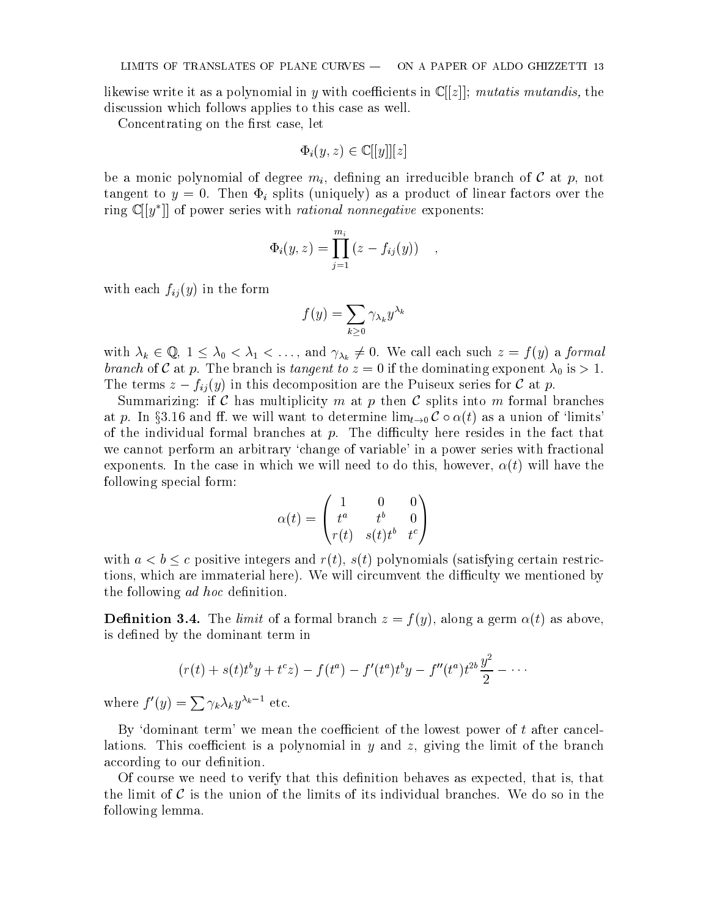likewise write it as a polynomial in $y$ with coefficients in $\mathbb{C}[[z]]$; *mutatis mutandis,* the discussion which follows applies to this case as well.

Concentrating on the first case, let

$$\Phi_i(y,z) \in \mathbb{C}[[y]][z]$$

be a monic polynomial of degree $m_i$, defining an irreducible branch of $\mathcal{C}$ at $p$, not tangent to $y=0$. Then $\Phi_i$ splits (uniquely) as a product of linear factors over the ring $\mathbb{C}[[y^*]]$ of power series with *rational nonnegative* exponents:

$$\Phi_i(y,z) = \prod_{j=1}^{m_i} (z - f_{ij}(y)) \quad ,$$

with each $f_{ij}(y)$ in the form

$$f(y) = \sum_{k \geq 0} \gamma_{\lambda_k} y^{\lambda_k}$$

with $\lambda_k \in \mathbb{Q}$, $1 \leq \lambda_0 < \lambda_1 < \dots$, and $\gamma_{\lambda_k} \neq 0$. We call each such $z = f(y)$ a *formal branch* of $\mathcal{C}$ at $p$. The branch is *tangent to* $z=0$ if the dominating exponent $\lambda_0$ is $>1$. The terms $z - f_{ij}(y)$ in this decomposition are the Puiseux series for $\mathcal{C}$ at $p$.

Summarizing: if $\mathcal{C}$ has multiplicity $m$ at $p$ then $\mathcal{C}$ splits into $m$ formal branches at $p$. In §3.16 and ff. we will want to determine $\lim_{t\to 0} \mathcal{C} \circ \alpha(t)$ as a union of 'limits' of the individual formal branches at $p$. The difficulty here resides in the fact that we cannot perform an arbitrary 'change of variable' in a power series with fractional exponents. In the case in which we will need to do this, however, $\alpha(t)$ will have the following special form:

$$\alpha(t) = \begin{pmatrix} 1 & 0 & 0 \\ t^a & t^b & 0 \\ r(t) & s(t)t^b & t^c \end{pmatrix}$$

with $a < b \leq c$ positive integers and $r(t)$, $s(t)$ polynomials (satisfying certain restrictions, which are immaterial here). We will circumvent the difficulty we mentioned by the following *ad hoc* definition.

**Definition 3.4.** The *limit* of a formal branch $z = f(y)$, along a germ $\alpha(t)$ as above, is defined by the dominant term in

$$(r(t) + s(t)t^b y + t^c z) - f(t^a) - f'(t^a)t^b y - f''(t^a)t^{2b}\frac{y^2}{2} - \cdots$$

where $f'(y) = \sum \gamma_k \lambda_k y^{\lambda_k - 1}$ etc.

By 'dominant term' we mean the coefficient of the lowest power of $t$ after cancellations. This coefficient is a polynomial in $y$ and $z$, giving the limit of the branch according to our definition.

Of course we need to verify that this definition behaves as expected, that is, that the limit of $\mathcal{C}$ is the union of the limits of its individual branches. We do so in the following lemma.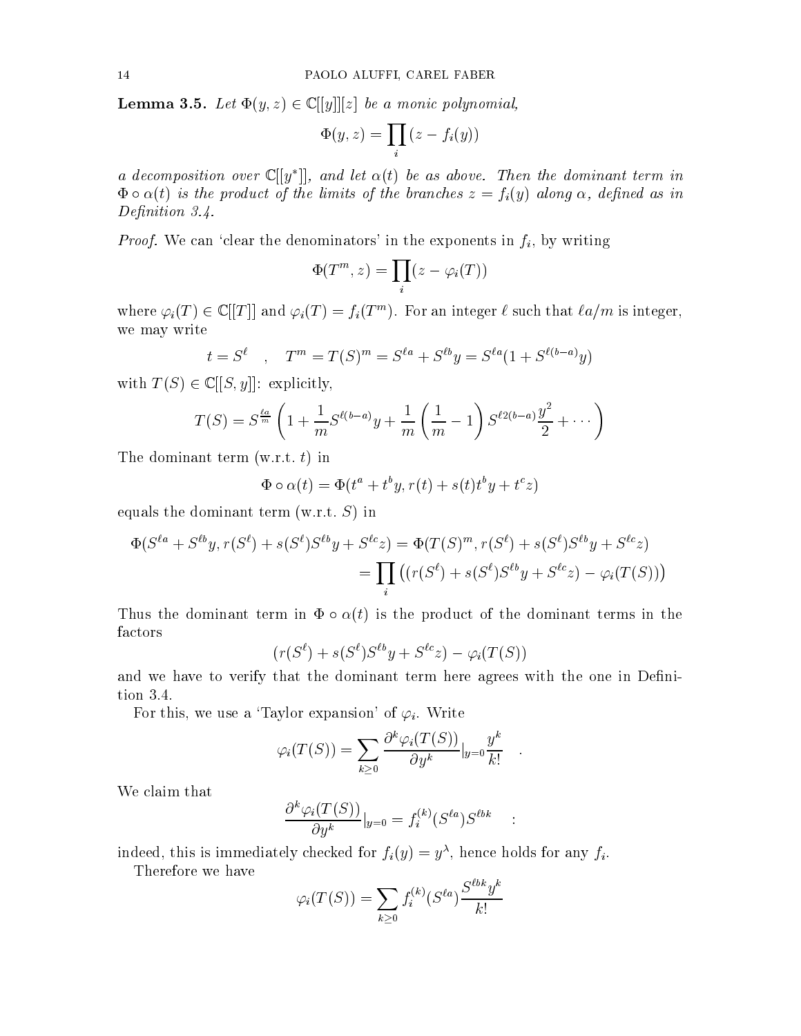**Lemma 3.5.** *Let $\Phi(y,z) \in \mathbb{C}[[y]][z]$ be a monic polynomial,*

$$\Phi(y,z) = \prod_i (z - f_i(y))$$

*a decomposition over $\mathbb{C}[[y^*]]$, and let $\alpha(t)$ be as above. Then the dominant term in $\Phi \circ \alpha(t)$ is the product of the limits of the branches $z = f_i(y)$ along $\alpha$, defined as in Definition 3.4.*

*Proof.* We can 'clear the denominators' in the exponents in $f_i$, by writing

$$\Phi(T^m, z) = \prod_i (z - \varphi_i(T))$$

where $\varphi_i(T) \in \mathbb{C}[[T]]$ and $\varphi_i(T) = f_i(T^m)$. For an integer $\ell$ such that $\ell a/m$ is integer, we may write

$$t = S^\ell \quad , \quad T^m = T(S)^m = S^{\ell a} + S^{\ell b} y = S^{\ell a}(1 + S^{\ell(b-a)} y)$$

with $T(S) \in \mathbb{C}[[S, y]]$: explicitly,

$$T(S) = S^{\frac{\ell a}{m}} \left( 1 + \frac{1}{m} S^{\ell(b-a)} y + \frac{1}{m}\left(\frac{1}{m} - 1\right) S^{\ell 2(b-a)} \frac{y^2}{2} + \cdots \right)$$

The dominant term (w.r.t. $t$) in

$$\Phi \circ \alpha(t) = \Phi(t^a + t^b y, r(t) + s(t) t^b y + t^c z)$$

equals the dominant term (w.r.t. $S$) in

$$\begin{aligned}
\Phi(S^{\ell a} + S^{\ell b} y, r(S^\ell) + s(S^\ell) S^{\ell b} y + S^{\ell c} z) &= \Phi(T(S)^m, r(S^\ell) + s(S^\ell) S^{\ell b} y + S^{\ell c} z) \\
&= \prod_i \big( (r(S^\ell) + s(S^\ell) S^{\ell b} y + S^{\ell c} z) - \varphi_i(T(S)) \big)
\end{aligned}$$

Thus the dominant term in $\Phi \circ \alpha(t)$ is the product of the dominant terms in the factors

$$(r(S^\ell) + s(S^\ell) S^{\ell b} y + S^{\ell c} z) - \varphi_i(T(S))$$

and we have to verify that the dominant term here agrees with the one in Definition 3.4.

For this, we use a 'Taylor expansion' of $\varphi_i$. Write

$$\varphi_i(T(S)) = \sum_{k \geq 0} \frac{\partial^k \varphi_i(T(S))}{\partial y^k}\Big|_{y=0} \frac{y^k}{k!} \quad .$$

We claim that

$$\frac{\partial^k \varphi_i(T(S))}{\partial y^k}\Big|_{y=0} = f_i^{(k)}(S^{\ell a}) S^{\ell b k} \quad :$$

indeed, this is immediately checked for $f_i(y) = y^\lambda$, hence holds for any $f_i$.

Therefore we have

$$\varphi_i(T(S)) = \sum_{k \geq 0} f_i^{(k)}(S^{\ell a}) \frac{S^{\ell b k} y^k}{k!}$$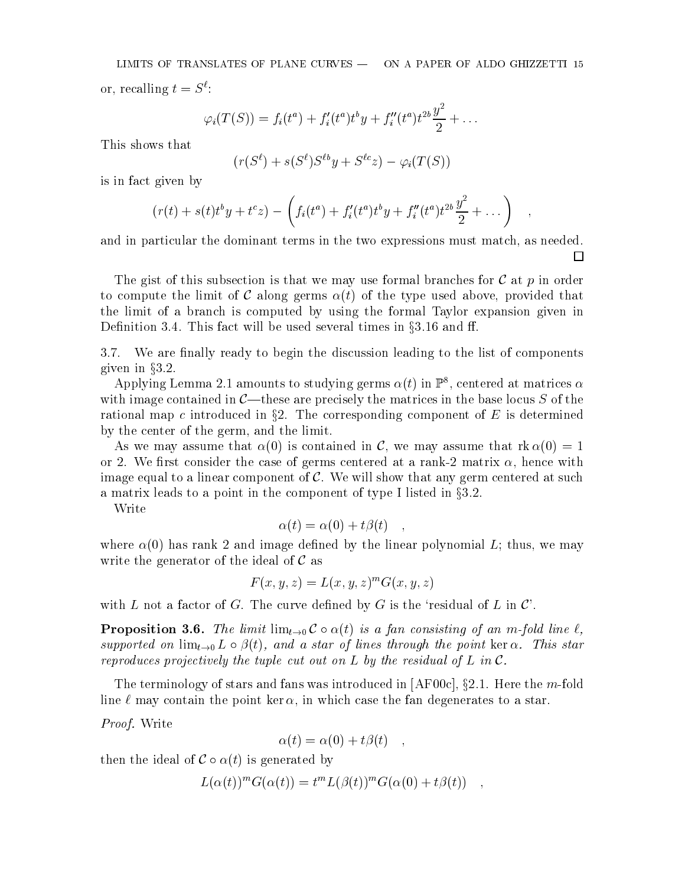or, recalling $t = S^\ell$:

$$\varphi_i(T(S)) = f_i(t^a) + f_i'(t^a)t^b y + f_i''(t^a)t^{2b}\frac{y^2}{2} + \dots$$

This shows that

$$(r(S^\ell) + s(S^\ell)S^{\ell b}y + S^{\ell c}z) - \varphi_i(T(S))$$

is in fact given by

$$(r(t) + s(t)t^b y + t^c z) - \left(f_i(t^a) + f_i'(t^a)t^b y + f_i''(t^a)t^{2b}\frac{y^2}{2} + \dots\right) \quad ,$$

and in particular the dominant terms in the two expressions must match, as needed. □

The gist of this subsection is that we may use formal branches for $\mathcal{C}$ at $p$ in order to compute the limit of $\mathcal{C}$ along germs $\alpha(t)$ of the type used above, provided that the limit of a branch is computed by using the formal Taylor expansion given in Definition 3.4. This fact will be used several times in §3.16 and ff.

3.7. We are finally ready to begin the discussion leading to the list of components given in §3.2.

Applying Lemma 2.1 amounts to studying germs $\alpha(t)$ in $\mathbb{P}^8$, centered at matrices $\alpha$ with image contained in $\mathcal{C}$—these are precisely the matrices in the base locus $S$ of the rational map $c$ introduced in §2. The corresponding component of $E$ is determined by the center of the germ, and the limit.

As we may assume that $\alpha(0)$ is contained in $\mathcal{C}$, we may assume that $\text{rk}\,\alpha(0) = 1$ or 2. We first consider the case of germs centered at a rank-2 matrix $\alpha$, hence with image equal to a linear component of $\mathcal{C}$. We will show that any germ centered at such a matrix leads to a point in the component of type I listed in §3.2.

Write

$$\alpha(t) = \alpha(0) + t\beta(t) \quad ,$$

where $\alpha(0)$ has rank 2 and image defined by the linear polynomial $L$; thus, we may write the generator of the ideal of $\mathcal{C}$ as

$$F(x, y, z) = L(x, y, z)^m G(x, y, z)$$

with $L$ not a factor of $G$. The curve defined by $G$ is the 'residual of $L$ in $\mathcal{C}$'.

**Proposition 3.6.** *The limit $\lim_{t\to 0} \mathcal{C} \circ \alpha(t)$ is a fan consisting of an $m$-fold line $\ell$, supported on $\lim_{t\to 0} L \circ \beta(t)$, and a star of lines through the point $\ker \alpha$. This star reproduces projectively the tuple cut out on $L$ by the residual of $L$ in $\mathcal{C}$.*

The terminology of stars and fans was introduced in [AF00c], §2.1. Here the $m$-fold line $\ell$ may contain the point $\ker \alpha$, in which case the fan degenerates to a star.

*Proof.* Write

$$\alpha(t) = \alpha(0) + t\beta(t) \quad ,$$

then the ideal of $\mathcal{C} \circ \alpha(t)$ is generated by

$$L(\alpha(t))^m G(\alpha(t)) = t^m L(\beta(t))^m G(\alpha(0) + t\beta(t)) \quad ,$$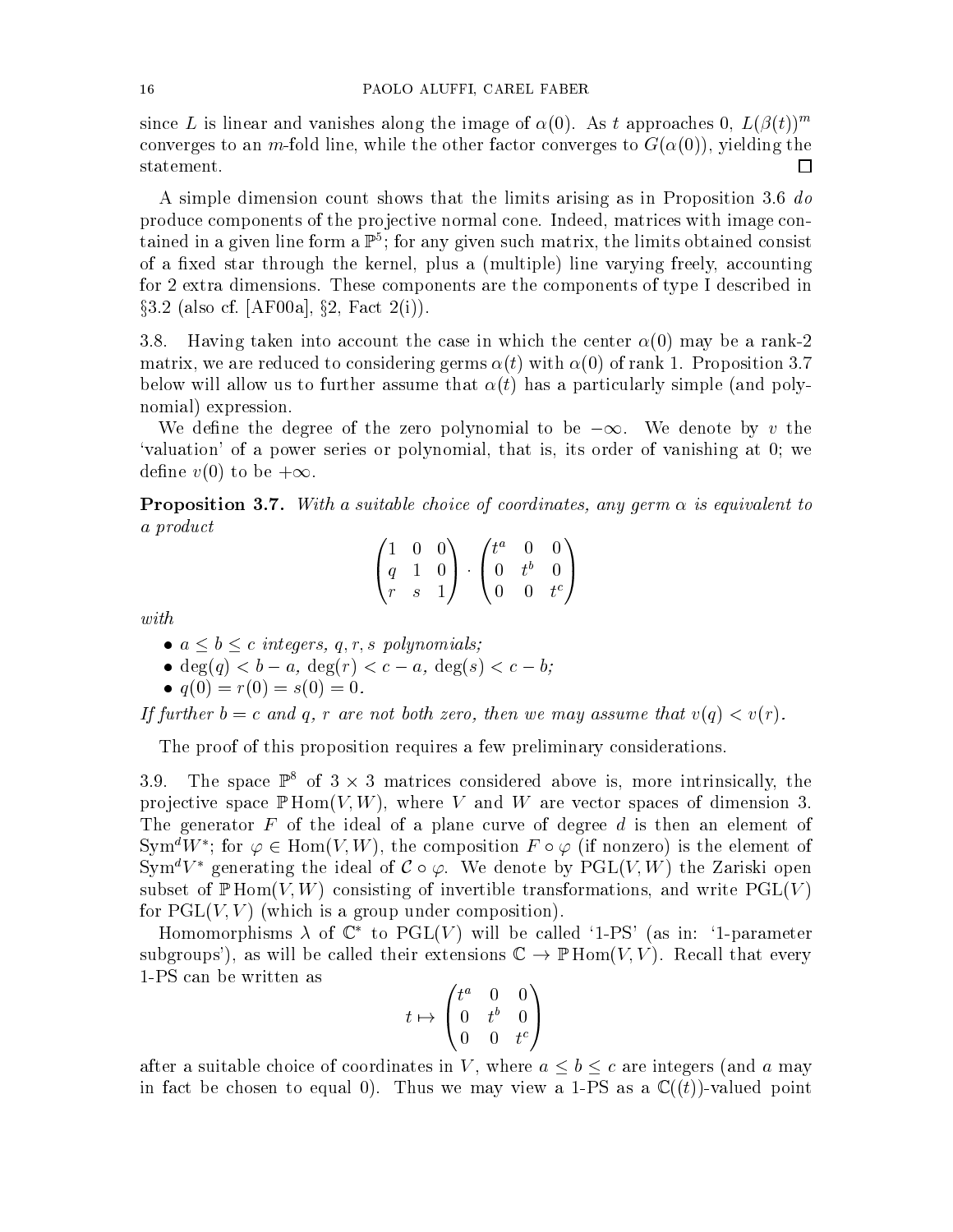since $L$ is linear and vanishes along the image of $\alpha(0)$. As $t$ approaches 0, $L(\beta(t))^m$ converges to an $m$-fold line, while the other factor converges to $G(\alpha(0))$, yielding the statement. $\square$

A simple dimension count shows that the limits arising as in Proposition 3.6 *do* produce components of the projective normal cone. Indeed, matrices with image contained in a given line form a $\mathbb{P}^5$; for any given such matrix, the limits obtained consist of a fixed star through the kernel, plus a (multiple) line varying freely, accounting for 2 extra dimensions. These components are the components of type I described in §3.2 (also cf. [AF00a], §2, Fact 2(i)).

3.8. Having taken into account the case in which the center $\alpha(0)$ may be a rank-2 matrix, we are reduced to considering germs $\alpha(t)$ with $\alpha(0)$ of rank 1. Proposition 3.7 below will allow us to further assume that $\alpha(t)$ has a particularly simple (and polynomial) expression.

We define the degree of the zero polynomial to be $-\infty$. We denote by $v$ the 'valuation' of a power series or polynomial, that is, its order of vanishing at 0; we define $v(0)$ to be $+\infty$.

**Proposition 3.7.** *With a suitable choice of coordinates, any germ $\alpha$ is equivalent to a product*

$$\begin{pmatrix} 1 & 0 & 0 \\ q & 1 & 0 \\ r & s & 1 \end{pmatrix} \cdot \begin{pmatrix} t^a & 0 & 0 \\ 0 & t^b & 0 \\ 0 & 0 & t^c \end{pmatrix}$$

*with*

- $a \leq b \leq c$ *integers,* $q, r, s$ *polynomials;*
- $\deg(q) < b - a$, $\deg(r) < c - a$, $\deg(s) < c - b$;
- $q(0) = r(0) = s(0) = 0$.

*If further $b = c$ and $q$, $r$ are not both zero, then we may assume that $v(q) < v(r)$.*

The proof of this proposition requires a few preliminary considerations.

3.9. The space $\mathbb{P}^8$ of $3 \times 3$ matrices considered above is, more intrinsically, the projective space $\mathbb{P}\,\mathrm{Hom}(V, W)$, where $V$ and $W$ are vector spaces of dimension 3. The generator $F$ of the ideal of a plane curve of degree $d$ is then an element of $\mathrm{Sym}^d W^*$; for $\varphi \in \mathrm{Hom}(V, W)$, the composition $F \circ \varphi$ (if nonzero) is the element of $\mathrm{Sym}^d V^*$ generating the ideal of $\mathcal{C} \circ \varphi$. We denote by $\mathrm{PGL}(V, W)$ the Zariski open subset of $\mathbb{P}\,\mathrm{Hom}(V, W)$ consisting of invertible transformations, and write $\mathrm{PGL}(V)$ for $\mathrm{PGL}(V, V)$ (which is a group under composition).

Homomorphisms $\lambda$ of $\mathbb{C}^*$ to $\mathrm{PGL}(V)$ will be called '1-PS' (as in: '1-parameter subgroups'), as will be called their extensions $\mathbb{C} \to \mathbb{P}\,\mathrm{Hom}(V, V)$. Recall that every 1-PS can be written as

$$t \mapsto \begin{pmatrix} t^a & 0 & 0 \\ 0 & t^b & 0 \\ 0 & 0 & t^c \end{pmatrix}$$

after a suitable choice of coordinates in $V$, where $a \leq b \leq c$ are integers (and $a$ may in fact be chosen to equal 0). Thus we may view a 1-PS as a $\mathbb{C}((t))$-valued point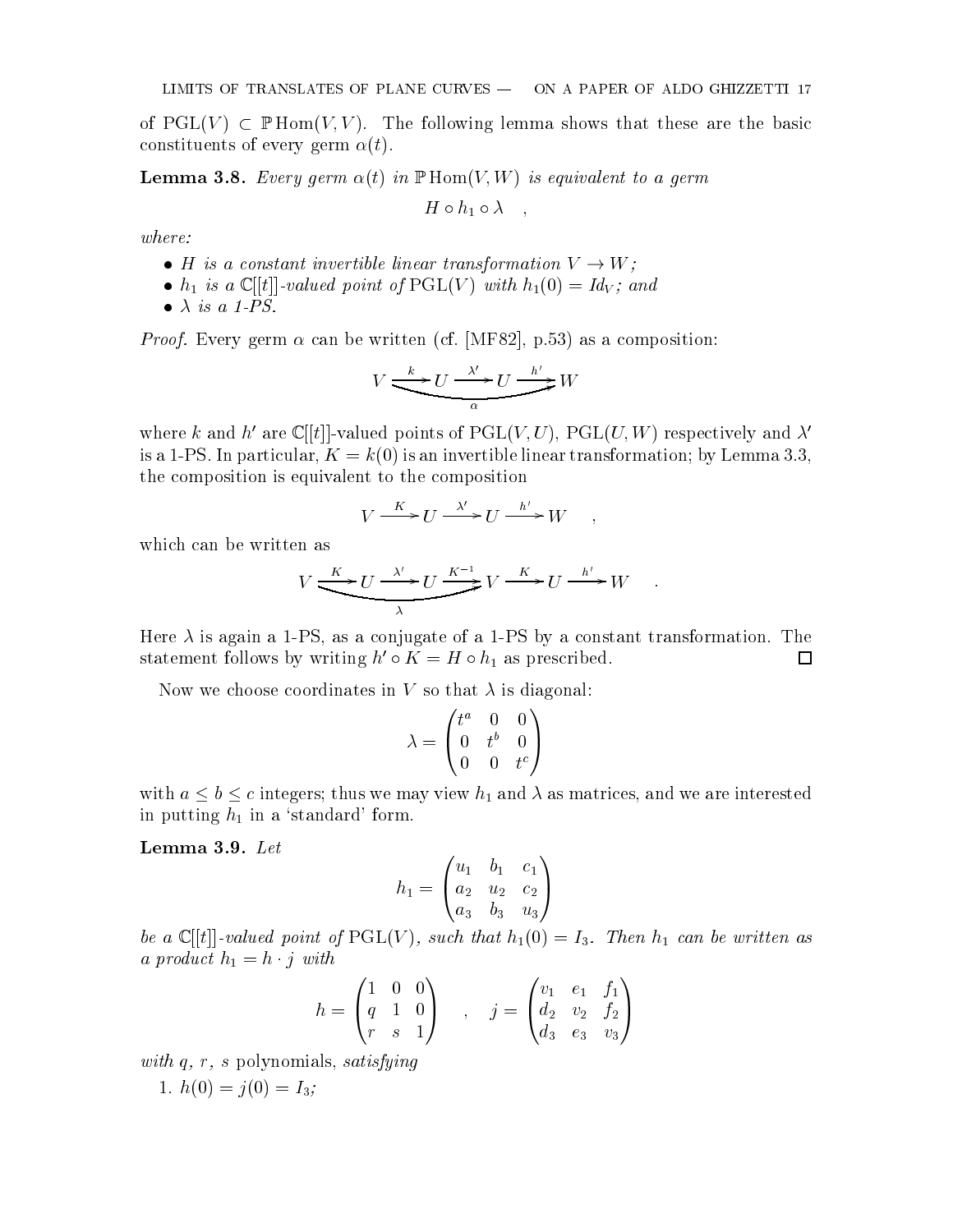of $\mathrm{PGL}(V) \subset \mathbb{P}\mathrm{Hom}(V, V)$. The following lemma shows that these are the basic constituents of every germ $\alpha(t)$.

**Lemma 3.8.** *Every germ $\alpha(t)$ in $\mathbb{P}\mathrm{Hom}(V, W)$ is equivalent to a germ*

$$H \circ h_1 \circ \lambda \quad ,$$

*where:*

- *$H$ is a constant invertible linear transformation $V \to W$;*
- *$h_1$ is a $\mathbb{C}[[t]]$-valued point of $\mathrm{PGL}(V)$ with $h_1(0) = Id_V$; and*
- *$\lambda$ is a 1-PS.*

*Proof.* Every germ $\alpha$ can be written (cf. [MF82], p.53) as a composition:

$$V \xrightarrow{k} U \xrightarrow{\lambda'} U \xrightarrow{h'} W \quad \text{(composite } \alpha\text{)}$$

where $k$ and $h'$ are $\mathbb{C}[[t]]$-valued points of $\mathrm{PGL}(V, U)$, $\mathrm{PGL}(U, W)$ respectively and $\lambda'$ is a 1-PS. In particular, $K = k(0)$ is an invertible linear transformation; by Lemma 3.3, the composition is equivalent to the composition

$$V \xrightarrow{K} U \xrightarrow{\lambda'} U \xrightarrow{h'} W \quad ,$$

which can be written as

$$V \xrightarrow{K} U \xrightarrow{\lambda'} U \xrightarrow{K^{-1}} V \xrightarrow{K} U \xrightarrow{h'} W \quad .$$

(where the composite $V \to V$ of the first three maps is $\lambda$.)

Here $\lambda$ is again a 1-PS, as a conjugate of a 1-PS by a constant transformation. The statement follows by writing $h' \circ K = H \circ h_1$ as prescribed. $\square$

Now we choose coordinates in $V$ so that $\lambda$ is diagonal:

$$\lambda = \begin{pmatrix} t^a & 0 & 0 \\ 0 & t^b & 0 \\ 0 & 0 & t^c \end{pmatrix}$$

with $a \leq b \leq c$ integers; thus we may view $h_1$ and $\lambda$ as matrices, and we are interested in putting $h_1$ in a 'standard' form.

**Lemma 3.9.** *Let*

$$h_1 = \begin{pmatrix} u_1 & b_1 & c_1 \\ a_2 & u_2 & c_2 \\ a_3 & b_3 & u_3 \end{pmatrix}$$

*be a $\mathbb{C}[[t]]$-valued point of $\mathrm{PGL}(V)$, such that $h_1(0) = I_3$. Then $h_1$ can be written as a product $h_1 = h \cdot j$ with*

$$h = \begin{pmatrix} 1 & 0 & 0 \\ q & 1 & 0 \\ r & s & 1 \end{pmatrix} \quad , \quad j = \begin{pmatrix} v_1 & e_1 & f_1 \\ d_2 & v_2 & f_2 \\ d_3 & e_3 & v_3 \end{pmatrix}$$

*with $q$, $r$, $s$* polynomials, *satisfying*

1. *$h(0) = j(0) = I_3$;*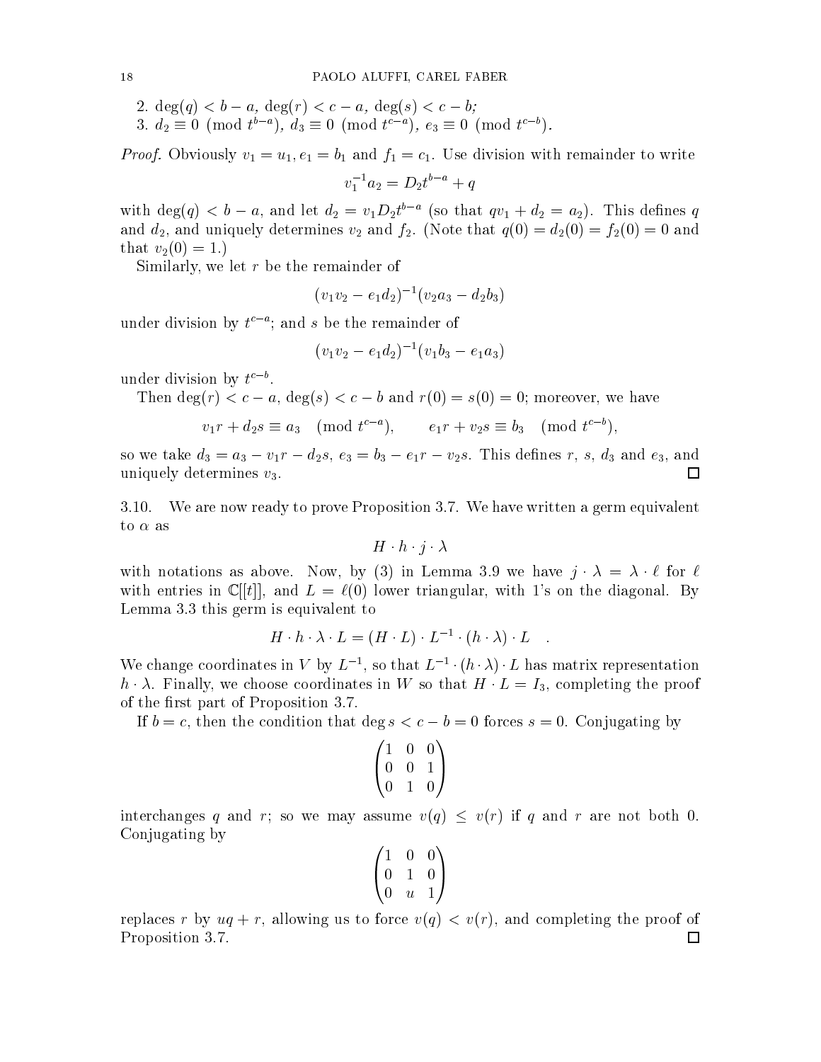2. $\deg(q) < b - a$, $\deg(r) < c - a$, $\deg(s) < c - b$;
3. $d_2 \equiv 0 \pmod{t^{b-a}}$, $d_3 \equiv 0 \pmod{t^{c-a}}$, $e_3 \equiv 0 \pmod{t^{c-b}}$.

*Proof.* Obviously $v_1 = u_1, e_1 = b_1$ and $f_1 = c_1$. Use division with remainder to write

$$v_1^{-1} a_2 = D_2 t^{b-a} + q$$

with $\deg(q) < b - a$, and let $d_2 = v_1 D_2 t^{b-a}$ (so that $qv_1 + d_2 = a_2$). This defines $q$ and $d_2$, and uniquely determines $v_2$ and $f_2$. (Note that $q(0) = d_2(0) = f_2(0) = 0$ and that $v_2(0) = 1$.)

Similarly, we let $r$ be the remainder of

$$(v_1 v_2 - e_1 d_2)^{-1}(v_2 a_3 - d_2 b_3)$$

under division by $t^{c-a}$; and $s$ be the remainder of

$$(v_1 v_2 - e_1 d_2)^{-1}(v_1 b_3 - e_1 a_3)$$

under division by $t^{c-b}$.

Then $\deg(r) < c - a$, $\deg(s) < c - b$ and $r(0) = s(0) = 0$; moreover, we have

$$v_1 r + d_2 s \equiv a_3 \pmod{t^{c-a}}, \qquad e_1 r + v_2 s \equiv b_3 \pmod{t^{c-b}},$$

so we take $d_3 = a_3 - v_1 r - d_2 s$, $e_3 = b_3 - e_1 r - v_2 s$. This defines $r$, $s$, $d_3$ and $e_3$, and uniquely determines $v_3$. □

3.10. We are now ready to prove Proposition 3.7. We have written a germ equivalent to $\alpha$ as

$$H \cdot h \cdot j \cdot \lambda$$

with notations as above. Now, by (3) in Lemma 3.9 we have $j \cdot \lambda = \lambda \cdot \ell$ for $\ell$ with entries in $\mathbb{C}[[t]]$, and $L = \ell(0)$ lower triangular, with 1's on the diagonal. By Lemma 3.3 this germ is equivalent to

$$H \cdot h \cdot \lambda \cdot L = (H \cdot L) \cdot L^{-1} \cdot (h \cdot \lambda) \cdot L \quad .$$

We change coordinates in $V$ by $L^{-1}$, so that $L^{-1} \cdot (h \cdot \lambda) \cdot L$ has matrix representation $h \cdot \lambda$. Finally, we choose coordinates in $W$ so that $H \cdot L = I_3$, completing the proof of the first part of Proposition 3.7.

If $b = c$, then the condition that $\deg s < c - b = 0$ forces $s = 0$. Conjugating by

$$\begin{pmatrix} 1 & 0 & 0 \\ 0 & 0 & 1 \\ 0 & 1 & 0 \end{pmatrix}$$

interchanges $q$ and $r$; so we may assume $v(q) \leq v(r)$ if $q$ and $r$ are not both 0. Conjugating by

$$\begin{pmatrix} 1 & 0 & 0 \\ 0 & 1 & 0 \\ 0 & u & 1 \end{pmatrix}$$

replaces $r$ by $uq + r$, allowing us to force $v(q) < v(r)$, and completing the proof of Proposition 3.7. □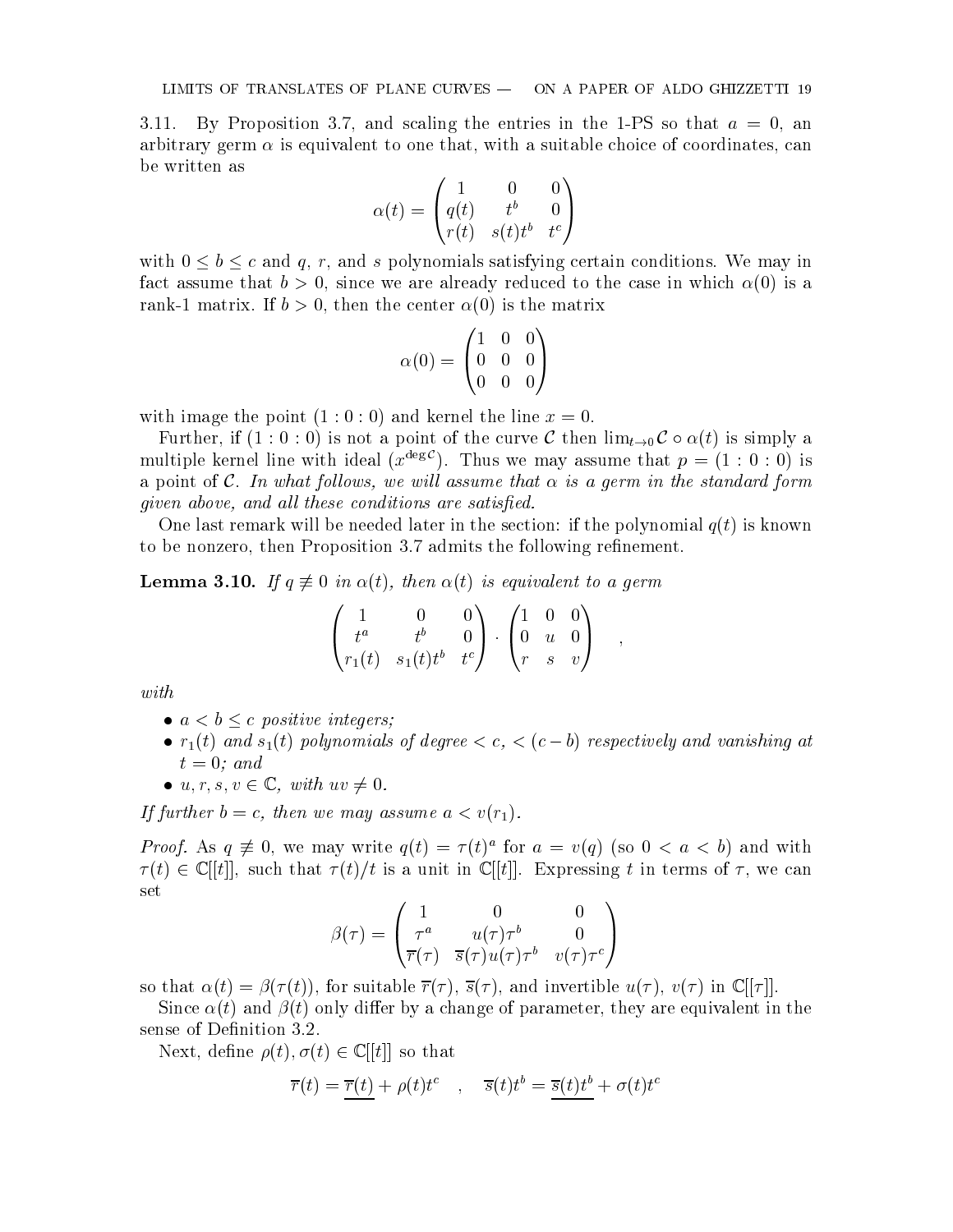3.11. By Proposition 3.7, and scaling the entries in the 1-PS so that $a = 0$, an arbitrary germ $\alpha$ is equivalent to one that, with a suitable choice of coordinates, can be written as

$$\alpha(t) = \begin{pmatrix} 1 & 0 & 0 \\ q(t) & t^b & 0 \\ r(t) & s(t)t^b & t^c \end{pmatrix}$$

with $0 \leq b \leq c$ and $q$, $r$, and $s$ polynomials satisfying certain conditions. We may in fact assume that $b > 0$, since we are already reduced to the case in which $\alpha(0)$ is a rank-1 matrix. If $b > 0$, then the center $\alpha(0)$ is the matrix

$$\alpha(0) = \begin{pmatrix} 1 & 0 & 0 \\ 0 & 0 & 0 \\ 0 & 0 & 0 \end{pmatrix}$$

with image the point $(1 : 0 : 0)$ and kernel the line $x = 0$.

Further, if $(1 : 0 : 0)$ is not a point of the curve $\mathcal{C}$ then $\lim_{t \to 0} \mathcal{C} \circ \alpha(t)$ is simply a multiple kernel line with ideal $(x^{\deg \mathcal{C}})$. Thus we may assume that $p = (1 : 0 : 0)$ is a point of $\mathcal{C}$. *In what follows, we will assume that $\alpha$ is a germ in the standard form given above, and all these conditions are satisfied.*

One last remark will be needed later in the section: if the polynomial $q(t)$ is known to be nonzero, then Proposition 3.7 admits the following refinement.

**Lemma 3.10.** *If $q \not\equiv 0$ in $\alpha(t)$, then $\alpha(t)$ is equivalent to a germ*

$$\begin{pmatrix} 1 & 0 & 0 \\ t^a & t^b & 0 \\ r_1(t) & s_1(t)t^b & t^c \end{pmatrix} \cdot \begin{pmatrix} 1 & 0 & 0 \\ 0 & u & 0 \\ r & s & v \end{pmatrix} \quad ,$$

*with*

- *$a < b \leq c$ positive integers;*
- *$r_1(t)$ and $s_1(t)$ polynomials of degree $< c$, $< (c - b)$ respectively and vanishing at $t = 0$; and*
- *$u, r, s, v \in \mathbb{C}$, with $uv \neq 0$.*

*If further $b = c$, then we may assume $a < v(r_1)$.*

*Proof.* As $q \not\equiv 0$, we may write $q(t) = \tau(t)^a$ for $a = v(q)$ (so $0 < a < b$) and with $\tau(t) \in \mathbb{C}[[t]]$, such that $\tau(t)/t$ is a unit in $\mathbb{C}[[t]]$. Expressing $t$ in terms of $\tau$, we can set

$$\beta(\tau) = \begin{pmatrix} 1 & 0 & 0 \\ \tau^a & u(\tau)\tau^b & 0 \\ \overline{r}(\tau) & \overline{s}(\tau)u(\tau)\tau^b & v(\tau)\tau^c \end{pmatrix}$$

so that $\alpha(t) = \beta(\tau(t))$, for suitable $\overline{r}(\tau)$, $\overline{s}(\tau)$, and invertible $u(\tau)$, $v(\tau)$ in $\mathbb{C}[[\tau]]$.

Since $\alpha(t)$ and $\beta(t)$ only differ by a change of parameter, they are equivalent in the sense of Definition 3.2.

Next, define $\rho(t), \sigma(t) \in \mathbb{C}[[t]]$ so that

$$\overline{r}(t) = \underline{\overline{r}(t)} + \rho(t)t^c \quad , \quad \overline{s}(t)t^b = \underline{\overline{s}(t)t^b} + \sigma(t)t^c$$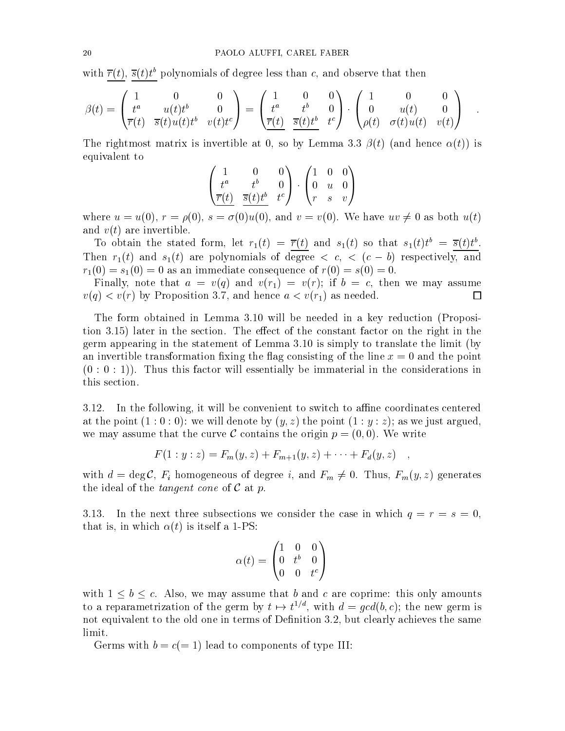with $\underline{\overline{r}(t)}$, $\underline{\overline{s}(t)t^b}$ polynomials of degree less than $c$, and observe that then

$$\beta(t) = \begin{pmatrix} 1 & 0 & 0 \\ t^a & u(t)t^b & 0 \\ \overline{r}(t) & \overline{s}(t)u(t)t^b & v(t)t^c \end{pmatrix} = \begin{pmatrix} 1 & 0 & 0 \\ t^a & t^b & 0 \\ \underline{\overline{r}(t)} & \underline{\overline{s}(t)t^b} & t^c \end{pmatrix} \cdot \begin{pmatrix} 1 & 0 & 0 \\ 0 & u(t) & 0 \\ \rho(t) & \sigma(t)u(t) & v(t) \end{pmatrix} \quad .$$

The rightmost matrix is invertible at 0, so by Lemma 3.3 $\beta(t)$ (and hence $\alpha(t)$) is equivalent to

$$\begin{pmatrix} 1 & 0 & 0 \\ t^a & t^b & 0 \\ \underline{\overline{r}(t)} & \underline{\overline{s}(t)t^b} & t^c \end{pmatrix} \cdot \begin{pmatrix} 1 & 0 & 0 \\ 0 & u & 0 \\ r & s & v \end{pmatrix}$$

where $u = u(0)$, $r = \rho(0)$, $s = \sigma(0)u(0)$, and $v = v(0)$. We have $uv \neq 0$ as both $u(t)$ and $v(t)$ are invertible.

To obtain the stated form, let $r_1(t) = \underline{\overline{r}(t)}$ and $s_1(t)$ so that $s_1(t)t^b = \underline{\overline{s}(t)t^b}$. Then $r_1(t)$ and $s_1(t)$ are polynomials of degree $< c$, $< (c-b)$ respectively, and $r_1(0) = s_1(0) = 0$ as an immediate consequence of $r(0) = s(0) = 0$.

Finally, note that $a = v(q)$ and $v(r_1) = v(r)$; if $b = c$, then we may assume $v(q) < v(r)$ by Proposition 3.7, and hence $a < v(r_1)$ as needed. $\square$

The form obtained in Lemma 3.10 will be needed in a key reduction (Proposition 3.15) later in the section. The effect of the constant factor on the right in the germ appearing in the statement of Lemma 3.10 is simply to translate the limit (by an invertible transformation fixing the flag consisting of the line $x = 0$ and the point $(0:0:1)$). Thus this factor will essentially be immaterial in the considerations in this section.

3.12. In the following, it will be convenient to switch to affine coordinates centered at the point $(1:0:0)$: we will denote by $(y, z)$ the point $(1:y:z)$; as we just argued, we may assume that the curve $\mathcal{C}$ contains the origin $p = (0,0)$. We write

$$F(1:y:z) = F_m(y,z) + F_{m+1}(y,z) + \cdots + F_d(y,z) \quad ,$$

with $d = \deg \mathcal{C}$, $F_i$ homogeneous of degree $i$, and $F_m \neq 0$. Thus, $F_m(y,z)$ generates the ideal of the *tangent cone* of $\mathcal{C}$ at $p$.

3.13. In the next three subsections we consider the case in which $q = r = s = 0$, that is, in which $\alpha(t)$ is itself a 1-PS:

$$\alpha(t) = \begin{pmatrix} 1 & 0 & 0 \\ 0 & t^b & 0 \\ 0 & 0 & t^c \end{pmatrix}$$

with $1 \le b \le c$. Also, we may assume that $b$ and $c$ are coprime: this only amounts to a reparametrization of the germ by $t \mapsto t^{1/d}$, with $d = gcd(b,c)$; the new germ is not equivalent to the old one in terms of Definition 3.2, but clearly achieves the same limit.

Germs with $b = c (= 1)$ lead to components of type III: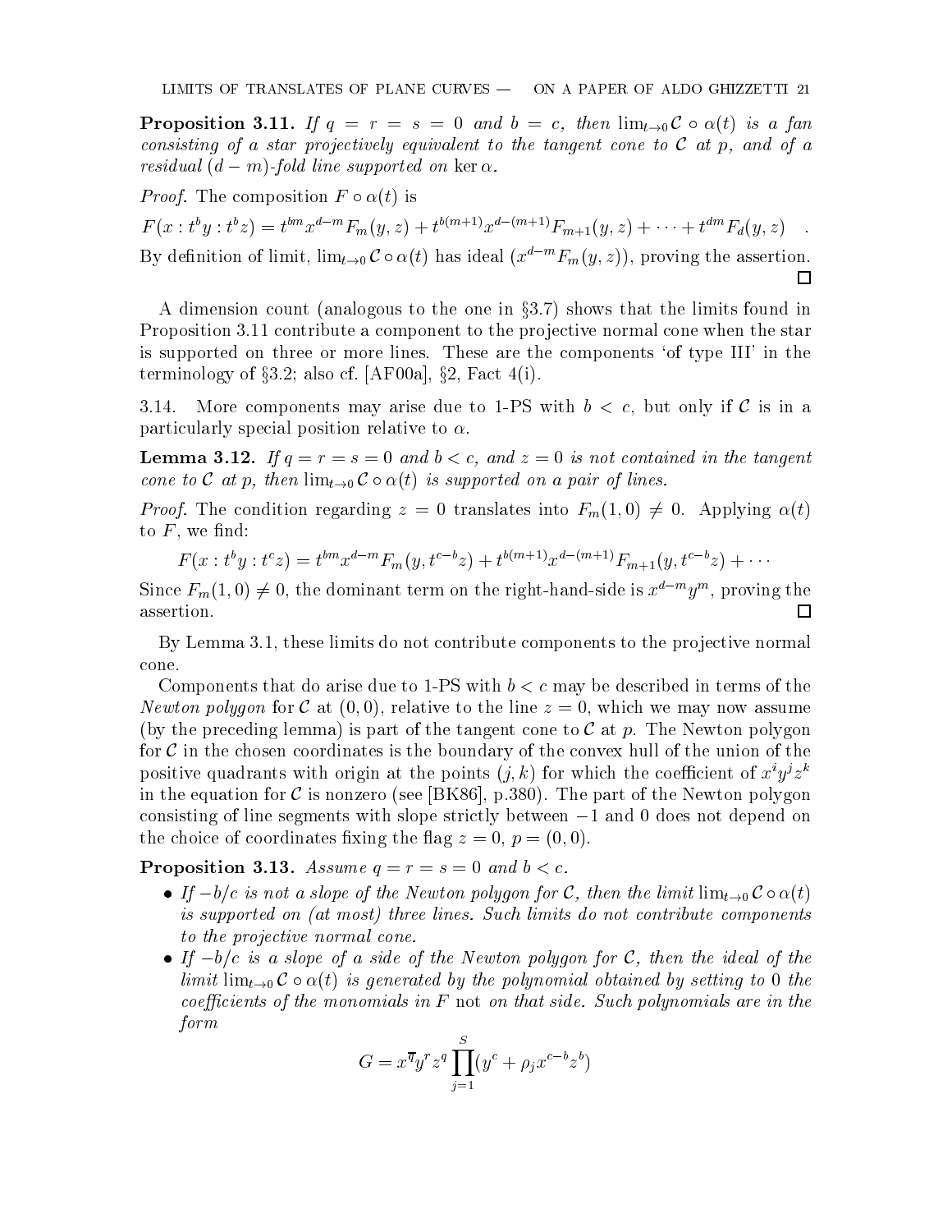**Proposition 3.11.** *If $q = r = s = 0$ and $b = c$, then $\lim_{t\to 0} \mathcal{C} \circ \alpha(t)$ is a fan consisting of a star projectively equivalent to the tangent cone to $\mathcal{C}$ at $p$, and of a residual $(d-m)$-fold line supported on $\ker \alpha$.*

*Proof.* The composition $F \circ \alpha(t)$ is

$$F(x : t^b y : t^b z) = t^{bm} x^{d-m} F_m(y,z) + t^{b(m+1)} x^{d-(m+1)} F_{m+1}(y,z) + \cdots + t^{dm} F_d(y,z) \quad .$$

By definition of limit, $\lim_{t\to 0} \mathcal{C} \circ \alpha(t)$ has ideal $(x^{d-m} F_m(y,z))$, proving the assertion. □

A dimension count (analogous to the one in §3.7) shows that the limits found in Proposition 3.11 contribute a component to the projective normal cone when the star is supported on three or more lines. These are the components 'of type III' in the terminology of §3.2; also cf. [AF00a], §2, Fact 4(i).

3.14. More components may arise due to 1-PS with $b < c$, but only if $\mathcal{C}$ is in a particularly special position relative to $\alpha$.

**Lemma 3.12.** *If $q = r = s = 0$ and $b < c$, and $z = 0$ is not contained in the tangent cone to $\mathcal{C}$ at $p$, then $\lim_{t\to 0} \mathcal{C} \circ \alpha(t)$ is supported on a pair of lines.*

*Proof.* The condition regarding $z = 0$ translates into $F_m(1,0) \neq 0$. Applying $\alpha(t)$ to $F$, we find:

$$F(x : t^b y : t^c z) = t^{bm} x^{d-m} F_m(y, t^{c-b} z) + t^{b(m+1)} x^{d-(m+1)} F_{m+1}(y, t^{c-b} z) + \cdots$$

Since $F_m(1,0) \neq 0$, the dominant term on the right-hand-side is $x^{d-m} y^m$, proving the assertion. □

By Lemma 3.1, these limits do not contribute components to the projective normal cone.

Components that do arise due to 1-PS with $b < c$ may be described in terms of the *Newton polygon* for $\mathcal{C}$ at $(0,0)$, relative to the line $z = 0$, which we may now assume (by the preceding lemma) is part of the tangent cone to $\mathcal{C}$ at $p$. The Newton polygon for $\mathcal{C}$ in the chosen coordinates is the boundary of the convex hull of the union of the positive quadrants with origin at the points $(j,k)$ for which the coefficient of $x^i y^j z^k$ in the equation for $\mathcal{C}$ is nonzero (see [BK86], p.380). The part of the Newton polygon consisting of line segments with slope strictly between $-1$ and $0$ does not depend on the choice of coordinates fixing the flag $z = 0$, $p = (0,0)$.

**Proposition 3.13.** *Assume $q = r = s = 0$ and $b < c$.*

- *If $-b/c$ is not a slope of the Newton polygon for $\mathcal{C}$, then the limit $\lim_{t\to 0} \mathcal{C} \circ \alpha(t)$ is supported on (at most) three lines. Such limits do not contribute components to the projective normal cone.*
- *If $-b/c$ is a slope of a side of the Newton polygon for $\mathcal{C}$, then the ideal of the limit $\lim_{t\to 0} \mathcal{C} \circ \alpha(t)$ is generated by the polynomial obtained by setting to 0 the coefficients of the monomials in $F$* not *on that side. Such polynomials are in the form*

$$G = x^{\overline{q}} y^r z^q \prod_{j=1}^{S} (y^c + \rho_j x^{c-b} z^b)$$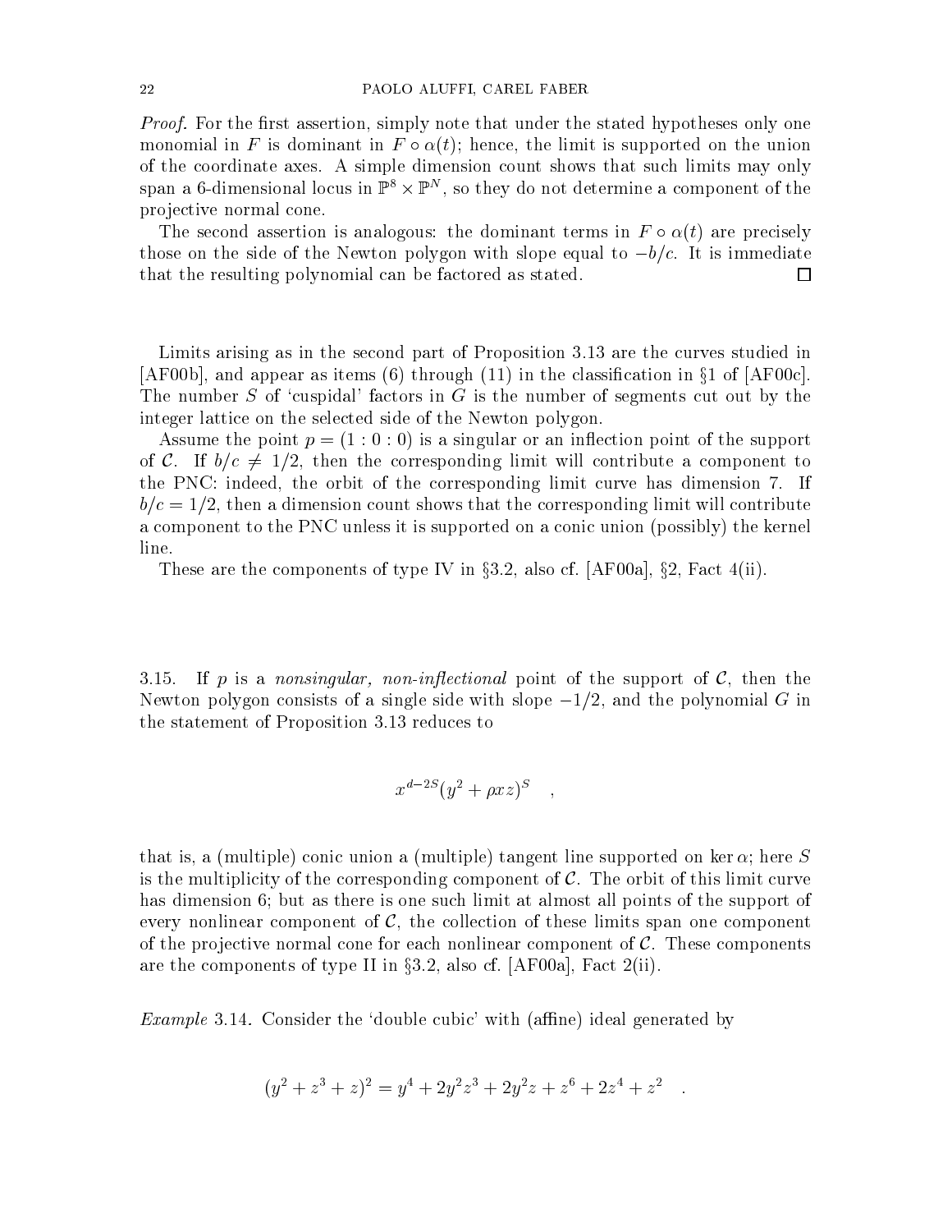*Proof.* For the first assertion, simply note that under the stated hypotheses only one monomial in $F$ is dominant in $F \circ \alpha(t)$; hence, the limit is supported on the union of the coordinate axes. A simple dimension count shows that such limits may only span a 6-dimensional locus in $\mathbb{P}^8 \times \mathbb{P}^N$, so they do not determine a component of the projective normal cone.

The second assertion is analogous: the dominant terms in $F \circ \alpha(t)$ are precisely those on the side of the Newton polygon with slope equal to $-b/c$. It is immediate that the resulting polynomial can be factored as stated. $\square$

Limits arising as in the second part of Proposition 3.13 are the curves studied in [AF00b], and appear as items (6) through (11) in the classification in §1 of [AF00c]. The number $S$ of 'cuspidal' factors in $G$ is the number of segments cut out by the integer lattice on the selected side of the Newton polygon.

Assume the point $p = (1 : 0 : 0)$ is a singular or an inflection point of the support of $\mathcal{C}$. If $b/c \neq 1/2$, then the corresponding limit will contribute a component to the PNC: indeed, the orbit of the corresponding limit curve has dimension 7. If $b/c = 1/2$, then a dimension count shows that the corresponding limit will contribute a component to the PNC unless it is supported on a conic union (possibly) the kernel line.

These are the components of type IV in §3.2, also cf. [AF00a], §2, Fact 4(ii).

3.15. If $p$ is a *nonsingular, non-inflectional* point of the support of $\mathcal{C}$, then the Newton polygon consists of a single side with slope $-1/2$, and the polynomial $G$ in the statement of Proposition 3.13 reduces to

$$x^{d-2S}(y^2 + \rho xz)^S \quad ,$$

that is, a (multiple) conic union a (multiple) tangent line supported on $\ker \alpha$; here $S$ is the multiplicity of the corresponding component of $\mathcal{C}$. The orbit of this limit curve has dimension 6; but as there is one such limit at almost all points of the support of every nonlinear component of $\mathcal{C}$, the collection of these limits span one component of the projective normal cone for each nonlinear component of $\mathcal{C}$. These components are the components of type II in §3.2, also cf. [AF00a], Fact 2(ii).

*Example* 3.14. Consider the 'double cubic' with (affine) ideal generated by

$$(y^2 + z^3 + z)^2 = y^4 + 2y^2z^3 + 2y^2z + z^6 + 2z^4 + z^2 \quad .$$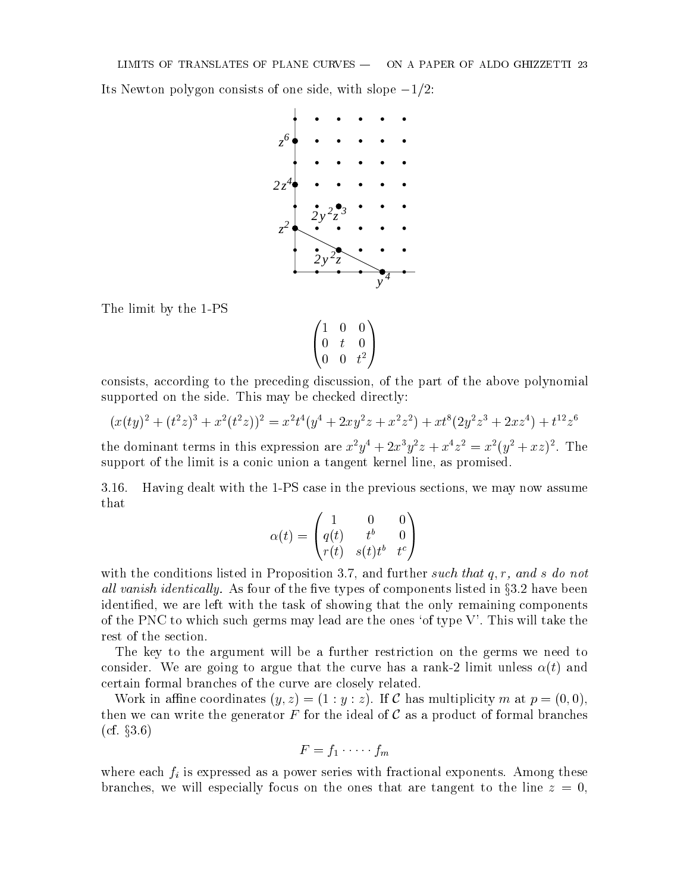Its Newton polygon consists of one side, with slope $-1/2$:

The limit by the 1-PS

$$\begin{pmatrix} 1 & 0 & 0 \\ 0 & t & 0 \\ 0 & 0 & t^2 \end{pmatrix}$$

consists, according to the preceding discussion, of the part of the above polynomial supported on the side. This may be checked directly:

$$(x(ty)^2 + (t^2z)^3 + x^2(t^2z))^2 = x^2t^4(y^4 + 2xy^2z + x^2z^2) + xt^8(2y^2z^3 + 2xz^4) + t^{12}z^6$$

the dominant terms in this expression are $x^2y^4 + 2x^3y^2z + x^4z^2 = x^2(y^2 + xz)^2$. The support of the limit is a conic union a tangent kernel line, as promised.

3.16. Having dealt with the 1-PS case in the previous sections, we may now assume that

$$\alpha(t) = \begin{pmatrix} 1 & 0 & 0 \\ q(t) & t^b & 0 \\ r(t) & s(t)t^b & t^c \end{pmatrix}$$

with the conditions listed in Proposition 3.7, and further *such that $q, r$, and $s$ do not all vanish identically.* As four of the five types of components listed in §3.2 have been identified, we are left with the task of showing that the only remaining components of the PNC to which such germs may lead are the ones 'of type V'. This will take the rest of the section.

The key to the argument will be a further restriction on the germs we need to consider. We are going to argue that the curve has a rank-2 limit unless $\alpha(t)$ and certain formal branches of the curve are closely related.

Work in affine coordinates $(y, z) = (1 : y : z)$. If $\mathcal{C}$ has multiplicity $m$ at $p = (0, 0)$, then we can write the generator $F$ for the ideal of $\mathcal{C}$ as a product of formal branches (cf. §3.6)

$$F = f_1 \cdot \dots \cdot f_m$$

where each $f_i$ is expressed as a power series with fractional exponents. Among these branches, we will especially focus on the ones that are tangent to the line $z = 0$,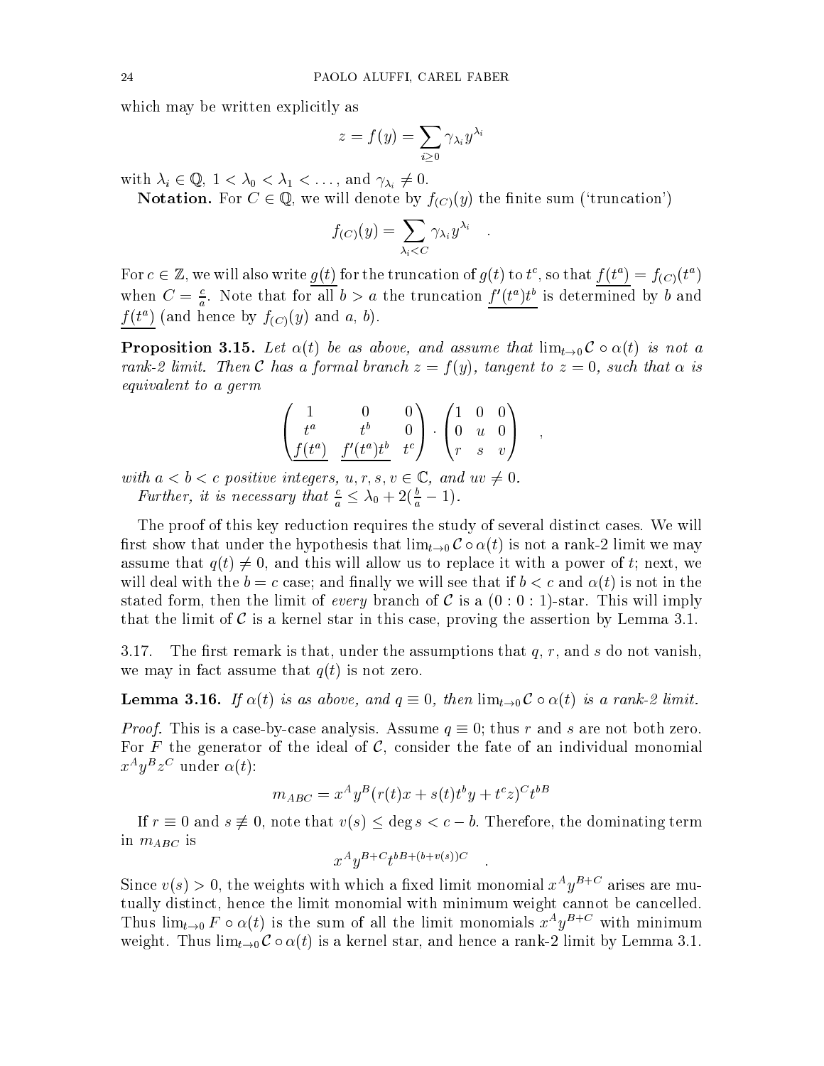which may be written explicitly as

$$z = f(y) = \sum_{i \geq 0} \gamma_{\lambda_i} y^{\lambda_i}$$

with $\lambda_i \in \mathbb{Q}$, $1 < \lambda_0 < \lambda_1 < \dots$, and $\gamma_{\lambda_i} \neq 0$.

**Notation.** For $C \in \mathbb{Q}$, we will denote by $f_{(C)}(y)$ the finite sum ('truncation')

$$f_{(C)}(y) = \sum_{\lambda_i < C} \gamma_{\lambda_i} y^{\lambda_i} \quad .$$

For $c \in \mathbb{Z}$, we will also write $\underline{g(t)}$ for the truncation of $g(t)$ to $t^c$, so that $\underline{f(t^a)} = f_{(C)}(t^a)$ when $C = \frac{c}{a}$. Note that for all $b > a$ the truncation $\underline{f'(t^a)t^b}$ is determined by $b$ and $\underline{f(t^a)}$ (and hence by $f_{(C)}(y)$ and $a$, $b$).

**Proposition 3.15.** *Let $\alpha(t)$ be as above, and assume that $\lim_{t\to 0} \mathcal{C} \circ \alpha(t)$ is not a rank-2 limit. Then $\mathcal{C}$ has a formal branch $z = f(y)$, tangent to $z = 0$, such that $\alpha$ is equivalent to a germ*

$$\begin{pmatrix} 1 & 0 & 0 \\ t^a & t^b & 0 \\ \underline{f(t^a)} & \underline{f'(t^a)t^b} & t^c \end{pmatrix} \cdot \begin{pmatrix} 1 & 0 & 0 \\ 0 & u & 0 \\ r & s & v \end{pmatrix} \quad ,$$

*with $a < b < c$ positive integers, $u, r, s, v \in \mathbb{C}$, and $uv \neq 0$.*

*Further, it is necessary that $\frac{c}{a} \leq \lambda_0 + 2(\frac{b}{a} - 1)$.*

The proof of this key reduction requires the study of several distinct cases. We will first show that under the hypothesis that $\lim_{t\to 0} \mathcal{C} \circ \alpha(t)$ is not a rank-2 limit we may assume that $q(t) \neq 0$, and this will allow us to replace it with a power of $t$; next, we will deal with the $b = c$ case; and finally we will see that if $b < c$ and $\alpha(t)$ is not in the stated form, then the limit of *every* branch of $\mathcal{C}$ is a $(0 : 0 : 1)$-star. This will imply that the limit of $\mathcal{C}$ is a kernel star in this case, proving the assertion by Lemma 3.1.

3.17. The first remark is that, under the assumptions that $q$, $r$, and $s$ do not vanish, we may in fact assume that $q(t)$ is not zero.

**Lemma 3.16.** *If $\alpha(t)$ is as above, and $q \equiv 0$, then $\lim_{t\to 0} \mathcal{C} \circ \alpha(t)$ is a rank-2 limit.*

*Proof.* This is a case-by-case analysis. Assume $q \equiv 0$; thus $r$ and $s$ are not both zero. For $F$ the generator of the ideal of $\mathcal{C}$, consider the fate of an individual monomial $x^A y^B z^C$ under $\alpha(t)$:

$$m_{ABC} = x^A y^B (r(t)x + s(t)t^b y + t^c z)^C t^{bB}$$

If $r \equiv 0$ and $s \not\equiv 0$, note that $v(s) \leq \deg s < c - b$. Therefore, the dominating term in $m_{ABC}$ is

$$x^A y^{B+C} t^{bB + (b + v(s))C} \quad .$$

Since $v(s) > 0$, the weights with which a fixed limit monomial $x^A y^{B+C}$ arises are mutually distinct, hence the limit monomial with minimum weight cannot be cancelled. Thus $\lim_{t\to 0} F \circ \alpha(t)$ is the sum of all the limit monomials $x^A y^{B+C}$ with minimum weight. Thus $\lim_{t\to 0} \mathcal{C} \circ \alpha(t)$ is a kernel star, and hence a rank-2 limit by Lemma 3.1.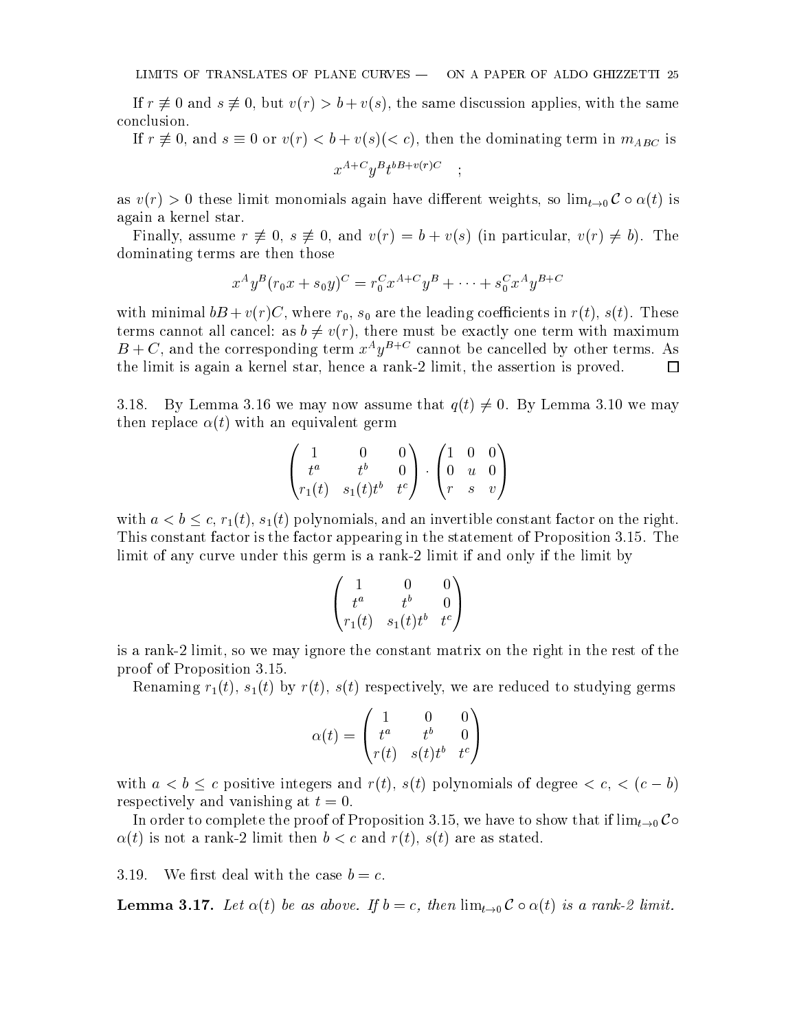If $r \not\equiv 0$ and $s \not\equiv 0$, but $v(r) > b + v(s)$, the same discussion applies, with the same conclusion.

If $r \not\equiv 0$, and $s \equiv 0$ or $v(r) < b + v(s) (< c)$, then the dominating term in $m_{ABC}$ is

$$x^{A+C} y^B t^{bB+v(r)C} \quad ;$$

as $v(r) > 0$ these limit monomials again have different weights, so $\lim_{t\to 0} \mathcal{C} \circ \alpha(t)$ is again a kernel star.

Finally, assume $r \not\equiv 0$, $s \not\equiv 0$, and $v(r) = b + v(s)$ (in particular, $v(r) \neq b$). The dominating terms are then those

$$x^A y^B (r_0 x + s_0 y)^C = r_0^C x^{A+C} y^B + \cdots + s_0^C x^A y^{B+C}$$

with minimal $bB + v(r)C$, where $r_0$, $s_0$ are the leading coefficients in $r(t)$, $s(t)$. These terms cannot all cancel: as $b \neq v(r)$, there must be exactly one term with maximum $B + C$, and the corresponding term $x^A y^{B+C}$ cannot be cancelled by other terms. As the limit is again a kernel star, hence a rank-2 limit, the assertion is proved. □

3.18. By Lemma 3.16 we may now assume that $q(t) \neq 0$. By Lemma 3.10 we may then replace $\alpha(t)$ with an equivalent germ

$$\begin{pmatrix} 1 & 0 & 0 \\ t^a & t^b & 0 \\ r_1(t) & s_1(t)t^b & t^c \end{pmatrix} \cdot \begin{pmatrix} 1 & 0 & 0 \\ 0 & u & 0 \\ r & s & v \end{pmatrix}$$

with $a < b \leq c$, $r_1(t)$, $s_1(t)$ polynomials, and an invertible constant factor on the right. This constant factor is the factor appearing in the statement of Proposition 3.15. The limit of any curve under this germ is a rank-2 limit if and only if the limit by

$$\begin{pmatrix} 1 & 0 & 0 \\ t^a & t^b & 0 \\ r_1(t) & s_1(t)t^b & t^c \end{pmatrix}$$

is a rank-2 limit, so we may ignore the constant matrix on the right in the rest of the proof of Proposition 3.15.

Renaming $r_1(t)$, $s_1(t)$ by $r(t)$, $s(t)$ respectively, we are reduced to studying germs

$$\alpha(t) = \begin{pmatrix} 1 & 0 & 0 \\ t^a & t^b & 0 \\ r(t) & s(t)t^b & t^c \end{pmatrix}$$

with $a < b \leq c$ positive integers and $r(t)$, $s(t)$ polynomials of degree $< c$, $< (c - b)$ respectively and vanishing at $t = 0$.

In order to complete the proof of Proposition 3.15, we have to show that if $\lim_{t\to 0} \mathcal{C} \circ \alpha(t)$ is not a rank-2 limit then $b < c$ and $r(t)$, $s(t)$ are as stated.

3.19. We first deal with the case $b = c$.

**Lemma 3.17.** *Let $\alpha(t)$ be as above. If $b = c$, then $\lim_{t\to 0} \mathcal{C} \circ \alpha(t)$ is a rank-2 limit.*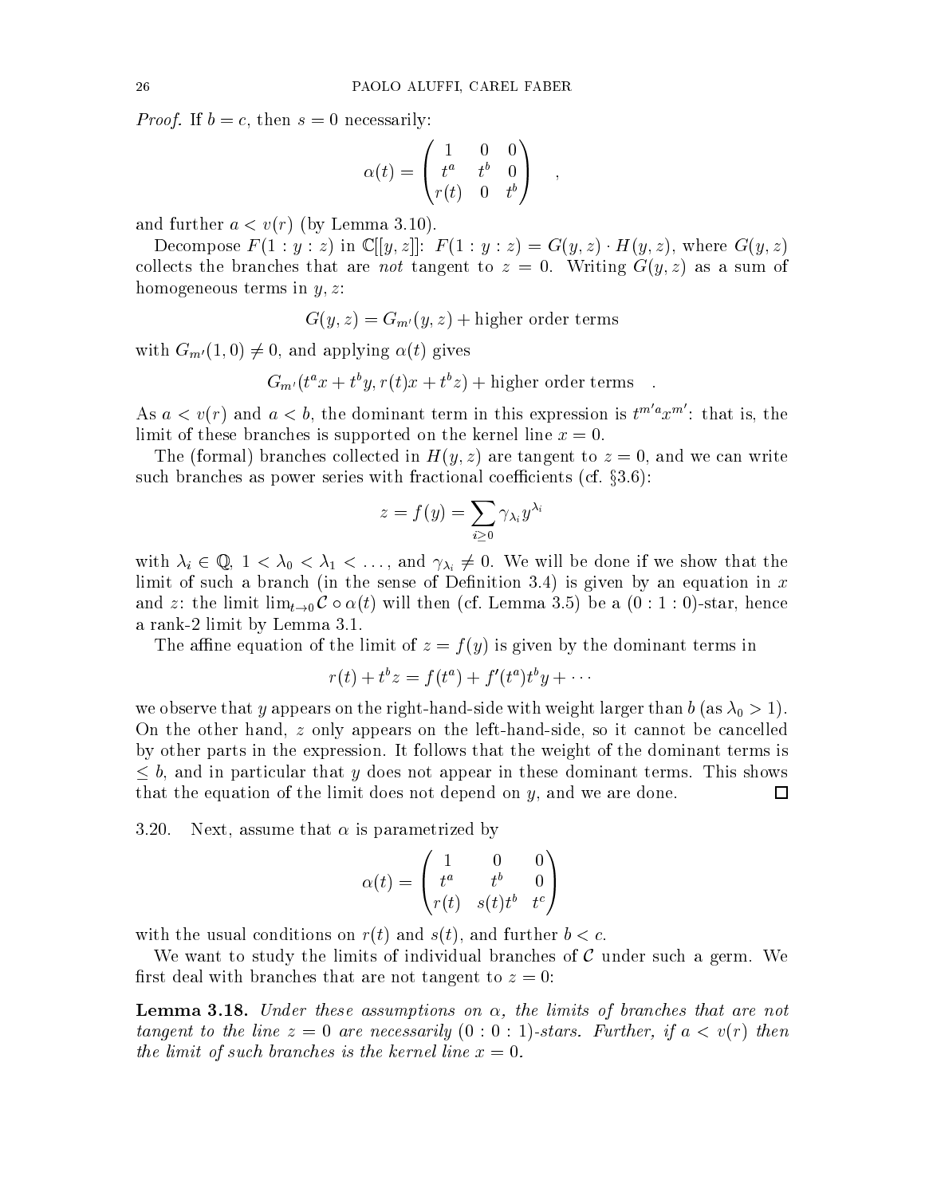*Proof.* If $b = c$, then $s = 0$ necessarily:

$$\alpha(t) = \begin{pmatrix} 1 & 0 & 0 \\ t^a & t^b & 0 \\ r(t) & 0 & t^b \end{pmatrix} \quad ,$$

and further $a < v(r)$ (by Lemma 3.10).

Decompose $F(1 : y : z)$ in $\mathbb{C}[[y, z]]$: $F(1 : y : z) = G(y, z) \cdot H(y, z)$, where $G(y, z)$ collects the branches that are *not* tangent to $z = 0$. Writing $G(y, z)$ as a sum of homogeneous terms in $y, z$:

$$G(y, z) = G_{m'}(y, z) + \text{higher order terms}$$

with $G_{m'}(1, 0) \neq 0$, and applying $\alpha(t)$ gives

$$G_{m'}(t^a x + t^b y, r(t)x + t^b z) + \text{higher order terms} \quad .$$

As $a < v(r)$ and $a < b$, the dominant term in this expression is $t^{m'a} x^{m'}$: that is, the limit of these branches is supported on the kernel line $x = 0$.

The (formal) branches collected in $H(y, z)$ are tangent to $z = 0$, and we can write such branches as power series with fractional coefficients (cf. §3.6):

$$z = f(y) = \sum_{i \geq 0} \gamma_{\lambda_i} y^{\lambda_i}$$

with $\lambda_i \in \mathbb{Q}$, $1 < \lambda_0 < \lambda_1 < \dots$, and $\gamma_{\lambda_i} \neq 0$. We will be done if we show that the limit of such a branch (in the sense of Definition 3.4) is given by an equation in $x$ and $z$: the limit $\lim_{t \to 0} \mathcal{C} \circ \alpha(t)$ will then (cf. Lemma 3.5) be a $(0 : 1 : 0)$-star, hence a rank-2 limit by Lemma 3.1.

The affine equation of the limit of $z = f(y)$ is given by the dominant terms in

$$r(t) + t^b z = f(t^a) + f'(t^a) t^b y + \cdots$$

we observe that $y$ appears on the right-hand-side with weight larger than $b$ (as $\lambda_0 > 1$). On the other hand, $z$ only appears on the left-hand-side, so it cannot be cancelled by other parts in the expression. It follows that the weight of the dominant terms is $\leq b$, and in particular that $y$ does not appear in these dominant terms. This shows that the equation of the limit does not depend on $y$, and we are done. $\square$

3.20. Next, assume that $\alpha$ is parametrized by

$$\alpha(t) = \begin{pmatrix} 1 & 0 & 0 \\ t^a & t^b & 0 \\ r(t) & s(t)t^b & t^c \end{pmatrix}$$

with the usual conditions on $r(t)$ and $s(t)$, and further $b < c$.

We want to study the limits of individual branches of $\mathcal{C}$ under such a germ. We first deal with branches that are not tangent to $z = 0$:

**Lemma 3.18.** *Under these assumptions on $\alpha$, the limits of branches that are not tangent to the line $z = 0$ are necessarily $(0 : 0 : 1)$-stars. Further, if $a < v(r)$ then the limit of such branches is the kernel line $x = 0$.*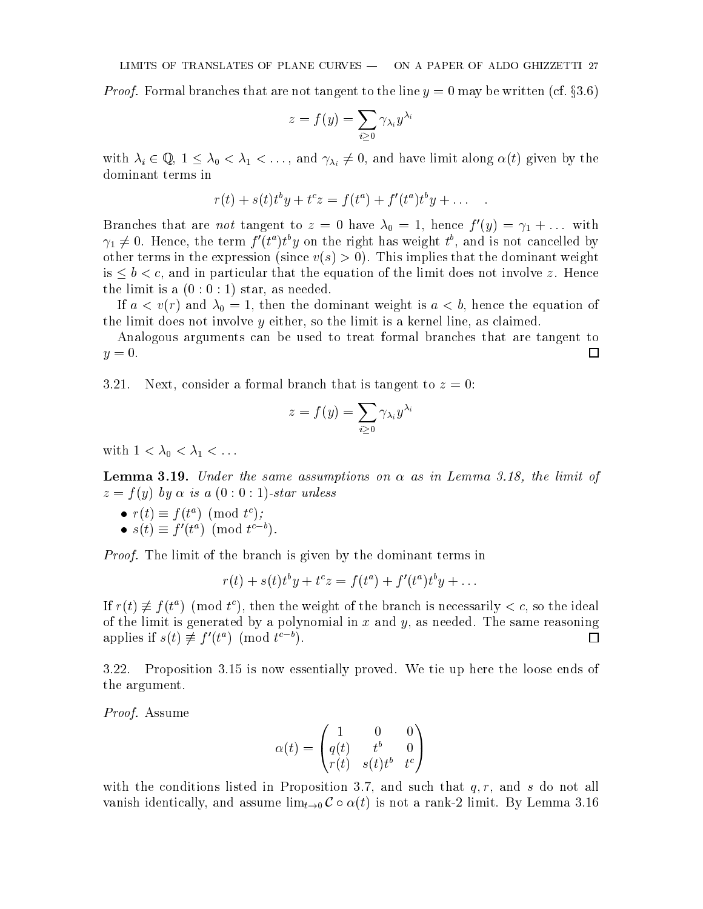*Proof.* Formal branches that are not tangent to the line $y = 0$ may be written (cf. §3.6)

$$z = f(y) = \sum_{i \geq 0} \gamma_{\lambda_i} y^{\lambda_i}$$

with $\lambda_i \in \mathbb{Q}$, $1 \leq \lambda_0 < \lambda_1 < \dots$, and $\gamma_{\lambda_i} \neq 0$, and have limit along $\alpha(t)$ given by the dominant terms in

$$r(t) + s(t)t^b y + t^c z = f(t^a) + f'(t^a)t^b y + \dots \quad .$$

Branches that are *not* tangent to $z = 0$ have $\lambda_0 = 1$, hence $f'(y) = \gamma_1 + \dots$ with $\gamma_1 \neq 0$. Hence, the term $f'(t^a)t^b y$ on the right has weight $t^b$, and is not cancelled by other terms in the expression (since $v(s) > 0$). This implies that the dominant weight is $\leq b < c$, and in particular that the equation of the limit does not involve $z$. Hence the limit is a $(0 : 0 : 1)$ star, as needed.

If $a < v(r)$ and $\lambda_0 = 1$, then the dominant weight is $a < b$, hence the equation of the limit does not involve $y$ either, so the limit is a kernel line, as claimed.

Analogous arguments can be used to treat formal branches that are tangent to $y = 0$. □

3.21. Next, consider a formal branch that is tangent to $z = 0$:

$$z = f(y) = \sum_{i \geq 0} \gamma_{\lambda_i} y^{\lambda_i}$$

with $1 < \lambda_0 < \lambda_1 < \dots$

**Lemma 3.19.** *Under the same assumptions on $\alpha$ as in Lemma 3.18, the limit of $z = f(y)$ by $\alpha$ is a $(0 : 0 : 1)$-star unless*

- $r(t) \equiv f(t^a) \pmod{t^c}$*;*
- $s(t) \equiv f'(t^a) \pmod{t^{c-b}}$*.*

*Proof.* The limit of the branch is given by the dominant terms in

$$r(t) + s(t)t^b y + t^c z = f(t^a) + f'(t^a)t^b y + \dots$$

If $r(t) \not\equiv f(t^a) \pmod{t^c}$, then the weight of the branch is necessarily $< c$, so the ideal of the limit is generated by a polynomial in $x$ and $y$, as needed. The same reasoning applies if $s(t) \not\equiv f'(t^a) \pmod{t^{c-b}}$. □

3.22. Proposition 3.15 is now essentially proved. We tie up here the loose ends of the argument.

*Proof.* Assume

$$\alpha(t) = \begin{pmatrix} 1 & 0 & 0 \\ q(t) & t^b & 0 \\ r(t) & s(t)t^b & t^c \end{pmatrix}$$

with the conditions listed in Proposition 3.7, and such that $q, r$, and $s$ do not all vanish identically, and assume $\lim_{t \to 0} \mathcal{C} \circ \alpha(t)$ is not a rank-2 limit. By Lemma 3.16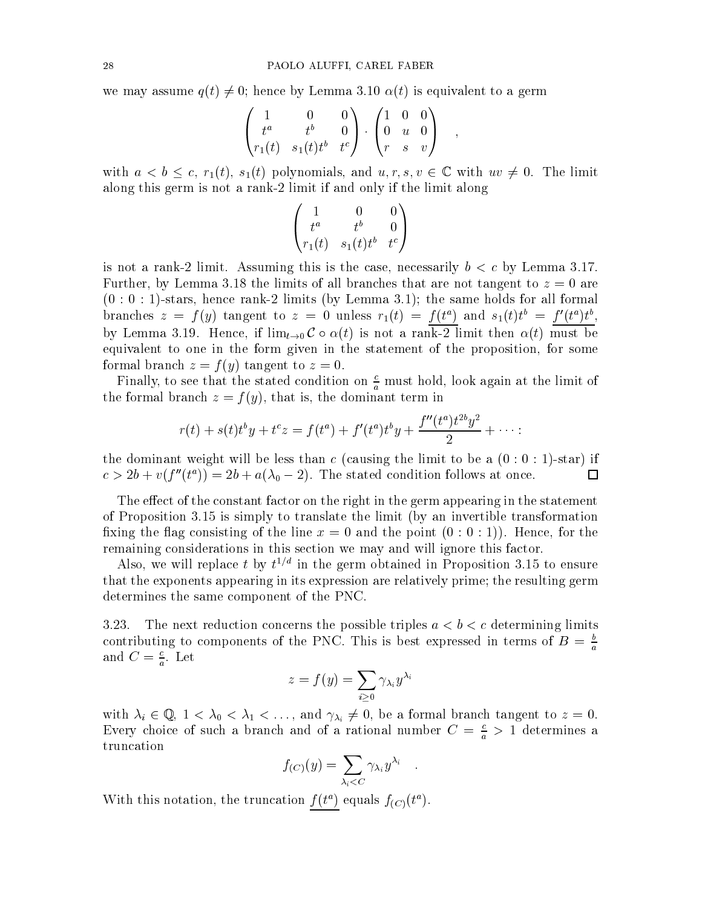we may assume $q(t) \neq 0$; hence by Lemma 3.10 $\alpha(t)$ is equivalent to a germ

$$\begin{pmatrix} 1 & 0 & 0 \\ t^a & t^b & 0 \\ r_1(t) & s_1(t)t^b & t^c \end{pmatrix} \cdot \begin{pmatrix} 1 & 0 & 0 \\ 0 & u & 0 \\ r & s & v \end{pmatrix} \quad ,$$

with $a < b \leq c$, $r_1(t)$, $s_1(t)$ polynomials, and $u, r, s, v \in \mathbb{C}$ with $uv \neq 0$. The limit along this germ is not a rank-2 limit if and only if the limit along

$$\begin{pmatrix} 1 & 0 & 0 \\ t^a & t^b & 0 \\ r_1(t) & s_1(t)t^b & t^c \end{pmatrix}$$

is not a rank-2 limit. Assuming this is the case, necessarily $b < c$ by Lemma 3.17. Further, by Lemma 3.18 the limits of all branches that are not tangent to $z = 0$ are $(0 : 0 : 1)$-stars, hence rank-2 limits (by Lemma 3.1); the same holds for all formal branches $z = f(y)$ tangent to $z = 0$ unless $r_1(t) = \underline{f(t^a)}$ and $s_1(t)t^b = \underline{f'(t^a)t^b}$, by Lemma 3.19. Hence, if $\lim_{t\to 0} \mathcal{C} \circ \alpha(t)$ is not a rank-2 limit then $\alpha(t)$ must be equivalent to one in the form given in the statement of the proposition, for some formal branch $z = f(y)$ tangent to $z = 0$.

Finally, to see that the stated condition on $\frac{c}{a}$ must hold, look again at the limit of the formal branch $z = f(y)$, that is, the dominant term in

$$r(t) + s(t)t^b y + t^c z = f(t^a) + f'(t^a)t^b y + \frac{f''(t^a)t^{2b}y^2}{2} + \cdots :$$

the dominant weight will be less than $c$ (causing the limit to be a $(0 : 0 : 1)$-star) if $c > 2b + v(f''(t^a)) = 2b + a(\lambda_0 - 2)$. The stated condition follows at once. $\square$

The effect of the constant factor on the right in the germ appearing in the statement of Proposition 3.15 is simply to translate the limit (by an invertible transformation fixing the flag consisting of the line $x = 0$ and the point $(0 : 0 : 1)$). Hence, for the remaining considerations in this section we may and will ignore this factor.

Also, we will replace $t$ by $t^{1/d}$ in the germ obtained in Proposition 3.15 to ensure that the exponents appearing in its expression are relatively prime; the resulting germ determines the same component of the PNC.

3.23. The next reduction concerns the possible triples $a < b < c$ determining limits contributing to components of the PNC. This is best expressed in terms of $B = \frac{b}{a}$ and $C = \frac{c}{a}$. Let

$$z = f(y) = \sum_{i \geq 0} \gamma_{\lambda_i} y^{\lambda_i}$$

with $\lambda_i \in \mathbb{Q}$, $1 < \lambda_0 < \lambda_1 < \ldots$, and $\gamma_{\lambda_i} \neq 0$, be a formal branch tangent to $z = 0$. Every choice of such a branch and of a rational number $C = \frac{c}{a} > 1$ determines a truncation

$$f_{(C)}(y) = \sum_{\lambda_i < C} \gamma_{\lambda_i} y^{\lambda_i} \quad .$$

With this notation, the truncation $\underline{f(t^a)}$ equals $f_{(C)}(t^a)$.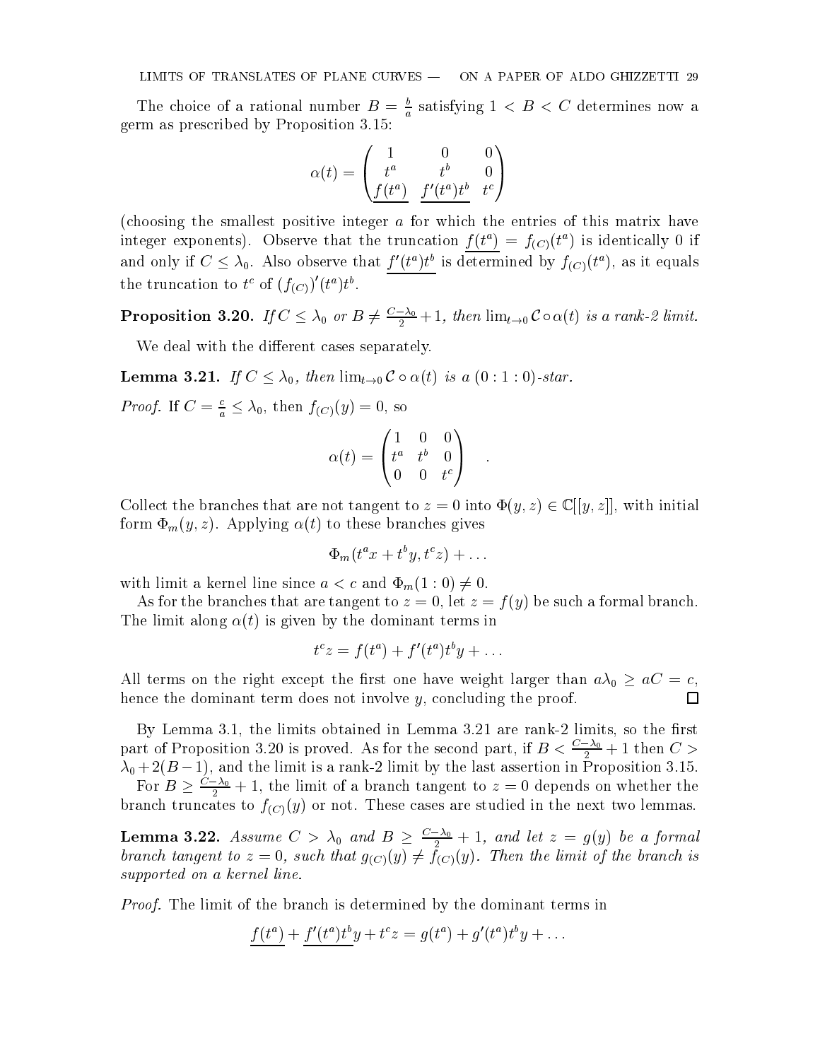The choice of a rational number $B = \frac{b}{a}$ satisfying $1 < B < C$ determines now a germ as prescribed by Proposition 3.15:

$$\alpha(t) = \begin{pmatrix} 1 & 0 & 0 \\ t^a & t^b & 0 \\ \underline{f(t^a)} & \underline{f'(t^a)t^b} & t^c \end{pmatrix}$$

(choosing the smallest positive integer $a$ for which the entries of this matrix have integer exponents). Observe that the truncation $\underline{f(t^a)} = f_{(C)}(t^a)$ is identically 0 if and only if $C \leq \lambda_0$. Also observe that $\underline{f'(t^a)t^b}$ is determined by $f_{(C)}(t^a)$, as it equals the truncation to $t^c$ of $(f_{(C)})'(t^a)t^b$.

**Proposition 3.20.** *If $C \leq \lambda_0$ or $B \neq \frac{C-\lambda_0}{2} + 1$, then $\lim_{t\to 0} \mathcal{C} \circ \alpha(t)$ is a rank-2 limit.*

We deal with the different cases separately.

**Lemma 3.21.** *If $C \leq \lambda_0$, then $\lim_{t\to 0} \mathcal{C} \circ \alpha(t)$ is a $(0:1:0)$-star.*

*Proof.* If $C = \frac{c}{a} \leq \lambda_0$, then $f_{(C)}(y) = 0$, so

$$\alpha(t) = \begin{pmatrix} 1 & 0 & 0 \\ t^a & t^b & 0 \\ 0 & 0 & t^c \end{pmatrix} \quad .$$

Collect the branches that are not tangent to $z = 0$ into $\Phi(y, z) \in \mathbb{C}[[y, z]]$, with initial form $\Phi_m(y, z)$. Applying $\alpha(t)$ to these branches gives

$$\Phi_m(t^a x + t^b y, t^c z) + \dots$$

with limit a kernel line since $a < c$ and $\Phi_m(1:0) \neq 0$.

As for the branches that are tangent to $z = 0$, let $z = f(y)$ be such a formal branch. The limit along $\alpha(t)$ is given by the dominant terms in

$$t^c z = f(t^a) + f'(t^a)t^b y + \dots$$

All terms on the right except the first one have weight larger than $a\lambda_0 \geq aC = c$, hence the dominant term does not involve $y$, concluding the proof. $\square$

By Lemma 3.1, the limits obtained in Lemma 3.21 are rank-2 limits, so the first part of Proposition 3.20 is proved. As for the second part, if $B < \frac{C-\lambda_0}{2} + 1$ then $C > \lambda_0 + 2(B-1)$, and the limit is a rank-2 limit by the last assertion in Proposition 3.15.

For $B \geq \frac{C-\lambda_0}{2} + 1$, the limit of a branch tangent to $z = 0$ depends on whether the branch truncates to $f_{(C)}(y)$ or not. These cases are studied in the next two lemmas.

**Lemma 3.22.** *Assume $C > \lambda_0$ and $B \geq \frac{C-\lambda_0}{2} + 1$, and let $z = g(y)$ be a formal branch tangent to $z = 0$, such that $g_{(C)}(y) \neq f_{(C)}(y)$. Then the limit of the branch is supported on a kernel line.*

*Proof.* The limit of the branch is determined by the dominant terms in

$$\underline{f(t^a)} + \underline{f'(t^a)t^b} y + t^c z = g(t^a) + g'(t^a)t^b y + \dots$$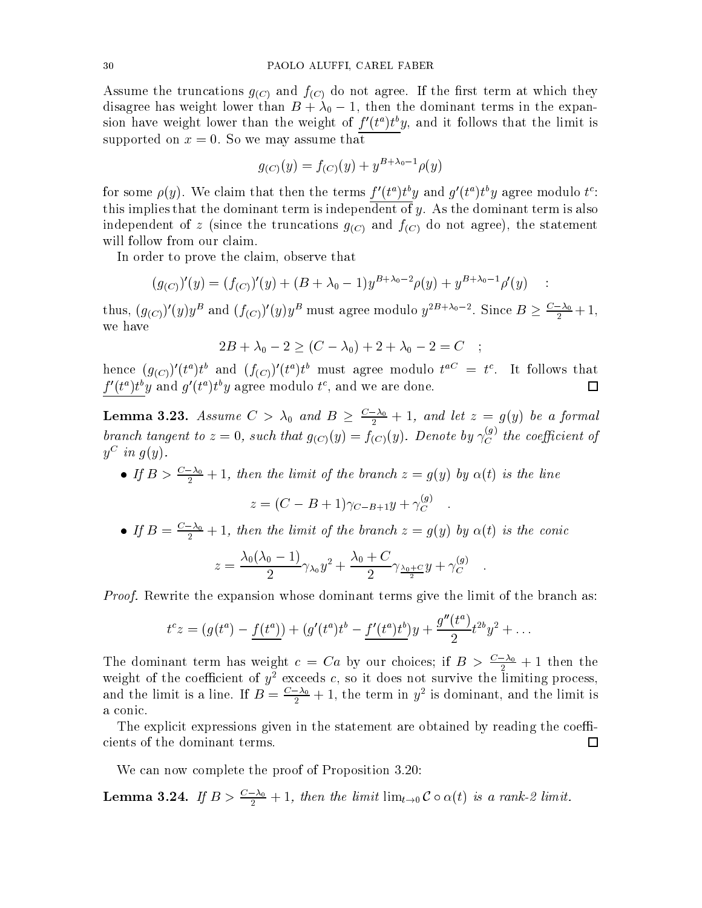Assume the truncations $g_{(C)}$ and $f_{(C)}$ do not agree. If the first term at which they disagree has weight lower than $B + \lambda_0 - 1$, then the dominant terms in the expansion have weight lower than the weight of $\underline{f'(t^a)t^b}y$, and it follows that the limit is supported on $x = 0$. So we may assume that

$$g_{(C)}(y) = f_{(C)}(y) + y^{B+\lambda_0-1}\rho(y)$$

for some $\rho(y)$. We claim that then the terms $\underline{f'(t^a)t^b}y$ and $g'(t^a)t^by$ agree modulo $t^c$: this implies that the dominant term is independent of $y$. As the dominant term is also independent of $z$ (since the truncations $g_{(C)}$ and $f_{(C)}$ do not agree), the statement will follow from our claim.

In order to prove the claim, observe that

$$(g_{(C)})'(y) = (f_{(C)})'(y) + (B + \lambda_0 - 1)y^{B+\lambda_0-2}\rho(y) + y^{B+\lambda_0-1}\rho'(y) \quad :$$

thus, $(g_{(C)})'(y)y^B$ and $(f_{(C)})'(y)y^B$ must agree modulo $y^{2B+\lambda_0-2}$. Since $B \geq \frac{C-\lambda_0}{2} + 1$, we have

$$2B + \lambda_0 - 2 \geq (C - \lambda_0) + 2 + \lambda_0 - 2 = C \quad ;$$

hence $(g_{(C)})'(t^a)t^b$ and $(f_{(C)})'(t^a)t^b$ must agree modulo $t^{aC} = t^c$. It follows that $\underline{f'(t^a)t^b}y$ and $g'(t^a)t^by$ agree modulo $t^c$, and we are done. □

**Lemma 3.23.** *Assume $C > \lambda_0$ and $B \geq \frac{C-\lambda_0}{2} + 1$, and let $z = g(y)$ be a formal branch tangent to $z = 0$, such that $g_{(C)}(y) = f_{(C)}(y)$. Denote by $\gamma_C^{(g)}$ the coefficient of $y^C$ in $g(y)$.*

- *If $B > \frac{C-\lambda_0}{2} + 1$, then the limit of the branch $z = g(y)$ by $\alpha(t)$ is the line*

$$z = (C - B + 1)\gamma_{C-B+1}y + \gamma_C^{(g)} \quad .$$

- *If $B = \frac{C-\lambda_0}{2} + 1$, then the limit of the branch $z = g(y)$ by $\alpha(t)$ is the conic*

$$z = \frac{\lambda_0(\lambda_0 - 1)}{2}\gamma_{\lambda_0}y^2 + \frac{\lambda_0 + C}{2}\gamma_{\frac{\lambda_0+C}{2}}y + \gamma_C^{(g)} \quad .$$

*Proof.* Rewrite the expansion whose dominant terms give the limit of the branch as:

$$t^c z = (g(t^a) - \underline{f(t^a)}) + (g'(t^a)t^b - \underline{f'(t^a)t^b})y + \frac{g''(t^a)}{2}t^{2b}y^2 + \dots$$

The dominant term has weight $c = Ca$ by our choices; if $B > \frac{C-\lambda_0}{2} + 1$ then the weight of the coefficient of $y^2$ exceeds $c$, so it does not survive the limiting process, and the limit is a line. If $B = \frac{C-\lambda_0}{2} + 1$, the term in $y^2$ is dominant, and the limit is a conic.

The explicit expressions given in the statement are obtained by reading the coefficients of the dominant terms. □

We can now complete the proof of Proposition 3.20:

**Lemma 3.24.** *If $B > \frac{C-\lambda_0}{2} + 1$, then the limit $\lim_{t\to 0} \mathcal{C} \circ \alpha(t)$ is a rank-2 limit.*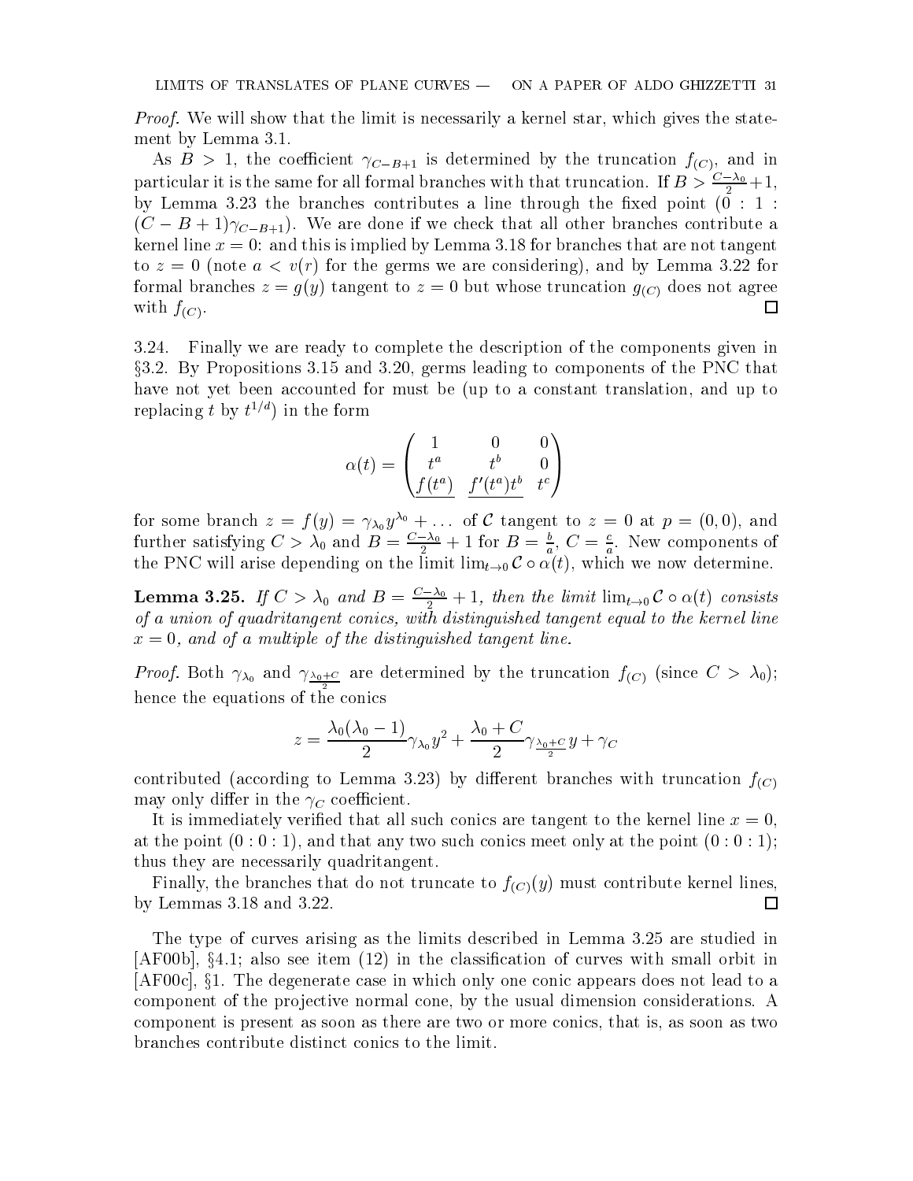*Proof.* We will show that the limit is necessarily a kernel star, which gives the statement by Lemma 3.1.

As $B > 1$, the coefficient $\gamma_{C-B+1}$ is determined by the truncation $f_{(C)}$, and in particular it is the same for all formal branches with that truncation. If $B > \frac{C-\lambda_0}{2}+1$, by Lemma 3.23 the branches contributes a line through the fixed point $(0 : 1 : (C-B+1)\gamma_{C-B+1})$. We are done if we check that all other branches contribute a kernel line $x = 0$: and this is implied by Lemma 3.18 for branches that are not tangent to $z = 0$ (note $a < v(r)$ for the germs we are considering), and by Lemma 3.22 for formal branches $z = g(y)$ tangent to $z = 0$ but whose truncation $g_{(C)}$ does not agree with $f_{(C)}$. □

3.24. Finally we are ready to complete the description of the components given in §3.2. By Propositions 3.15 and 3.20, germs leading to components of the PNC that have not yet been accounted for must be (up to a constant translation, and up to replacing $t$ by $t^{1/d}$) in the form

$$\alpha(t) = \begin{pmatrix} 1 & 0 & 0 \\ t^a & t^b & 0 \\ \underline{f(t^a)} & \underline{f'(t^a)t^b} & t^c \end{pmatrix}$$

for some branch $z = f(y) = \gamma_{\lambda_0} y^{\lambda_0} + \dots$ of $\mathcal{C}$ tangent to $z = 0$ at $p = (0, 0)$, and further satisfying $C > \lambda_0$ and $B = \frac{C-\lambda_0}{2} + 1$ for $B = \frac{b}{a}$, $C = \frac{c}{a}$. New components of the PNC will arise depending on the limit $\lim_{t\to 0} \mathcal{C} \circ \alpha(t)$, which we now determine.

**Lemma 3.25.** *If $C > \lambda_0$ and $B = \frac{C-\lambda_0}{2} + 1$, then the limit $\lim_{t\to 0} \mathcal{C} \circ \alpha(t)$ consists of a union of quadritangent conics, with distinguished tangent equal to the kernel line $x = 0$, and of a multiple of the distinguished tangent line.*

*Proof.* Both $\gamma_{\lambda_0}$ and $\gamma_{\frac{\lambda_0+C}{2}}$ are determined by the truncation $f_{(C)}$ (since $C > \lambda_0$); hence the equations of the conics

$$z = \frac{\lambda_0(\lambda_0 - 1)}{2}\gamma_{\lambda_0} y^2 + \frac{\lambda_0 + C}{2}\gamma_{\frac{\lambda_0+C}{2}} y + \gamma_C$$

contributed (according to Lemma 3.23) by different branches with truncation $f_{(C)}$ may only differ in the $\gamma_C$ coefficient.

It is immediately verified that all such conics are tangent to the kernel line $x = 0$, at the point $(0 : 0 : 1)$, and that any two such conics meet only at the point $(0 : 0 : 1)$; thus they are necessarily quadritangent.

Finally, the branches that do not truncate to $f_{(C)}(y)$ must contribute kernel lines, by Lemmas 3.18 and 3.22. □

The type of curves arising as the limits described in Lemma 3.25 are studied in [AF00b], §4.1; also see item (12) in the classification of curves with small orbit in [AF00c], §1. The degenerate case in which only one conic appears does not lead to a component of the projective normal cone, by the usual dimension considerations. A component is present as soon as there are two or more conics, that is, as soon as two branches contribute distinct conics to the limit.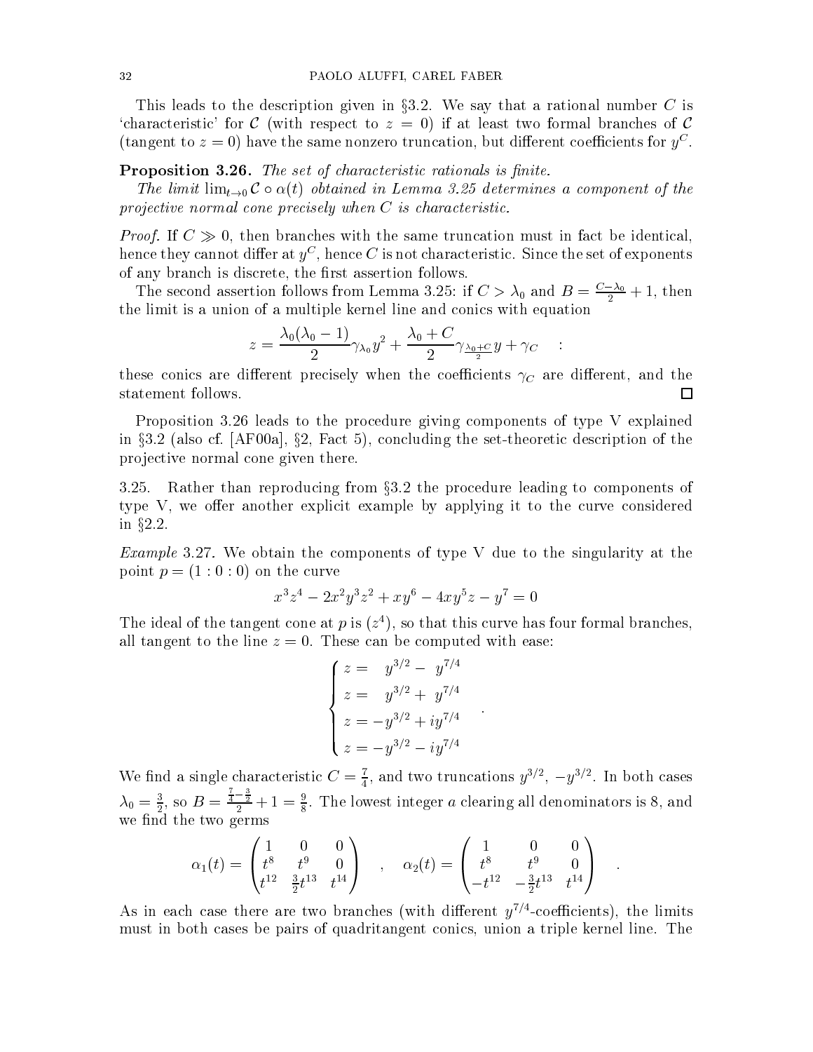This leads to the description given in §3.2. We say that a rational number $C$ is 'characteristic' for $\mathcal{C}$ (with respect to $z = 0$) if at least two formal branches of $\mathcal{C}$ (tangent to $z = 0$) have the same nonzero truncation, but different coefficients for $y^C$.

**Proposition 3.26.** *The set of characteristic rationals is finite.*

*The limit $\lim_{t\to 0} \mathcal{C} \circ \alpha(t)$ obtained in Lemma 3.25 determines a component of the projective normal cone precisely when $C$ is characteristic.*

*Proof.* If $C \gg 0$, then branches with the same truncation must in fact be identical, hence they cannot differ at $y^C$, hence $C$ is not characteristic. Since the set of exponents of any branch is discrete, the first assertion follows.

The second assertion follows from Lemma 3.25: if $C > \lambda_0$ and $B = \frac{C-\lambda_0}{2} + 1$, then the limit is a union of a multiple kernel line and conics with equation

$$z = \frac{\lambda_0(\lambda_0 - 1)}{2}\gamma_{\lambda_0} y^2 + \frac{\lambda_0 + C}{2}\gamma_{\frac{\lambda_0+C}{2}} y + \gamma_C \quad :$$

these conics are different precisely when the coefficients $\gamma_C$ are different, and the statement follows. □

Proposition 3.26 leads to the procedure giving components of type V explained in §3.2 (also cf. [AF00a], §2, Fact 5), concluding the set-theoretic description of the projective normal cone given there.

3.25. Rather than reproducing from §3.2 the procedure leading to components of type V, we offer another explicit example by applying it to the curve considered in §2.2.

*Example* 3.27. We obtain the components of type V due to the singularity at the point $p = (1 : 0 : 0)$ on the curve

$$x^3z^4 - 2x^2y^3z^2 + xy^6 - 4xy^5z - y^7 = 0$$

The ideal of the tangent cone at $p$ is $(z^4)$, so that this curve has four formal branches, all tangent to the line $z = 0$. These can be computed with ease:

$$\begin{cases} z = \phantom{-}y^{3/2} - \phantom{i}y^{7/4} \\ z = \phantom{-}y^{3/2} + \phantom{i}y^{7/4} \\ z = -y^{3/2} + iy^{7/4} \\ z = -y^{3/2} - iy^{7/4} \end{cases} .$$

We find a single characteristic $C = \frac{7}{4}$, and two truncations $y^{3/2}$, $-y^{3/2}$. In both cases $\lambda_0 = \frac{3}{2}$, so $B = \frac{\frac{7}{4}-\frac{3}{2}}{2} + 1 = \frac{9}{8}$. The lowest integer $a$ clearing all denominators is 8, and we find the two germs

$$\alpha_1(t) = \begin{pmatrix} 1 & 0 & 0 \\ t^8 & t^9 & 0 \\ t^{12} & \frac{3}{2}t^{13} & t^{14} \end{pmatrix} \quad , \quad \alpha_2(t) = \begin{pmatrix} 1 & 0 & 0 \\ t^8 & t^9 & 0 \\ -t^{12} & -\frac{3}{2}t^{13} & t^{14} \end{pmatrix} \quad .$$

As in each case there are two branches (with different $y^{7/4}$-coefficients), the limits must in both cases be pairs of quadritangent conics, union a triple kernel line. The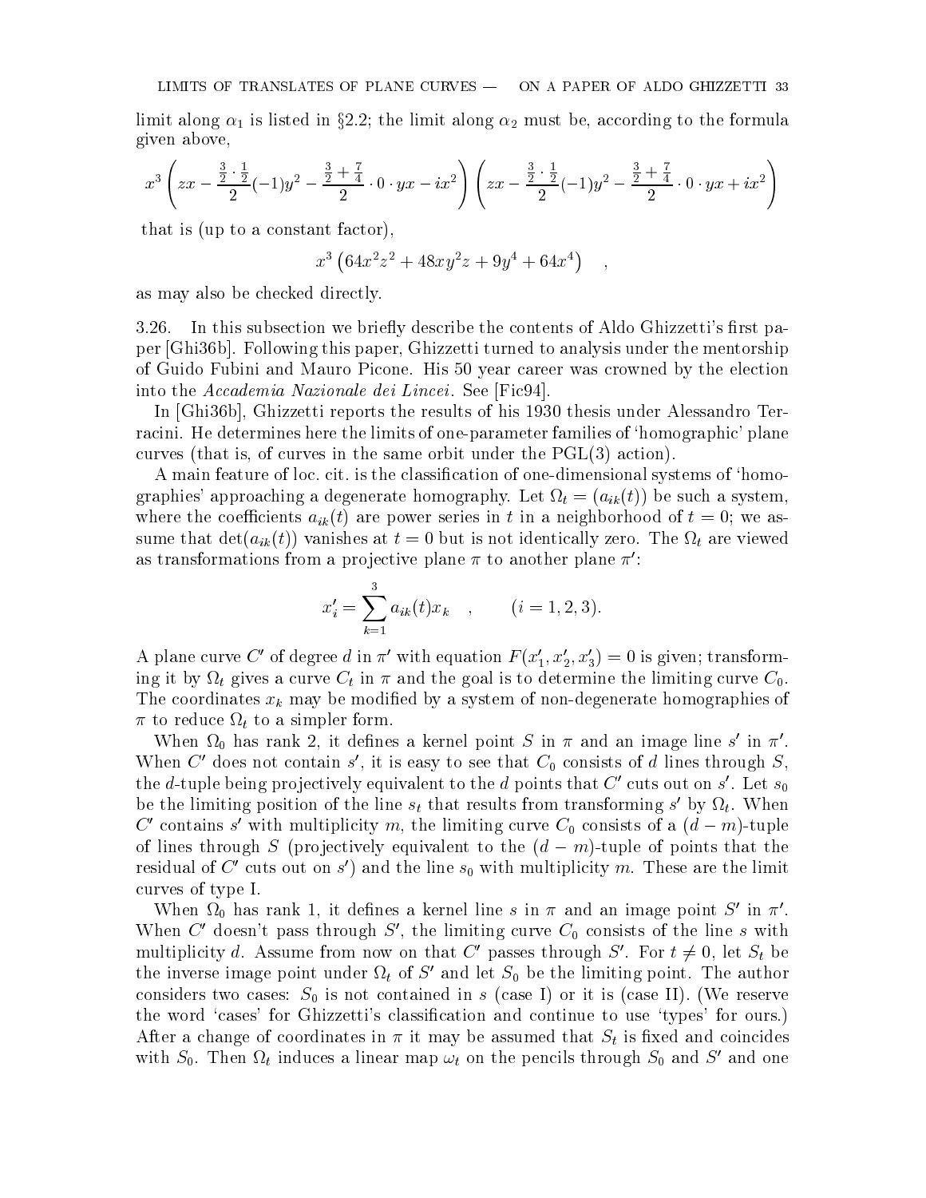limit along $\alpha_1$ is listed in §2.2; the limit along $\alpha_2$ must be, according to the formula given above,

$$x^3 \left( zx - \frac{\frac{3}{2}\cdot\frac{1}{2}}{2}(-1)y^2 - \frac{\frac{3}{2}+\frac{7}{4}}{2}\cdot 0 \cdot yx - ix^2 \right) \left( zx - \frac{\frac{3}{2}\cdot\frac{1}{2}}{2}(-1)y^2 - \frac{\frac{3}{2}+\frac{7}{4}}{2}\cdot 0 \cdot yx + ix^2 \right)$$

that is (up to a constant factor),

$$x^3 \left( 64x^2z^2 + 48xy^2z + 9y^4 + 64x^4 \right) \quad ,$$

as may also be checked directly.

3.26. In this subsection we briefly describe the contents of Aldo Ghizzetti's first paper [Ghi36b]. Following this paper, Ghizzetti turned to analysis under the mentorship of Guido Fubini and Mauro Picone. His 50 year career was crowned by the election into the *Accademia Nazionale dei Lincei*. See [Fic94].

In [Ghi36b], Ghizzetti reports the results of his 1930 thesis under Alessandro Terracini. He determines here the limits of one-parameter families of 'homographic' plane curves (that is, of curves in the same orbit under the PGL(3) action).

A main feature of loc. cit. is the classification of one-dimensional systems of 'homographies' approaching a degenerate homography. Let $\Omega_t = (a_{ik}(t))$ be such a system, where the coefficients $a_{ik}(t)$ are power series in $t$ in a neighborhood of $t = 0$; we assume that $\det(a_{ik}(t))$ vanishes at $t = 0$ but is not identically zero. The $\Omega_t$ are viewed as transformations from a projective plane $\pi$ to another plane $\pi'$:

$$x'_i = \sum_{k=1}^{3} a_{ik}(t) x_k \quad , \qquad (i = 1, 2, 3).$$

A plane curve $C'$ of degree $d$ in $\pi'$ with equation $F(x'_1, x'_2, x'_3) = 0$ is given; transforming it by $\Omega_t$ gives a curve $C_t$ in $\pi$ and the goal is to determine the limiting curve $C_0$. The coordinates $x_k$ may be modified by a system of non-degenerate homographies of $\pi$ to reduce $\Omega_t$ to a simpler form.

When $\Omega_0$ has rank 2, it defines a kernel point $S$ in $\pi$ and an image line $s'$ in $\pi'$. When $C'$ does not contain $s'$, it is easy to see that $C_0$ consists of $d$ lines through $S$, the $d$-tuple being projectively equivalent to the $d$ points that $C'$ cuts out on $s'$. Let $s_0$ be the limiting position of the line $s_t$ that results from transforming $s'$ by $\Omega_t$. When $C'$ contains $s'$ with multiplicity $m$, the limiting curve $C_0$ consists of a $(d - m)$-tuple of lines through $S$ (projectively equivalent to the $(d - m)$-tuple of points that the residual of $C'$ cuts out on $s'$) and the line $s_0$ with multiplicity $m$. These are the limit curves of type I.

When $\Omega_0$ has rank 1, it defines a kernel line $s$ in $\pi$ and an image point $S'$ in $\pi'$. When $C'$ doesn't pass through $S'$, the limiting curve $C_0$ consists of the line $s$ with multiplicity $d$. Assume from now on that $C'$ passes through $S'$. For $t \neq 0$, let $S_t$ be the inverse image point under $\Omega_t$ of $S'$ and let $S_0$ be the limiting point. The author considers two cases: $S_0$ is not contained in $s$ (case I) or it is (case II). (We reserve the word 'cases' for Ghizzetti's classification and continue to use 'types' for ours.) After a change of coordinates in $\pi$ it may be assumed that $S_t$ is fixed and coincides with $S_0$. Then $\Omega_t$ induces a linear map $\omega_t$ on the pencils through $S_0$ and $S'$ and one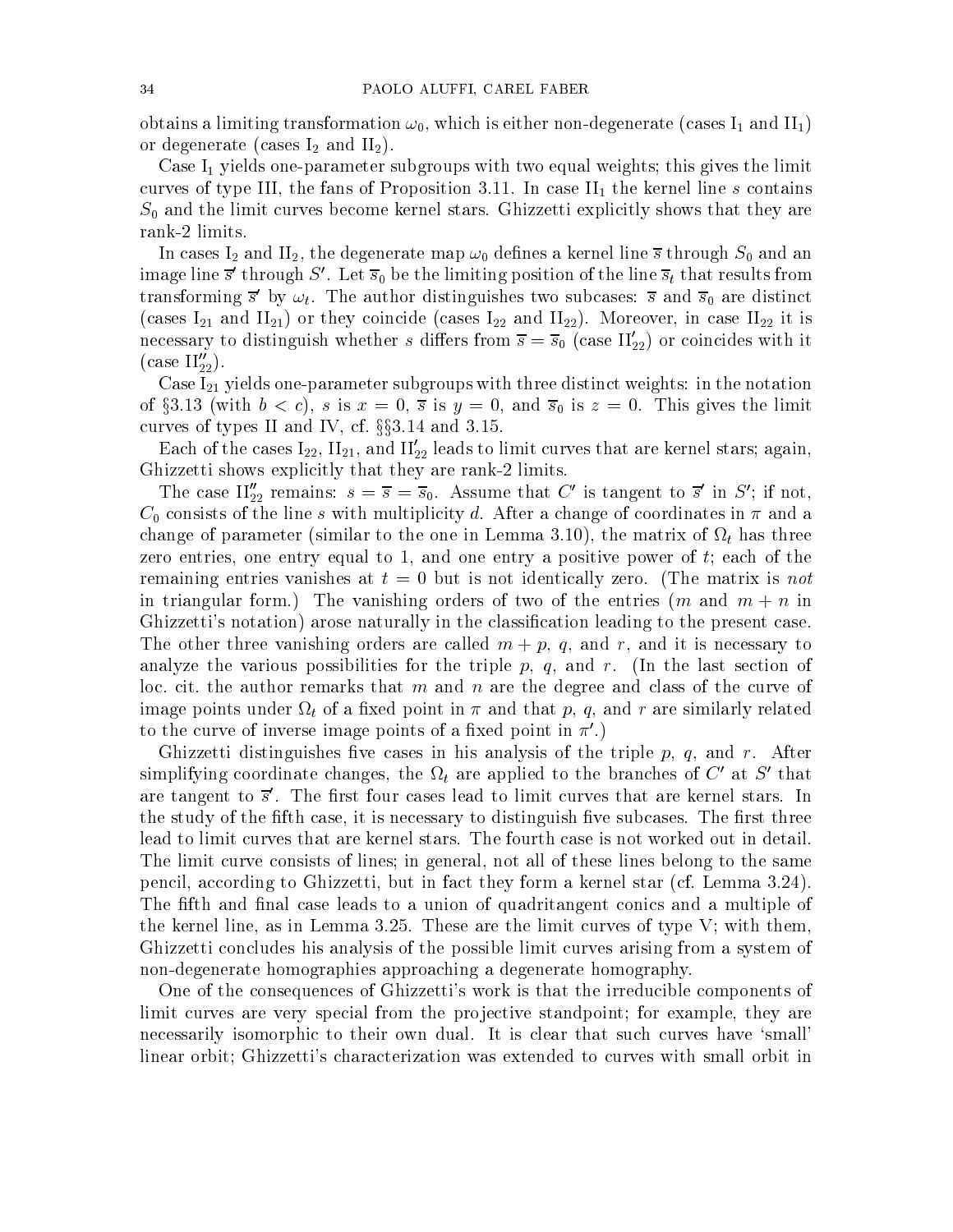obtains a limiting transformation $\omega_0$, which is either non-degenerate (cases $\mathrm{I}_1$ and $\mathrm{II}_1$) or degenerate (cases $\mathrm{I}_2$ and $\mathrm{II}_2$).

Case $\mathrm{I}_1$ yields one-parameter subgroups with two equal weights; this gives the limit curves of type III, the fans of Proposition 3.11. In case $\mathrm{II}_1$ the kernel line $s$ contains $S_0$ and the limit curves become kernel stars. Ghizzetti explicitly shows that they are rank-2 limits.

In cases $\mathrm{I}_2$ and $\mathrm{II}_2$, the degenerate map $\omega_0$ defines a kernel line $\overline{s}$ through $S_0$ and an image line $\overline{s}'$ through $S'$. Let $\overline{s}_0$ be the limiting position of the line $\overline{s}_t$ that results from transforming $\overline{s}'$ by $\omega_t$. The author distinguishes two subcases: $\overline{s}$ and $\overline{s}_0$ are distinct (cases $\mathrm{I}_{21}$ and $\mathrm{II}_{21}$) or they coincide (cases $\mathrm{I}_{22}$ and $\mathrm{II}_{22}$). Moreover, in case $\mathrm{II}_{22}$ it is necessary to distinguish whether $s$ differs from $\overline{s} = \overline{s}_0$ (case $\mathrm{II}'_{22}$) or coincides with it (case $\mathrm{II}''_{22}$).

Case $\mathrm{I}_{21}$ yields one-parameter subgroups with three distinct weights: in the notation of §3.13 (with $b < c$), $s$ is $x = 0$, $\overline{s}$ is $y = 0$, and $\overline{s}_0$ is $z = 0$. This gives the limit curves of types II and IV, cf. §§3.14 and 3.15.

Each of the cases $\mathrm{I}_{22}$, $\mathrm{II}_{21}$, and $\mathrm{II}'_{22}$ leads to limit curves that are kernel stars; again, Ghizzetti shows explicitly that they are rank-2 limits.

The case $\mathrm{II}''_{22}$ remains: $s = \overline{s} = \overline{s}_0$. Assume that $C'$ is tangent to $\overline{s}'$ in $S'$; if not, $C_0$ consists of the line $s$ with multiplicity $d$. After a change of coordinates in $\pi$ and a change of parameter (similar to the one in Lemma 3.10), the matrix of $\Omega_t$ has three zero entries, one entry equal to 1, and one entry a positive power of $t$; each of the remaining entries vanishes at $t = 0$ but is not identically zero. (The matrix is *not* in triangular form.) The vanishing orders of two of the entries ($m$ and $m + n$ in Ghizzetti's notation) arose naturally in the classification leading to the present case. The other three vanishing orders are called $m + p$, $q$, and $r$, and it is necessary to analyze the various possibilities for the triple $p$, $q$, and $r$. (In the last section of loc. cit. the author remarks that $m$ and $n$ are the degree and class of the curve of image points under $\Omega_t$ of a fixed point in $\pi$ and that $p$, $q$, and $r$ are similarly related to the curve of inverse image points of a fixed point in $\pi'$.)

Ghizzetti distinguishes five cases in his analysis of the triple $p$, $q$, and $r$. After simplifying coordinate changes, the $\Omega_t$ are applied to the branches of $C'$ at $S'$ that are tangent to $\overline{s}'$. The first four cases lead to limit curves that are kernel stars. In the study of the fifth case, it is necessary to distinguish five subcases. The first three lead to limit curves that are kernel stars. The fourth case is not worked out in detail. The limit curve consists of lines; in general, not all of these lines belong to the same pencil, according to Ghizzetti, but in fact they form a kernel star (cf. Lemma 3.24). The fifth and final case leads to a union of quadritangent conics and a multiple of the kernel line, as in Lemma 3.25. These are the limit curves of type V; with them, Ghizzetti concludes his analysis of the possible limit curves arising from a system of non-degenerate homographies approaching a degenerate homography.

One of the consequences of Ghizzetti's work is that the irreducible components of limit curves are very special from the projective standpoint; for example, they are necessarily isomorphic to their own dual. It is clear that such curves have 'small' linear orbit; Ghizzetti's characterization was extended to curves with small orbit in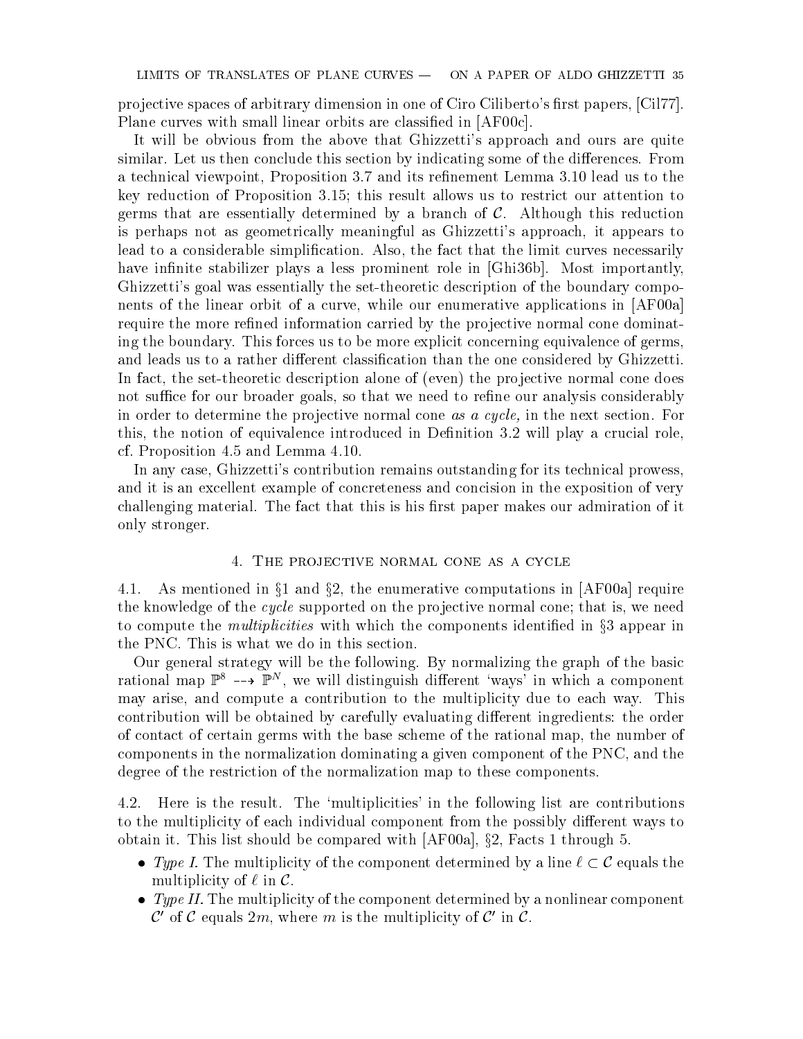projective spaces of arbitrary dimension in one of Ciro Ciliberto's first papers, [Cil77]. Plane curves with small linear orbits are classified in [AF00c].

It will be obvious from the above that Ghizzetti's approach and ours are quite similar. Let us then conclude this section by indicating some of the differences. From a technical viewpoint, Proposition 3.7 and its refinement Lemma 3.10 lead us to the key reduction of Proposition 3.15; this result allows us to restrict our attention to germs that are essentially determined by a branch of $\mathcal{C}$. Although this reduction is perhaps not as geometrically meaningful as Ghizzetti's approach, it appears to lead to a considerable simplification. Also, the fact that the limit curves necessarily have infinite stabilizer plays a less prominent role in [Ghi36b]. Most importantly, Ghizzetti's goal was essentially the set-theoretic description of the boundary components of the linear orbit of a curve, while our enumerative applications in [AF00a] require the more refined information carried by the projective normal cone dominating the boundary. This forces us to be more explicit concerning equivalence of germs, and leads us to a rather different classification than the one considered by Ghizzetti. In fact, the set-theoretic description alone of (even) the projective normal cone does not suffice for our broader goals, so that we need to refine our analysis considerably in order to determine the projective normal cone *as a cycle,* in the next section. For this, the notion of equivalence introduced in Definition 3.2 will play a crucial role, cf. Proposition 4.5 and Lemma 4.10.

In any case, Ghizzetti's contribution remains outstanding for its technical prowess, and it is an excellent example of concreteness and concision in the exposition of very challenging material. The fact that this is his first paper makes our admiration of it only stronger.

## 4. The projective normal cone as a cycle

4.1. As mentioned in §1 and §2, the enumerative computations in [AF00a] require the knowledge of the *cycle* supported on the projective normal cone; that is, we need to compute the *multiplicities* with which the components identified in §3 appear in the PNC. This is what we do in this section.

Our general strategy will be the following. By normalizing the graph of the basic rational map $\mathbb{P}^8 \dashrightarrow \mathbb{P}^N$, we will distinguish different 'ways' in which a component may arise, and compute a contribution to the multiplicity due to each way. This contribution will be obtained by carefully evaluating different ingredients: the order of contact of certain germs with the base scheme of the rational map, the number of components in the normalization dominating a given component of the PNC, and the degree of the restriction of the normalization map to these components.

4.2. Here is the result. The 'multiplicities' in the following list are contributions to the multiplicity of each individual component from the possibly different ways to obtain it. This list should be compared with [AF00a], §2, Facts 1 through 5.

- *Type I.* The multiplicity of the component determined by a line $\ell \subset \mathcal{C}$ equals the multiplicity of $\ell$ in $\mathcal{C}$.
- *Type II.* The multiplicity of the component determined by a nonlinear component $\mathcal{C}'$ of $\mathcal{C}$ equals $2m$, where $m$ is the multiplicity of $\mathcal{C}'$ in $\mathcal{C}$.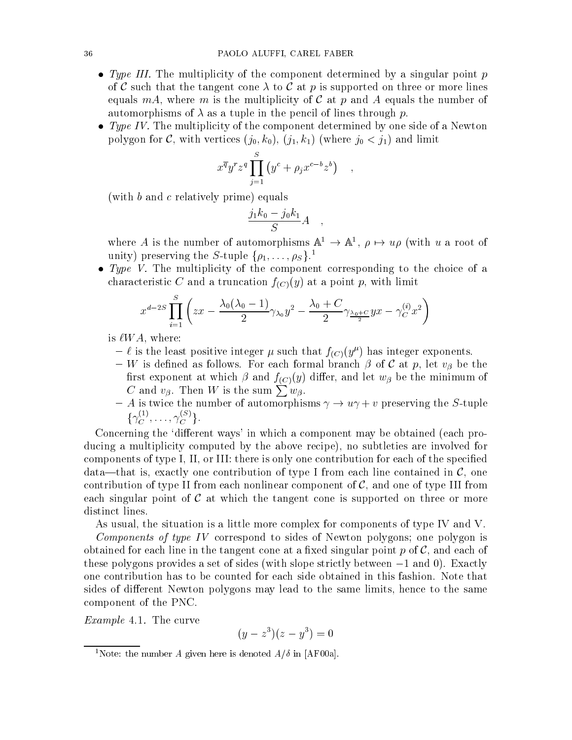- *Type III.* The multiplicity of the component determined by a singular point $p$ of $\mathcal{C}$ such that the tangent cone $\lambda$ to $\mathcal{C}$ at $p$ is supported on three or more lines equals $mA$, where $m$ is the multiplicity of $\mathcal{C}$ at $p$ and $A$ equals the number of automorphisms of $\lambda$ as a tuple in the pencil of lines through $p$.
- *Type IV.* The multiplicity of the component determined by one side of a Newton polygon for $\mathcal{C}$, with vertices $(j_0, k_0)$, $(j_1, k_1)$ (where $j_0 < j_1$) and limit

$$x^{\overline{q}} y^r z^q \prod_{j=1}^{S} \left( y^c + \rho_j x^{c-b} z^b \right) \quad ,$$

  (with $b$ and $c$ relatively prime) equals

$$\frac{j_1 k_0 - j_0 k_1}{S} A \quad ,$$

  where $A$ is the number of automorphisms $\mathbb{A}^1 \to \mathbb{A}^1$, $\rho \mapsto u\rho$ (with $u$ a root of unity) preserving the $S$-tuple $\{\rho_1, \dots, \rho_S\}$.[1]
- *Type V.* The multiplicity of the component corresponding to the choice of a characteristic $C$ and a truncation $f_{(C)}(y)$ at a point $p$, with limit

$$x^{d-2S} \prod_{i=1}^{S} \left( zx - \frac{\lambda_0(\lambda_0 - 1)}{2} \gamma_{\lambda_0} y^2 - \frac{\lambda_0 + C}{2} \gamma_{\frac{\lambda_0 + C}{2}} yx - \gamma_C^{(i)} x^2 \right)$$

  is $\ell W A$, where:
  - $\ell$ is the least positive integer $\mu$ such that $f_{(C)}(y^\mu)$ has integer exponents.
  - $W$ is defined as follows. For each formal branch $\beta$ of $\mathcal{C}$ at $p$, let $v_\beta$ be the first exponent at which $\beta$ and $f_{(C)}(y)$ differ, and let $w_\beta$ be the minimum of $C$ and $v_\beta$. Then $W$ is the sum $\sum w_\beta$.
  - $A$ is twice the number of automorphisms $\gamma \to u\gamma + v$ preserving the $S$-tuple $\{\gamma_C^{(1)}, \dots, \gamma_C^{(S)}\}$.

Concerning the 'different ways' in which a component may be obtained (each producing a multiplicity computed by the above recipe), no subtleties are involved for components of type I, II, or III: there is only one contribution for each of the specified data—that is, exactly one contribution of type I from each line contained in $\mathcal{C}$, one contribution of type II from each nonlinear component of $\mathcal{C}$, and one of type III from each singular point of $\mathcal{C}$ at which the tangent cone is supported on three or more distinct lines.

As usual, the situation is a little more complex for components of type IV and V.

*Components of type IV* correspond to sides of Newton polygons; one polygon is obtained for each line in the tangent cone at a fixed singular point $p$ of $\mathcal{C}$, and each of these polygons provides a set of sides (with slope strictly between $-1$ and $0$). Exactly one contribution has to be counted for each side obtained in this fashion. Note that sides of different Newton polygons may lead to the same limits, hence to the same component of the PNC.

*Example* 4.1. The curve

$$(y - z^3)(z - y^3) = 0$$

[1] Note: the number $A$ given here is denoted $A/\delta$ in [AF00a].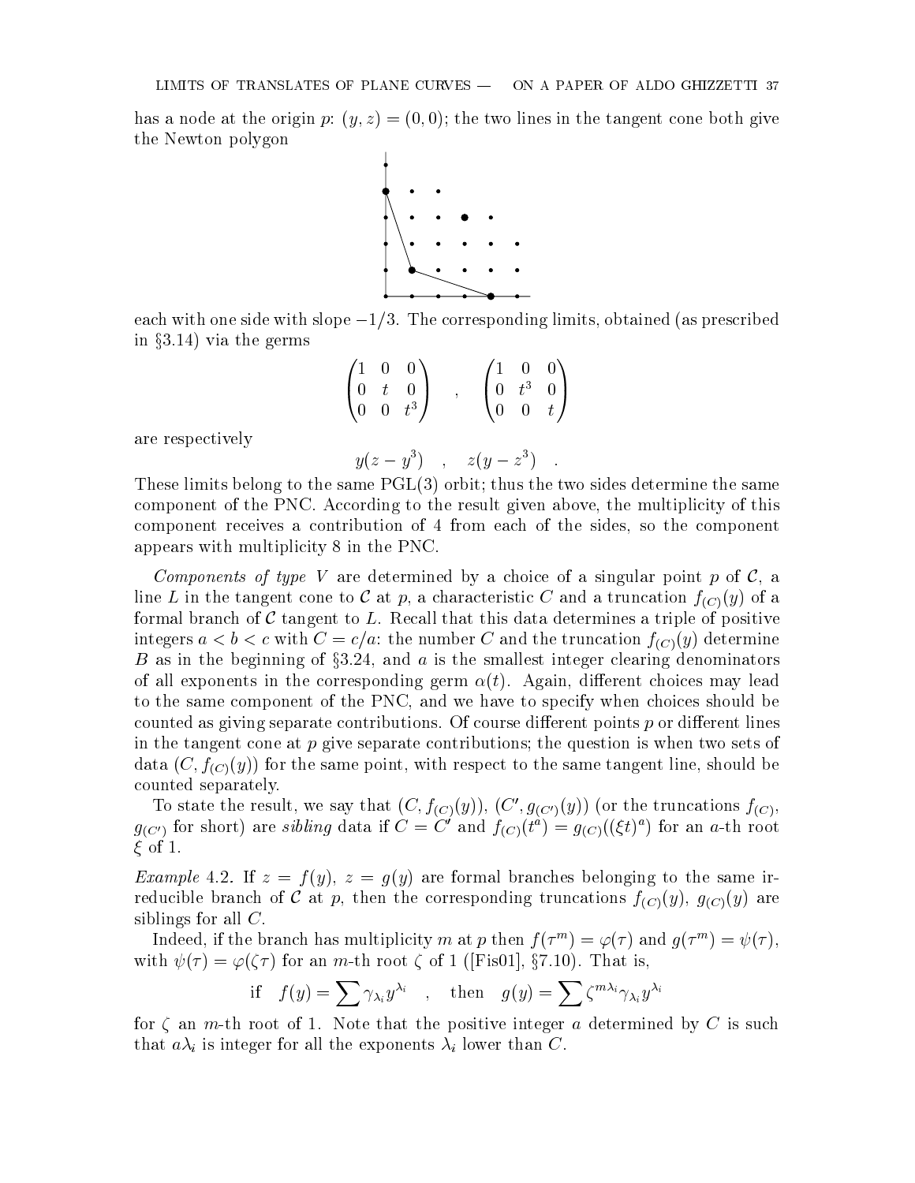has a node at the origin $p$: $(y, z) = (0, 0)$; the two lines in the tangent cone both give the Newton polygon

each with one side with slope $-1/3$. The corresponding limits, obtained (as prescribed in §3.14) via the germs

$$\begin{pmatrix} 1 & 0 & 0 \\ 0 & t & 0 \\ 0 & 0 & t^3 \end{pmatrix} \quad , \quad \begin{pmatrix} 1 & 0 & 0 \\ 0 & t^3 & 0 \\ 0 & 0 & t \end{pmatrix}$$

are respectively

$$y(z - y^3) \quad , \quad z(y - z^3) \quad .$$

These limits belong to the same PGL(3) orbit; thus the two sides determine the same component of the PNC. According to the result given above, the multiplicity of this component receives a contribution of 4 from each of the sides, so the component appears with multiplicity 8 in the PNC.

*Components of type V* are determined by a choice of a singular point $p$ of $\mathcal{C}$, a line $L$ in the tangent cone to $\mathcal{C}$ at $p$, a characteristic $C$ and a truncation $f_{(C)}(y)$ of a formal branch of $\mathcal{C}$ tangent to $L$. Recall that this data determines a triple of positive integers $a < b < c$ with $C = c/a$: the number $C$ and the truncation $f_{(C)}(y)$ determine $B$ as in the beginning of §3.24, and $a$ is the smallest integer clearing denominators of all exponents in the corresponding germ $\alpha(t)$. Again, different choices may lead to the same component of the PNC, and we have to specify when choices should be counted as giving separate contributions. Of course different points $p$ or different lines in the tangent cone at $p$ give separate contributions; the question is when two sets of data $(C, f_{(C)}(y))$ for the same point, with respect to the same tangent line, should be counted separately.

To state the result, we say that $(C, f_{(C)}(y))$, $(C', g_{(C')}(y))$ (or the truncations $f_{(C)}$, $g_{(C')}$ for short) are *sibling* data if $C = C'$ and $f_{(C)}(t^a) = g_{(C)}((\xi t)^a)$ for an $a$-th root $\xi$ of 1.

*Example* 4.2. If $z = f(y)$, $z = g(y)$ are formal branches belonging to the same irreducible branch of $\mathcal{C}$ at $p$, then the corresponding truncations $f_{(C)}(y)$, $g_{(C)}(y)$ are siblings for all $C$.

Indeed, if the branch has multiplicity $m$ at $p$ then $f(\tau^m) = \varphi(\tau)$ and $g(\tau^m) = \psi(\tau)$, with $\psi(\tau) = \varphi(\zeta\tau)$ for an $m$-th root $\zeta$ of 1 ([Fis01], §7.10). That is,

$$\text{if} \quad f(y) = \sum \gamma_{\lambda_i} y^{\lambda_i} \quad , \quad \text{then} \quad g(y) = \sum \zeta^{m\lambda_i} \gamma_{\lambda_i} y^{\lambda_i}$$

for $\zeta$ an $m$-th root of 1. Note that the positive integer $a$ determined by $C$ is such that $a\lambda_i$ is integer for all the exponents $\lambda_i$ lower than $C$.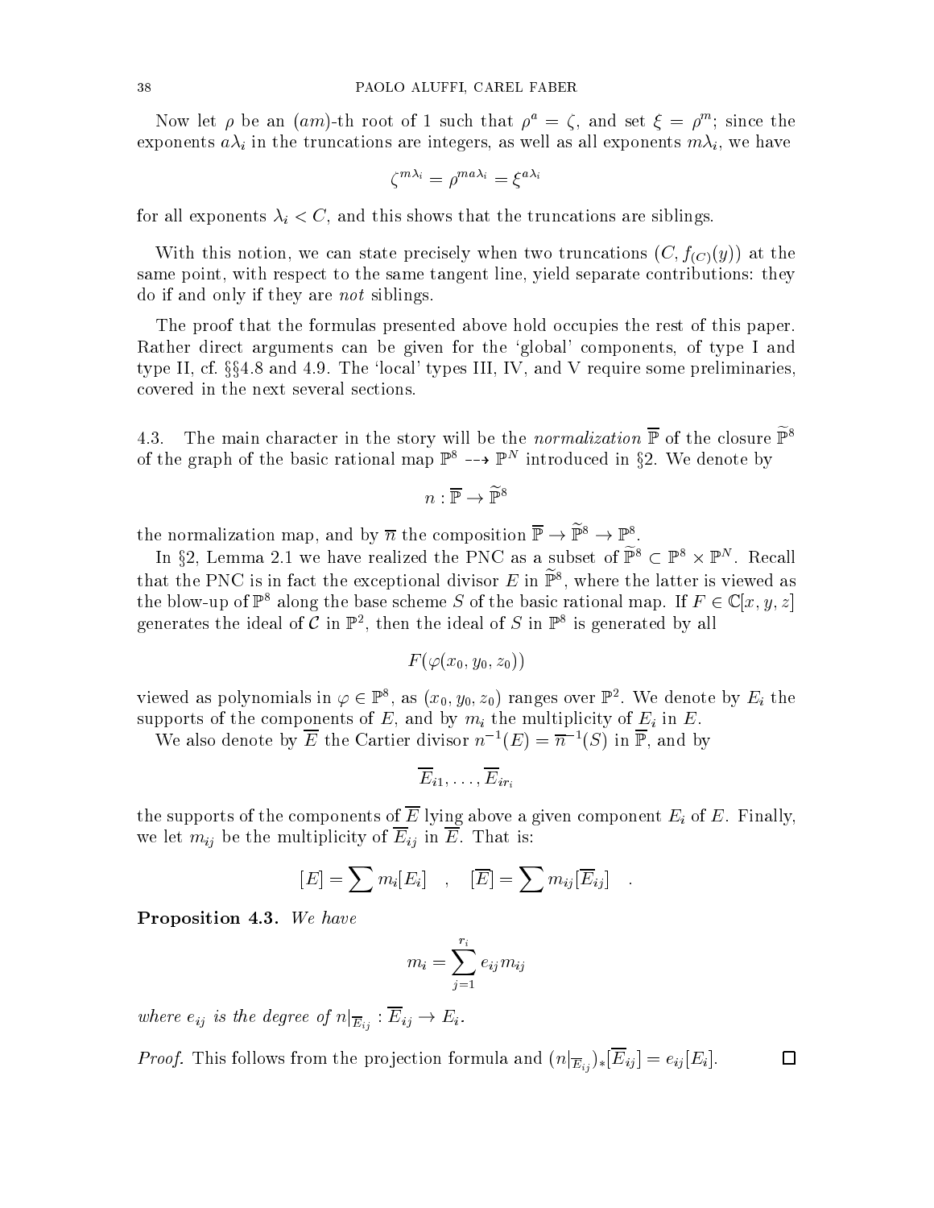Now let $\rho$ be an $(am)$-th root of 1 such that $\rho^a = \zeta$, and set $\xi = \rho^m$; since the exponents $a\lambda_i$ in the truncations are integers, as well as all exponents $m\lambda_i$, we have

$$\zeta^{m\lambda_i} = \rho^{ma\lambda_i} = \xi^{a\lambda_i}$$

for all exponents $\lambda_i < C$, and this shows that the truncations are siblings.

With this notion, we can state precisely when two truncations $(C, f_{(C)}(y))$ at the same point, with respect to the same tangent line, yield separate contributions: they do if and only if they are *not* siblings.

The proof that the formulas presented above hold occupies the rest of this paper. Rather direct arguments can be given for the 'global' components, of type I and type II, cf. §§4.8 and 4.9. The 'local' types III, IV, and V require some preliminaries, covered in the next several sections.

4.3. The main character in the story will be the *normalization* $\overline{\mathbb{P}}$ of the closure $\widetilde{\mathbb{P}}^8$ of the graph of the basic rational map $\mathbb{P}^8 \dashrightarrow \mathbb{P}^N$ introduced in §2. We denote by

$$n : \overline{\mathbb{P}} \to \widetilde{\mathbb{P}}^8$$

the normalization map, and by $\overline{n}$ the composition $\overline{\mathbb{P}} \to \widetilde{\mathbb{P}}^8 \to \mathbb{P}^8$.

In §2, Lemma 2.1 we have realized the PNC as a subset of $\widetilde{\mathbb{P}}^8 \subset \mathbb{P}^8 \times \mathbb{P}^N$. Recall that the PNC is in fact the exceptional divisor $E$ in $\widetilde{\mathbb{P}}^8$, where the latter is viewed as the blow-up of $\mathbb{P}^8$ along the base scheme $S$ of the basic rational map. If $F \in \mathbb{C}[x, y, z]$ generates the ideal of $\mathcal{C}$ in $\mathbb{P}^2$, then the ideal of $S$ in $\mathbb{P}^8$ is generated by all

$$F(\varphi(x_0, y_0, z_0))$$

viewed as polynomials in $\varphi \in \mathbb{P}^8$, as $(x_0, y_0, z_0)$ ranges over $\mathbb{P}^2$. We denote by $E_i$ the supports of the components of $E$, and by $m_i$ the multiplicity of $E_i$ in $E$.

We also denote by $\overline{E}$ the Cartier divisor $n^{-1}(E) = \overline{n}^{-1}(S)$ in $\overline{\mathbb{P}}$, and by

$$\overline{E}_{i1}, \ldots, \overline{E}_{ir_i}$$

the supports of the components of $\overline{E}$ lying above a given component $E_i$ of $E$. Finally, we let $m_{ij}$ be the multiplicity of $\overline{E}_{ij}$ in $\overline{E}$. That is:

$$[E] = \sum m_i[E_i] \quad , \quad [\overline{E}] = \sum m_{ij}[\overline{E}_{ij}] \quad .$$

**Proposition 4.3.** *We have*

$$m_i = \sum_{j=1}^{r_i} e_{ij} m_{ij}$$

*where $e_{ij}$ is the degree of $n|_{\overline{E}_{ij}} : \overline{E}_{ij} \to E_i$.*

*Proof.* This follows from the projection formula and $(n|_{\overline{E}_{ij}})_*[\overline{E}_{ij}] = e_{ij}[E_i]$. □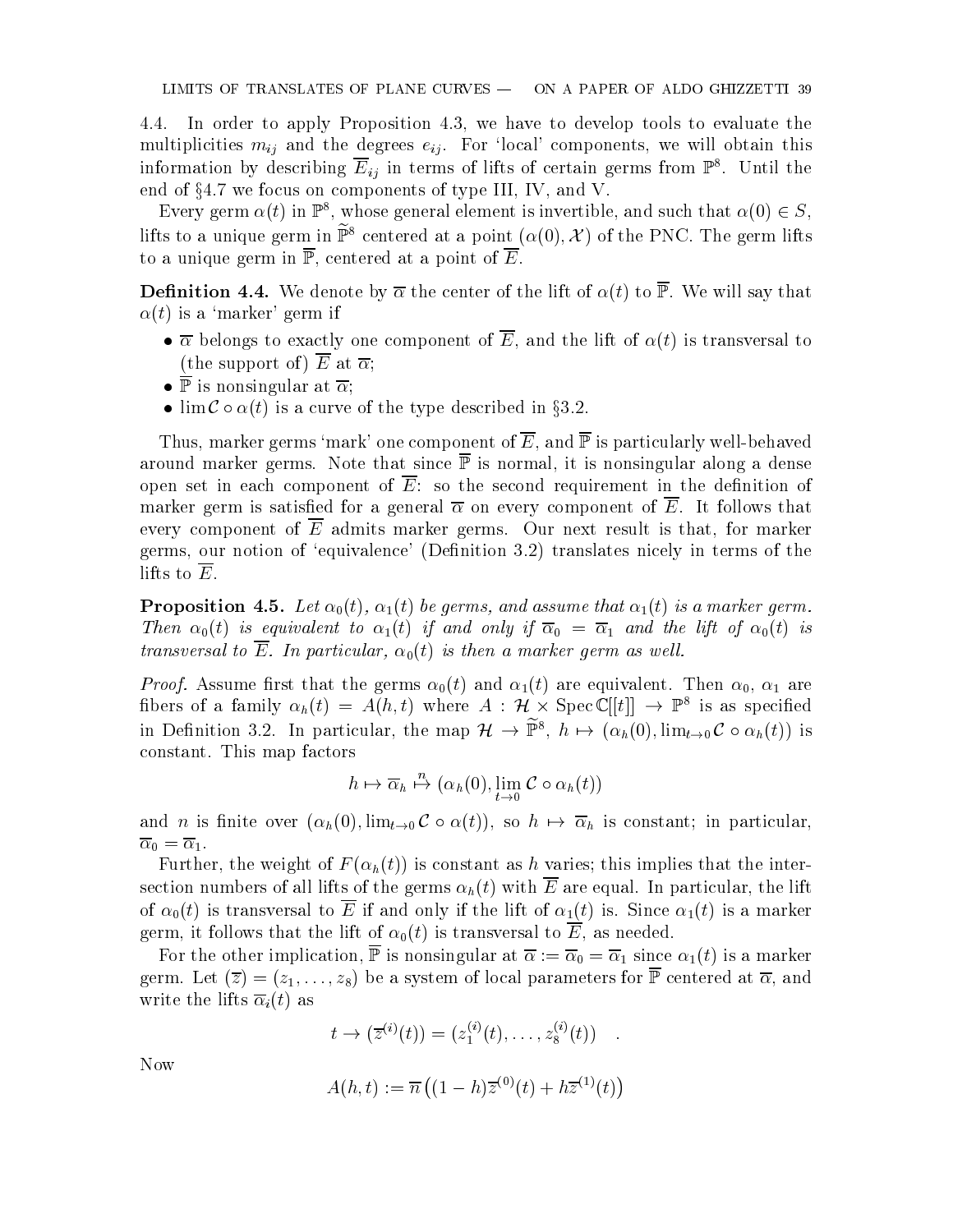4.4. In order to apply Proposition 4.3, we have to develop tools to evaluate the multiplicities $m_{ij}$ and the degrees $e_{ij}$. For 'local' components, we will obtain this information by describing $\overline{E}_{ij}$ in terms of lifts of certain germs from $\mathbb{P}^8$. Until the end of §4.7 we focus on components of type III, IV, and V.

Every germ $\alpha(t)$ in $\mathbb{P}^8$, whose general element is invertible, and such that $\alpha(0) \in S$, lifts to a unique germ in $\widetilde{\mathbb{P}}^8$ centered at a point $(\alpha(0), \mathcal{X})$ of the PNC. The germ lifts to a unique germ in $\overline{\mathbb{P}}$, centered at a point of $\overline{E}$.

**Definition 4.4.** We denote by $\overline{\alpha}$ the center of the lift of $\alpha(t)$ to $\overline{\mathbb{P}}$. We will say that $\alpha(t)$ is a 'marker' germ if

- $\overline{\alpha}$ belongs to exactly one component of $\overline{E}$, and the lift of $\alpha(t)$ is transversal to (the support of) $\overline{E}$ at $\overline{\alpha}$;
- $\overline{\mathbb{P}}$ is nonsingular at $\overline{\alpha}$;
- $\lim \mathcal{C} \circ \alpha(t)$ is a curve of the type described in §3.2.

Thus, marker germs 'mark' one component of $\overline{E}$, and $\overline{\mathbb{P}}$ is particularly well-behaved around marker germs. Note that since $\overline{\mathbb{P}}$ is normal, it is nonsingular along a dense open set in each component of $\overline{E}$: so the second requirement in the definition of marker germ is satisfied for a general $\overline{\alpha}$ on every component of $\overline{E}$. It follows that every component of $\overline{E}$ admits marker germs. Our next result is that, for marker germs, our notion of 'equivalence' (Definition 3.2) translates nicely in terms of the lifts to $\overline{E}$.

**Proposition 4.5.** *Let $\alpha_0(t)$, $\alpha_1(t)$ be germs, and assume that $\alpha_1(t)$ is a marker germ. Then $\alpha_0(t)$ is equivalent to $\alpha_1(t)$ if and only if $\overline{\alpha}_0 = \overline{\alpha}_1$ and the lift of $\alpha_0(t)$ is transversal to $\overline{E}$. In particular, $\alpha_0(t)$ is then a marker germ as well.*

*Proof.* Assume first that the germs $\alpha_0(t)$ and $\alpha_1(t)$ are equivalent. Then $\alpha_0$, $\alpha_1$ are fibers of a family $\alpha_h(t) = A(h,t)$ where $A : \mathcal{H} \times \operatorname{Spec} \mathbb{C}[[t]] \to \mathbb{P}^8$ is as specified in Definition 3.2. In particular, the map $\mathcal{H} \to \widetilde{\mathbb{P}}^8$, $h \mapsto (\alpha_h(0), \lim_{t\to 0} \mathcal{C} \circ \alpha_h(t))$ is constant. This map factors

$$h \mapsto \overline{\alpha}_h \overset{n}{\mapsto} (\alpha_h(0), \lim_{t\to 0} \mathcal{C} \circ \alpha_h(t))$$

and $n$ is finite over $(\alpha_h(0), \lim_{t\to 0} \mathcal{C} \circ \alpha(t))$, so $h \mapsto \overline{\alpha}_h$ is constant; in particular, $\overline{\alpha}_0 = \overline{\alpha}_1$.

Further, the weight of $F(\alpha_h(t))$ is constant as $h$ varies; this implies that the intersection numbers of all lifts of the germs $\alpha_h(t)$ with $\overline{E}$ are equal. In particular, the lift of $\alpha_0(t)$ is transversal to $\overline{E}$ if and only if the lift of $\alpha_1(t)$ is. Since $\alpha_1(t)$ is a marker germ, it follows that the lift of $\alpha_0(t)$ is transversal to $\overline{E}$, as needed.

For the other implication, $\overline{\mathbb{P}}$ is nonsingular at $\overline{\alpha} := \overline{\alpha}_0 = \overline{\alpha}_1$ since $\alpha_1(t)$ is a marker germ. Let $(\overline{z}) = (z_1, \dots, z_8)$ be a system of local parameters for $\overline{\mathbb{P}}$ centered at $\overline{\alpha}$, and write the lifts $\overline{\alpha}_i(t)$ as

$$t \to (\overline{z}^{(i)}(t)) = (z_1^{(i)}(t), \dots, z_8^{(i)}(t)) \quad .$$

Now

$$A(h,t) := \overline{n}\left((1-h)\overline{z}^{(0)}(t) + h\overline{z}^{(1)}(t)\right)$$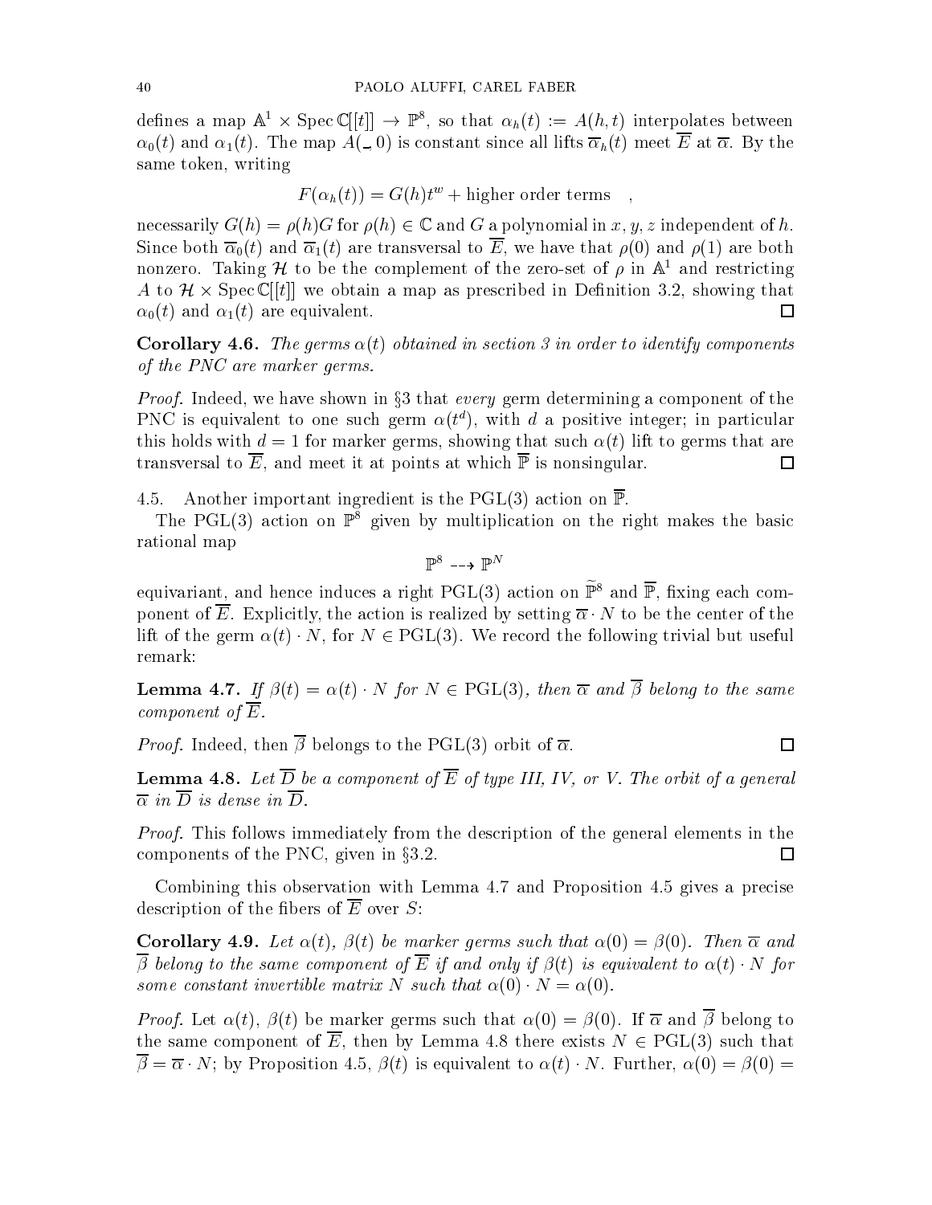defines a map $\mathbb{A}^1 \times \operatorname{Spec} \mathbb{C}[[t]] \to \mathbb{P}^8$, so that $\alpha_h(t) := A(h,t)$ interpolates between $\alpha_0(t)$ and $\alpha_1(t)$. The map $A(\_,0)$ is constant since all lifts $\overline{\alpha}_h(t)$ meet $\overline{E}$ at $\overline{\alpha}$. By the same token, writing

$$F(\alpha_h(t)) = G(h)t^w + \text{higher order terms} \quad ,$$

necessarily $G(h) = \rho(h)G$ for $\rho(h) \in \mathbb{C}$ and $G$ a polynomial in $x, y, z$ independent of $h$. Since both $\overline{\alpha}_0(t)$ and $\overline{\alpha}_1(t)$ are transversal to $\overline{E}$, we have that $\rho(0)$ and $\rho(1)$ are both nonzero. Taking $\mathcal{H}$ to be the complement of the zero-set of $\rho$ in $\mathbb{A}^1$ and restricting $A$ to $\mathcal{H} \times \operatorname{Spec} \mathbb{C}[[t]]$ we obtain a map as prescribed in Definition 3.2, showing that $\alpha_0(t)$ and $\alpha_1(t)$ are equivalent. $\square$

**Corollary 4.6.** *The germs $\alpha(t)$ obtained in section 3 in order to identify components of the PNC are marker germs.*

*Proof.* Indeed, we have shown in §3 that *every* germ determining a component of the PNC is equivalent to one such germ $\alpha(t^d)$, with $d$ a positive integer; in particular this holds with $d = 1$ for marker germs, showing that such $\alpha(t)$ lift to germs that are transversal to $\overline{E}$, and meet it at points at which $\overline{\mathbb{P}}$ is nonsingular. $\square$

4.5. Another important ingredient is the PGL(3) action on $\overline{\mathbb{P}}$.

The PGL(3) action on $\mathbb{P}^8$ given by multiplication on the right makes the basic rational map

$$\mathbb{P}^8 \dashrightarrow \mathbb{P}^N$$

equivariant, and hence induces a right PGL(3) action on $\widetilde{\mathbb{P}}^8$ and $\overline{\mathbb{P}}$, fixing each component of $\overline{E}$. Explicitly, the action is realized by setting $\overline{\alpha} \cdot N$ to be the center of the lift of the germ $\alpha(t) \cdot N$, for $N \in \mathrm{PGL}(3)$. We record the following trivial but useful remark:

**Lemma 4.7.** *If $\beta(t) = \alpha(t) \cdot N$ for $N \in \mathrm{PGL}(3)$, then $\overline{\alpha}$ and $\overline{\beta}$ belong to the same component of $\overline{E}$.*

*Proof.* Indeed, then $\overline{\beta}$ belongs to the PGL(3) orbit of $\overline{\alpha}$. $\square$

**Lemma 4.8.** *Let $\overline{D}$ be a component of $\overline{E}$ of type III, IV, or V. The orbit of a general $\overline{\alpha}$ in $\overline{D}$ is dense in $\overline{D}$.*

*Proof.* This follows immediately from the description of the general elements in the components of the PNC, given in §3.2. $\square$

Combining this observation with Lemma 4.7 and Proposition 4.5 gives a precise description of the fibers of $\overline{E}$ over $S$:

**Corollary 4.9.** *Let $\alpha(t)$, $\beta(t)$ be marker germs such that $\alpha(0) = \beta(0)$. Then $\overline{\alpha}$ and $\overline{\beta}$ belong to the same component of $\overline{E}$ if and only if $\beta(t)$ is equivalent to $\alpha(t) \cdot N$ for some constant invertible matrix $N$ such that $\alpha(0) \cdot N = \alpha(0)$.*

*Proof.* Let $\alpha(t)$, $\beta(t)$ be marker germs such that $\alpha(0) = \beta(0)$. If $\overline{\alpha}$ and $\overline{\beta}$ belong to the same component of $\overline{E}$, then by Lemma 4.8 there exists $N \in \mathrm{PGL}(3)$ such that $\overline{\beta} = \overline{\alpha} \cdot N$; by Proposition 4.5, $\beta(t)$ is equivalent to $\alpha(t) \cdot N$. Further, $\alpha(0) = \beta(0) =$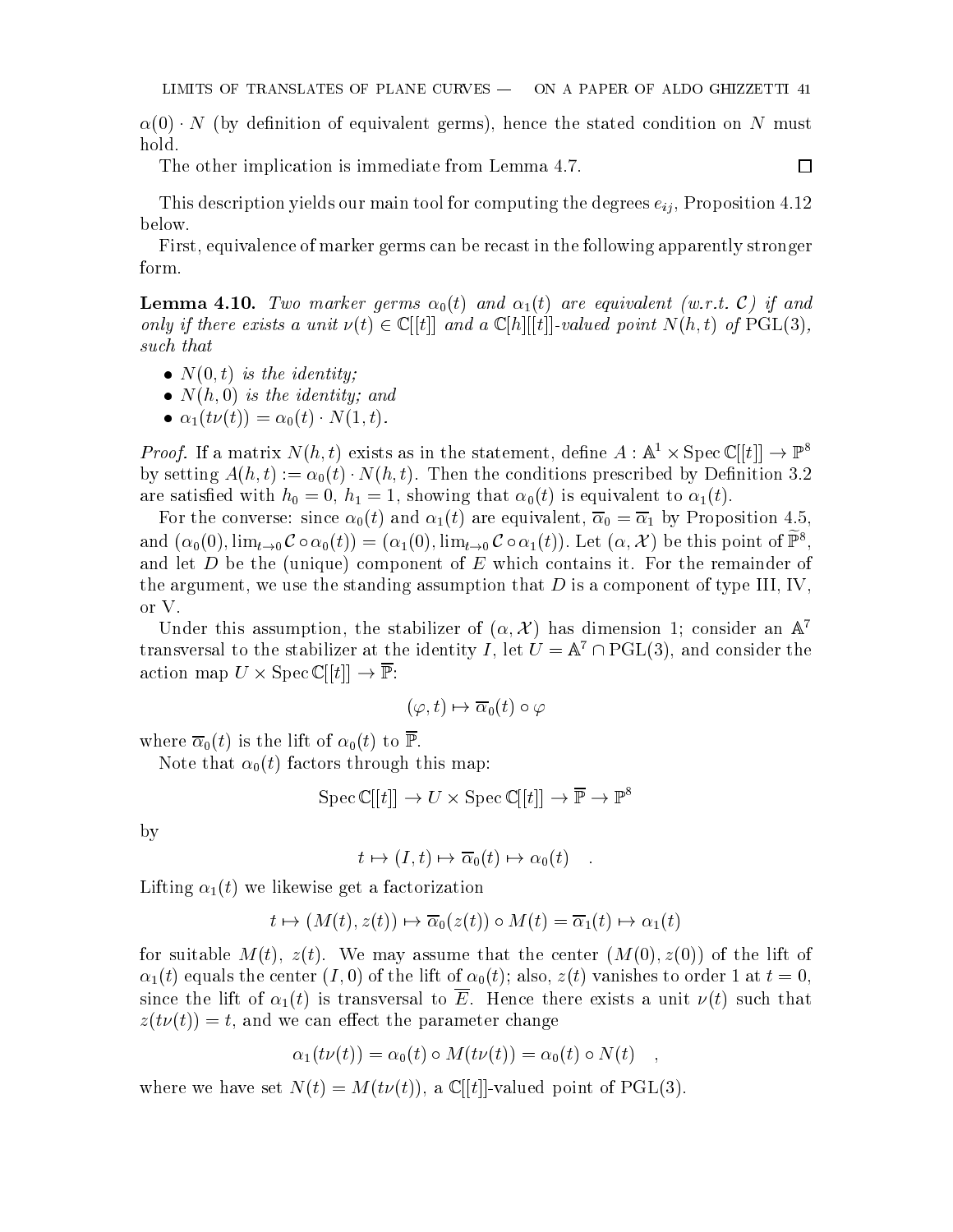$\alpha(0) \cdot N$ (by definition of equivalent germs), hence the stated condition on $N$ must hold.

The other implication is immediate from Lemma 4.7. □

This description yields our main tool for computing the degrees $e_{ij}$, Proposition 4.12 below.

First, equivalence of marker germs can be recast in the following apparently stronger form.

**Lemma 4.10.** *Two marker germs $\alpha_0(t)$ and $\alpha_1(t)$ are equivalent (w.r.t. $\mathcal{C}$) if and only if there exists a unit $\nu(t) \in \mathbb{C}[[t]]$ and a $\mathbb{C}[h][[t]]$-valued point $N(h,t)$ of $\mathrm{PGL}(3)$, such that*

- *$N(0,t)$ is the identity;*
- *$N(h,0)$ is the identity; and*
- *$\alpha_1(t\nu(t)) = \alpha_0(t) \cdot N(1,t)$.*

*Proof.* If a matrix $N(h,t)$ exists as in the statement, define $A : \mathbb{A}^1 \times \operatorname{Spec} \mathbb{C}[[t]] \to \mathbb{P}^8$ by setting $A(h,t) := \alpha_0(t) \cdot N(h,t)$. Then the conditions prescribed by Definition 3.2 are satisfied with $h_0 = 0$, $h_1 = 1$, showing that $\alpha_0(t)$ is equivalent to $\alpha_1(t)$.

For the converse: since $\alpha_0(t)$ and $\alpha_1(t)$ are equivalent, $\overline{\alpha}_0 = \overline{\alpha}_1$ by Proposition 4.5, and $(\alpha_0(0), \lim_{t\to 0} \mathcal{C} \circ \alpha_0(t)) = (\alpha_1(0), \lim_{t\to 0} \mathcal{C} \circ \alpha_1(t))$. Let $(\alpha, \mathcal{X})$ be this point of $\widetilde{\mathbb{P}}^8$, and let $D$ be the (unique) component of $E$ which contains it. For the remainder of the argument, we use the standing assumption that $D$ is a component of type III, IV, or V.

Under this assumption, the stabilizer of $(\alpha, \mathcal{X})$ has dimension 1; consider an $\mathbb{A}^7$ transversal to the stabilizer at the identity $I$, let $U = \mathbb{A}^7 \cap \mathrm{PGL}(3)$, and consider the action map $U \times \operatorname{Spec} \mathbb{C}[[t]] \to \overline{\mathbb{P}}$:

$$(\varphi, t) \mapsto \overline{\alpha}_0(t) \circ \varphi$$

where $\overline{\alpha}_0(t)$ is the lift of $\alpha_0(t)$ to $\overline{\mathbb{P}}$.

Note that $\alpha_0(t)$ factors through this map:

$$\operatorname{Spec} \mathbb{C}[[t]] \to U \times \operatorname{Spec} \mathbb{C}[[t]] \to \overline{\mathbb{P}} \to \mathbb{P}^8$$

by

$$t \mapsto (I, t) \mapsto \overline{\alpha}_0(t) \mapsto \alpha_0(t) \quad .$$

Lifting $\alpha_1(t)$ we likewise get a factorization

$$t \mapsto (M(t), z(t)) \mapsto \overline{\alpha}_0(z(t)) \circ M(t) = \overline{\alpha}_1(t) \mapsto \alpha_1(t)$$

for suitable $M(t)$, $z(t)$. We may assume that the center $(M(0), z(0))$ of the lift of $\alpha_1(t)$ equals the center $(I, 0)$ of the lift of $\alpha_0(t)$; also, $z(t)$ vanishes to order 1 at $t = 0$, since the lift of $\alpha_1(t)$ is transversal to $\overline{E}$. Hence there exists a unit $\nu(t)$ such that $z(t\nu(t)) = t$, and we can effect the parameter change

$$\alpha_1(t\nu(t)) = \alpha_0(t) \circ M(t\nu(t)) = \alpha_0(t) \circ N(t) \quad ,$$

where we have set $N(t) = M(t\nu(t))$, a $\mathbb{C}[[t]]$-valued point of $\mathrm{PGL}(3)$.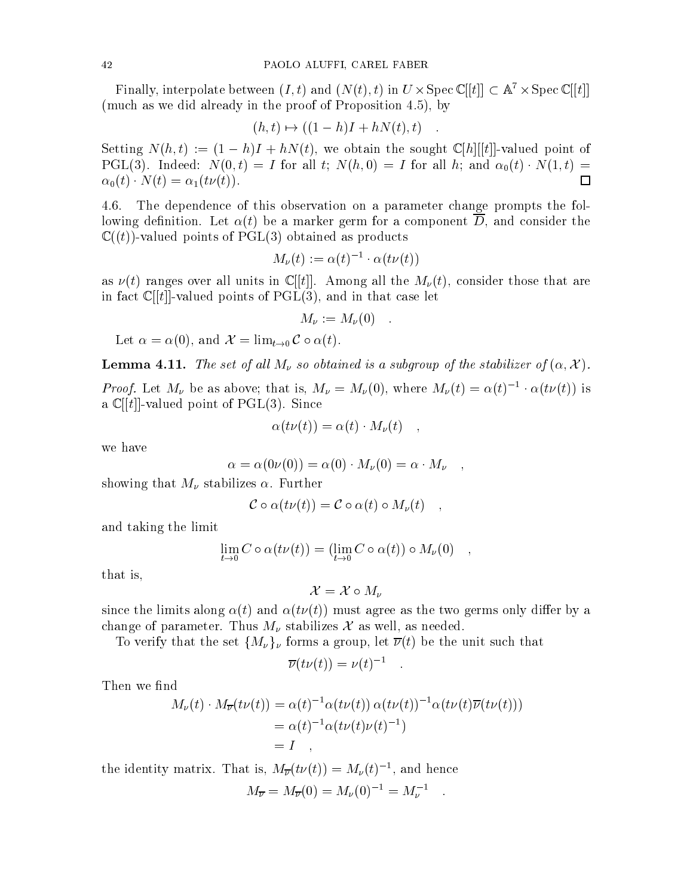Finally, interpolate between $(I, t)$ and $(N(t), t)$ in $U \times \operatorname{Spec} \mathbb{C}[[t]] \subset \mathbb{A}^7 \times \operatorname{Spec} \mathbb{C}[[t]]$ (much as we did already in the proof of Proposition 4.5), by

$$(h, t) \mapsto ((1-h)I + hN(t), t) \quad .$$

Setting $N(h,t) := (1-h)I + hN(t)$, we obtain the sought $\mathbb{C}[h][[t]]$-valued point of $\mathrm{PGL}(3)$. Indeed: $N(0,t) = I$ for all $t$; $N(h,0) = I$ for all $h$; and $\alpha_0(t) \cdot N(1,t) = \alpha_0(t) \cdot N(t) = \alpha_1(t\nu(t))$. □

4.6. The dependence of this observation on a parameter change prompts the following definition. Let $\alpha(t)$ be a marker germ for a component $\overline{D}$, and consider the $\mathbb{C}((t))$-valued points of $\mathrm{PGL}(3)$ obtained as products

$$M_\nu(t) := \alpha(t)^{-1} \cdot \alpha(t\nu(t))$$

as $\nu(t)$ ranges over all units in $\mathbb{C}[[t]]$. Among all the $M_\nu(t)$, consider those that are in fact $\mathbb{C}[[t]]$-valued points of $\mathrm{PGL}(3)$, and in that case let

$$M_\nu := M_\nu(0) \quad .$$

Let $\alpha = \alpha(0)$, and $\mathcal{X} = \lim_{t \to 0} \mathcal{C} \circ \alpha(t)$.

**Lemma 4.11.** *The set of all $M_\nu$ so obtained is a subgroup of the stabilizer of $(\alpha, \mathcal{X})$.*

*Proof.* Let $M_\nu$ be as above; that is, $M_\nu = M_\nu(0)$, where $M_\nu(t) = \alpha(t)^{-1} \cdot \alpha(t\nu(t))$ is a $\mathbb{C}[[t]]$-valued point of $\mathrm{PGL}(3)$. Since

$$\alpha(t\nu(t)) = \alpha(t) \cdot M_\nu(t) \quad ,$$

we have

$$\alpha = \alpha(0\nu(0)) = \alpha(0) \cdot M_\nu(0) = \alpha \cdot M_\nu \quad ,$$

showing that $M_\nu$ stabilizes $\alpha$. Further

$$\mathcal{C} \circ \alpha(t\nu(t)) = \mathcal{C} \circ \alpha(t) \circ M_\nu(t) \quad ,$$

and taking the limit

$$\lim_{t \to 0} C \circ \alpha(t\nu(t)) = (\lim_{t \to 0} C \circ \alpha(t)) \circ M_\nu(0) \quad ,$$

that is,

$$\mathcal{X} = \mathcal{X} \circ M_\nu$$

since the limits along $\alpha(t)$ and $\alpha(t\nu(t))$ must agree as the two germs only differ by a change of parameter. Thus $M_\nu$ stabilizes $\mathcal{X}$ as well, as needed.

To verify that the set $\{M_\nu\}_\nu$ forms a group, let $\overline{\nu}(t)$ be the unit such that

$$\overline{\nu}(t\nu(t)) = \nu(t)^{-1} \quad .$$

Then we find

$$\begin{aligned} M_\nu(t) \cdot M_{\overline{\nu}}(t\nu(t)) &= \alpha(t)^{-1}\alpha(t\nu(t))\, \alpha(t\nu(t))^{-1}\alpha(t\nu(t)\overline{\nu}(t\nu(t))) \\ &= \alpha(t)^{-1}\alpha(t\nu(t)\nu(t)^{-1}) \\ &= I \quad , \end{aligned}$$

the identity matrix. That is, $M_{\overline{\nu}}(t\nu(t)) = M_\nu(t)^{-1}$, and hence

$$M_{\overline{\nu}} = M_{\overline{\nu}}(0) = M_\nu(0)^{-1} = M_\nu^{-1} \quad .$$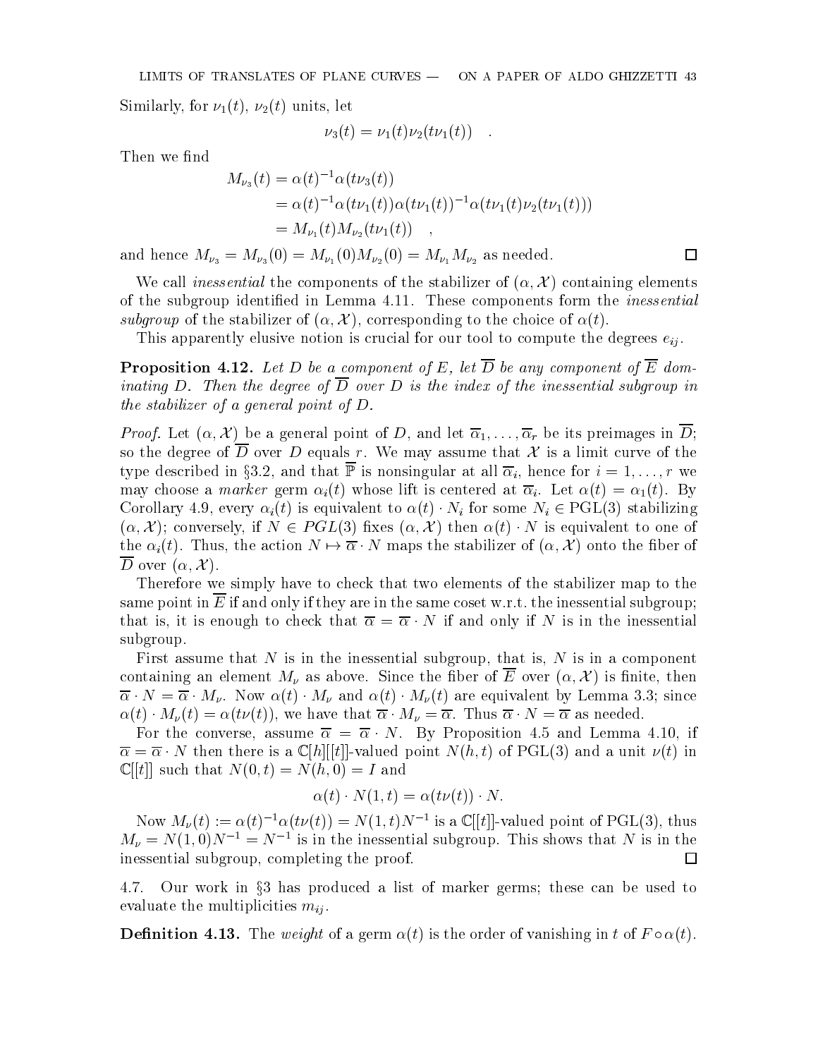Similarly, for $\nu_1(t)$, $\nu_2(t)$ units, let

$$\nu_3(t) = \nu_1(t)\nu_2(t\nu_1(t)) \quad .$$

Then we find

$$\begin{aligned}
M_{\nu_3}(t) &= \alpha(t)^{-1}\alpha(t\nu_3(t)) \\
&= \alpha(t)^{-1}\alpha(t\nu_1(t))\alpha(t\nu_1(t))^{-1}\alpha(t\nu_1(t)\nu_2(t\nu_1(t))) \\
&= M_{\nu_1}(t)M_{\nu_2}(t\nu_1(t)) \quad ,
\end{aligned}$$

and hence $M_{\nu_3} = M_{\nu_3}(0) = M_{\nu_1}(0)M_{\nu_2}(0) = M_{\nu_1}M_{\nu_2}$ as needed. □

We call *inessential* the components of the stabilizer of $(\alpha, \mathcal{X})$ containing elements of the subgroup identified in Lemma 4.11. These components form the *inessential subgroup* of the stabilizer of $(\alpha, \mathcal{X})$, corresponding to the choice of $\alpha(t)$.

This apparently elusive notion is crucial for our tool to compute the degrees $e_{ij}$.

**Proposition 4.12.** *Let $D$ be a component of $E$, let $\overline{D}$ be any component of $\overline{E}$ dominating $D$. Then the degree of $\overline{D}$ over $D$ is the index of the inessential subgroup in the stabilizer of a general point of $D$.*

*Proof.* Let $(\alpha, \mathcal{X})$ be a general point of $D$, and let $\overline{\alpha}_1, \dots, \overline{\alpha}_r$ be its preimages in $\overline{D}$; so the degree of $\overline{D}$ over $D$ equals $r$. We may assume that $\mathcal{X}$ is a limit curve of the type described in §3.2, and that $\overline{\mathbb{P}}$ is nonsingular at all $\overline{\alpha}_i$, hence for $i = 1, \dots, r$ we may choose a *marker* germ $\alpha_i(t)$ whose lift is centered at $\overline{\alpha}_i$. Let $\alpha(t) = \alpha_1(t)$. By Corollary 4.9, every $\alpha_i(t)$ is equivalent to $\alpha(t) \cdot N_i$ for some $N_i \in \mathrm{PGL}(3)$ stabilizing $(\alpha, \mathcal{X})$; conversely, if $N \in PGL(3)$ fixes $(\alpha, \mathcal{X})$ then $\alpha(t) \cdot N$ is equivalent to one of the $\alpha_i(t)$. Thus, the action $N \mapsto \overline{\alpha} \cdot N$ maps the stabilizer of $(\alpha, \mathcal{X})$ onto the fiber of $\overline{D}$ over $(\alpha, \mathcal{X})$.

Therefore we simply have to check that two elements of the stabilizer map to the same point in $\overline{E}$ if and only if they are in the same coset w.r.t. the inessential subgroup; that is, it is enough to check that $\overline{\alpha} = \overline{\alpha} \cdot N$ if and only if $N$ is in the inessential subgroup.

First assume that $N$ is in the inessential subgroup, that is, $N$ is in a component containing an element $M_\nu$ as above. Since the fiber of $\overline{E}$ over $(\alpha, \mathcal{X})$ is finite, then $\overline{\alpha} \cdot N = \overline{\alpha} \cdot M_\nu$. Now $\alpha(t) \cdot M_\nu$ and $\alpha(t) \cdot M_\nu(t)$ are equivalent by Lemma 3.3; since $\alpha(t) \cdot M_\nu(t) = \alpha(t\nu(t))$, we have that $\overline{\alpha} \cdot M_\nu = \overline{\alpha}$. Thus $\overline{\alpha} \cdot N = \overline{\alpha}$ as needed.

For the converse, assume $\overline{\alpha} = \overline{\alpha} \cdot N$. By Proposition 4.5 and Lemma 4.10, if $\overline{\alpha} = \overline{\alpha} \cdot N$ then there is a $\mathbb{C}[h][[t]]$-valued point $N(h,t)$ of $\mathrm{PGL}(3)$ and a unit $\nu(t)$ in $\mathbb{C}[[t]]$ such that $N(0,t) = N(h,0) = I$ and

$$\alpha(t) \cdot N(1,t) = \alpha(t\nu(t)) \cdot N.$$

Now $M_\nu(t) := \alpha(t)^{-1}\alpha(t\nu(t)) = N(1,t)N^{-1}$ is a $\mathbb{C}[[t]]$-valued point of $\mathrm{PGL}(3)$, thus $M_\nu = N(1,0)N^{-1} = N^{-1}$ is in the inessential subgroup. This shows that $N$ is in the inessential subgroup, completing the proof. □

4.7. Our work in §3 has produced a list of marker germs; these can be used to evaluate the multiplicities $m_{ij}$.

**Definition 4.13.** The *weight* of a germ $\alpha(t)$ is the order of vanishing in $t$ of $F \circ \alpha(t)$.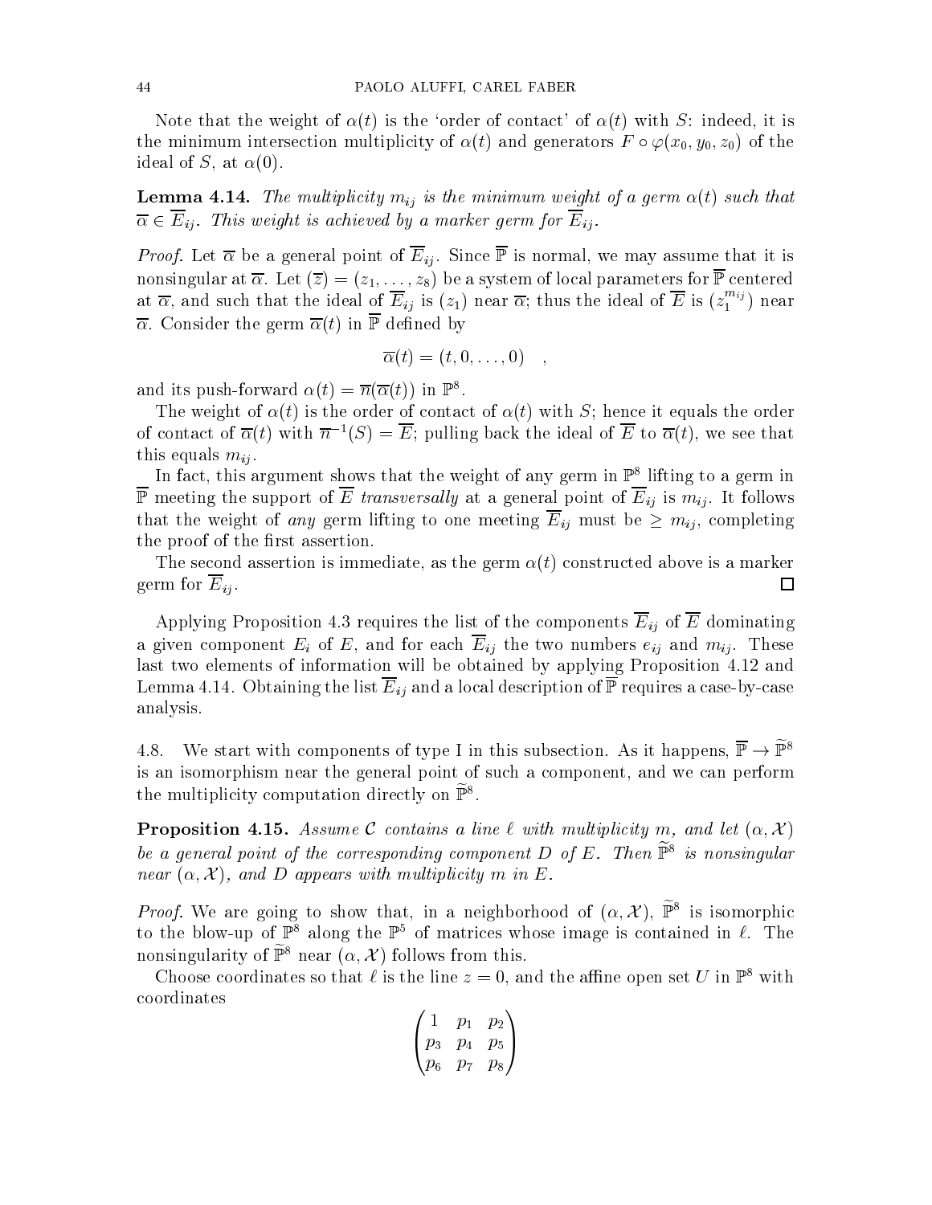Note that the weight of $\alpha(t)$ is the 'order of contact' of $\alpha(t)$ with $S$: indeed, it is the minimum intersection multiplicity of $\alpha(t)$ and generators $F \circ \varphi(x_0, y_0, z_0)$ of the ideal of $S$, at $\alpha(0)$.

**Lemma 4.14.** *The multiplicity $m_{ij}$ is the minimum weight of a germ $\alpha(t)$ such that $\overline{\alpha} \in \overline{E}_{ij}$. This weight is achieved by a marker germ for $\overline{E}_{ij}$.*

*Proof.* Let $\overline{\alpha}$ be a general point of $\overline{E}_{ij}$. Since $\overline{\mathbb{P}}$ is normal, we may assume that it is nonsingular at $\overline{\alpha}$. Let $(\overline{z}) = (z_1, \dots, z_8)$ be a system of local parameters for $\overline{\mathbb{P}}$ centered at $\overline{\alpha}$, and such that the ideal of $\overline{E}_{ij}$ is $(z_1)$ near $\overline{\alpha}$; thus the ideal of $\overline{E}$ is $(z_1^{m_{ij}})$ near $\overline{\alpha}$. Consider the germ $\overline{\alpha}(t)$ in $\overline{\mathbb{P}}$ defined by

$$\overline{\alpha}(t) = (t, 0, \dots, 0) \quad ,$$

and its push-forward $\alpha(t) = \overline{\pi}(\overline{\alpha}(t))$ in $\mathbb{P}^8$.

The weight of $\alpha(t)$ is the order of contact of $\alpha(t)$ with $S$; hence it equals the order of contact of $\overline{\alpha}(t)$ with $\overline{\pi}^{-1}(S) = \overline{E}$; pulling back the ideal of $\overline{E}$ to $\overline{\alpha}(t)$, we see that this equals $m_{ij}$.

In fact, this argument shows that the weight of any germ in $\mathbb{P}^8$ lifting to a germ in $\overline{\mathbb{P}}$ meeting the support of $\overline{E}$ *transversally* at a general point of $\overline{E}_{ij}$ is $m_{ij}$. It follows that the weight of *any* germ lifting to one meeting $\overline{E}_{ij}$ must be $\geq m_{ij}$, completing the proof of the first assertion.

The second assertion is immediate, as the germ $\alpha(t)$ constructed above is a marker germ for $\overline{E}_{ij}$. $\square$

Applying Proposition 4.3 requires the list of the components $\overline{E}_{ij}$ of $\overline{E}$ dominating a given component $E_i$ of $E$, and for each $\overline{E}_{ij}$ the two numbers $e_{ij}$ and $m_{ij}$. These last two elements of information will be obtained by applying Proposition 4.12 and Lemma 4.14. Obtaining the list $\overline{E}_{ij}$ and a local description of $\overline{\mathbb{P}}$ requires a case-by-case analysis.

4.8. We start with components of type I in this subsection. As it happens, $\overline{\mathbb{P}} \to \widetilde{\mathbb{P}}^8$ is an isomorphism near the general point of such a component, and we can perform the multiplicity computation directly on $\widetilde{\mathbb{P}}^8$.

**Proposition 4.15.** *Assume $\mathcal{C}$ contains a line $\ell$ with multiplicity $m$, and let $(\alpha, \mathcal{X})$ be a general point of the corresponding component $D$ of $E$. Then $\widetilde{\mathbb{P}}^8$ is nonsingular near $(\alpha, \mathcal{X})$, and $D$ appears with multiplicity $m$ in $E$.*

*Proof.* We are going to show that, in a neighborhood of $(\alpha, \mathcal{X})$, $\widetilde{\mathbb{P}}^8$ is isomorphic to the blow-up of $\mathbb{P}^8$ along the $\mathbb{P}^5$ of matrices whose image is contained in $\ell$. The nonsingularity of $\widetilde{\mathbb{P}}^8$ near $(\alpha, \mathcal{X})$ follows from this.

Choose coordinates so that $\ell$ is the line $z = 0$, and the affine open set $U$ in $\mathbb{P}^8$ with coordinates

$$\begin{pmatrix} 1 & p_1 & p_2 \\ p_3 & p_4 & p_5 \\ p_6 & p_7 & p_8 \end{pmatrix}$$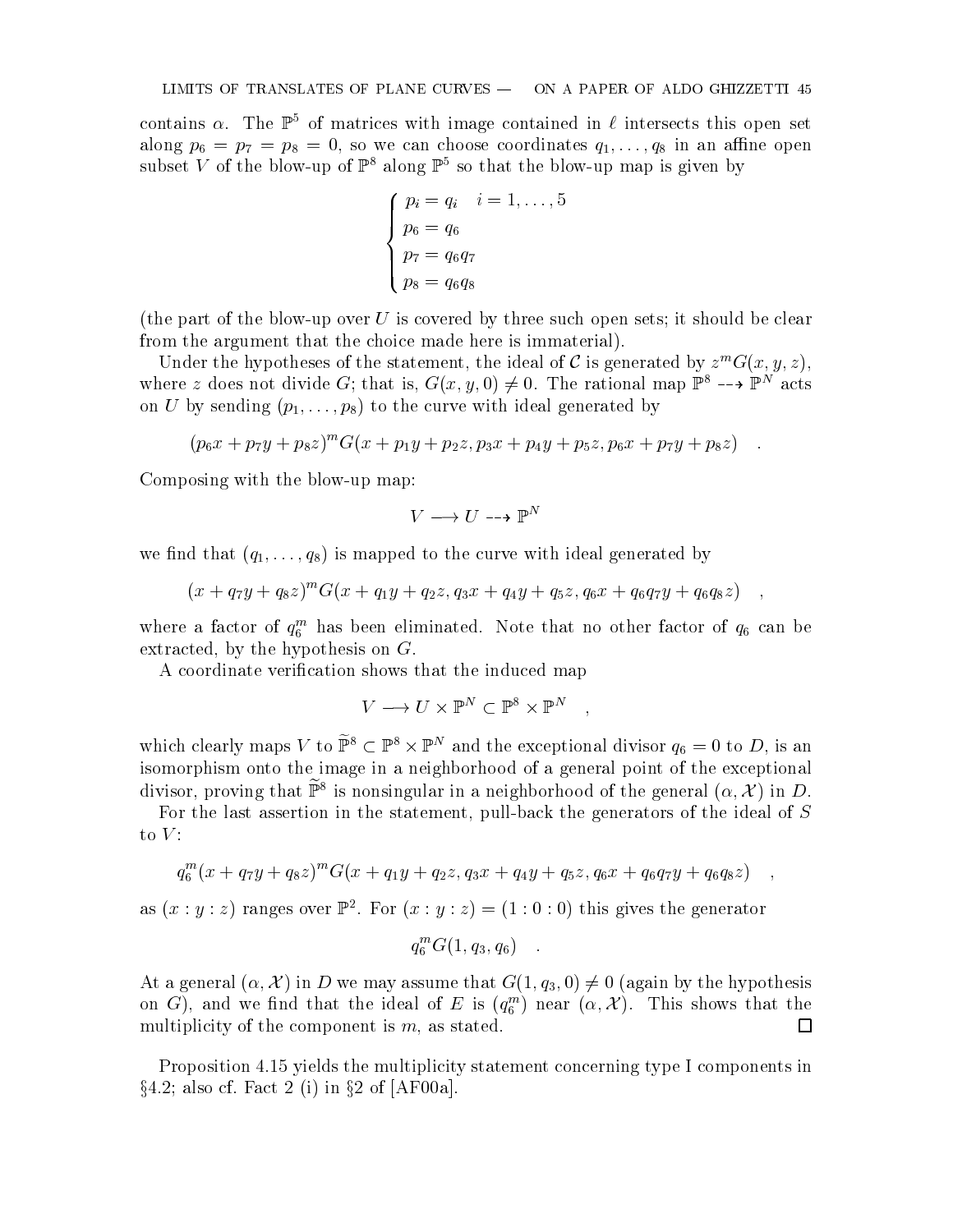contains $\alpha$. The $\mathbb{P}^5$ of matrices with image contained in $\ell$ intersects this open set along $p_6 = p_7 = p_8 = 0$, so we can choose coordinates $q_1, \dots, q_8$ in an affine open subset $V$ of the blow-up of $\mathbb{P}^8$ along $\mathbb{P}^5$ so that the blow-up map is given by

$$\begin{cases} p_i = q_i \quad i = 1, \dots, 5 \\ p_6 = q_6 \\ p_7 = q_6 q_7 \\ p_8 = q_6 q_8 \end{cases}$$

(the part of the blow-up over $U$ is covered by three such open sets; it should be clear from the argument that the choice made here is immaterial).

Under the hypotheses of the statement, the ideal of $\mathcal{C}$ is generated by $z^m G(x, y, z)$, where $z$ does not divide $G$; that is, $G(x, y, 0) \neq 0$. The rational map $\mathbb{P}^8 \dashrightarrow \mathbb{P}^N$ acts on $U$ by sending $(p_1, \dots, p_8)$ to the curve with ideal generated by

$$(p_6 x + p_7 y + p_8 z)^m G(x + p_1 y + p_2 z, p_3 x + p_4 y + p_5 z, p_6 x + p_7 y + p_8 z) \quad .$$

Composing with the blow-up map:

$$V \longrightarrow U \dashrightarrow \mathbb{P}^N$$

we find that $(q_1, \dots, q_8)$ is mapped to the curve with ideal generated by

$$(x + q_7 y + q_8 z)^m G(x + q_1 y + q_2 z, q_3 x + q_4 y + q_5 z, q_6 x + q_6 q_7 y + q_6 q_8 z) \quad ,$$

where a factor of $q_6^m$ has been eliminated. Note that no other factor of $q_6$ can be extracted, by the hypothesis on $G$.

A coordinate verification shows that the induced map

$$V \longrightarrow U \times \mathbb{P}^N \subset \mathbb{P}^8 \times \mathbb{P}^N \quad ,$$

which clearly maps $V$ to $\widetilde{\mathbb{P}^8} \subset \mathbb{P}^8 \times \mathbb{P}^N$ and the exceptional divisor $q_6 = 0$ to $D$, is an isomorphism onto the image in a neighborhood of a general point of the exceptional divisor, proving that $\widetilde{\mathbb{P}^8}$ is nonsingular in a neighborhood of the general $(\alpha, \mathcal{X})$ in $D$.

For the last assertion in the statement, pull-back the generators of the ideal of $S$ to $V$:

$$q_6^m (x + q_7 y + q_8 z)^m G(x + q_1 y + q_2 z, q_3 x + q_4 y + q_5 z, q_6 x + q_6 q_7 y + q_6 q_8 z) \quad ,$$

as $(x : y : z)$ ranges over $\mathbb{P}^2$. For $(x : y : z) = (1 : 0 : 0)$ this gives the generator

$$q_6^m G(1, q_3, q_6) \quad .$$

At a general $(\alpha, \mathcal{X})$ in $D$ we may assume that $G(1, q_3, 0) \neq 0$ (again by the hypothesis on $G$), and we find that the ideal of $E$ is $(q_6^m)$ near $(\alpha, \mathcal{X})$. This shows that the multiplicity of the component is $m$, as stated. □

Proposition 4.15 yields the multiplicity statement concerning type I components in §4.2; also cf. Fact 2 (i) in §2 of [AF00a].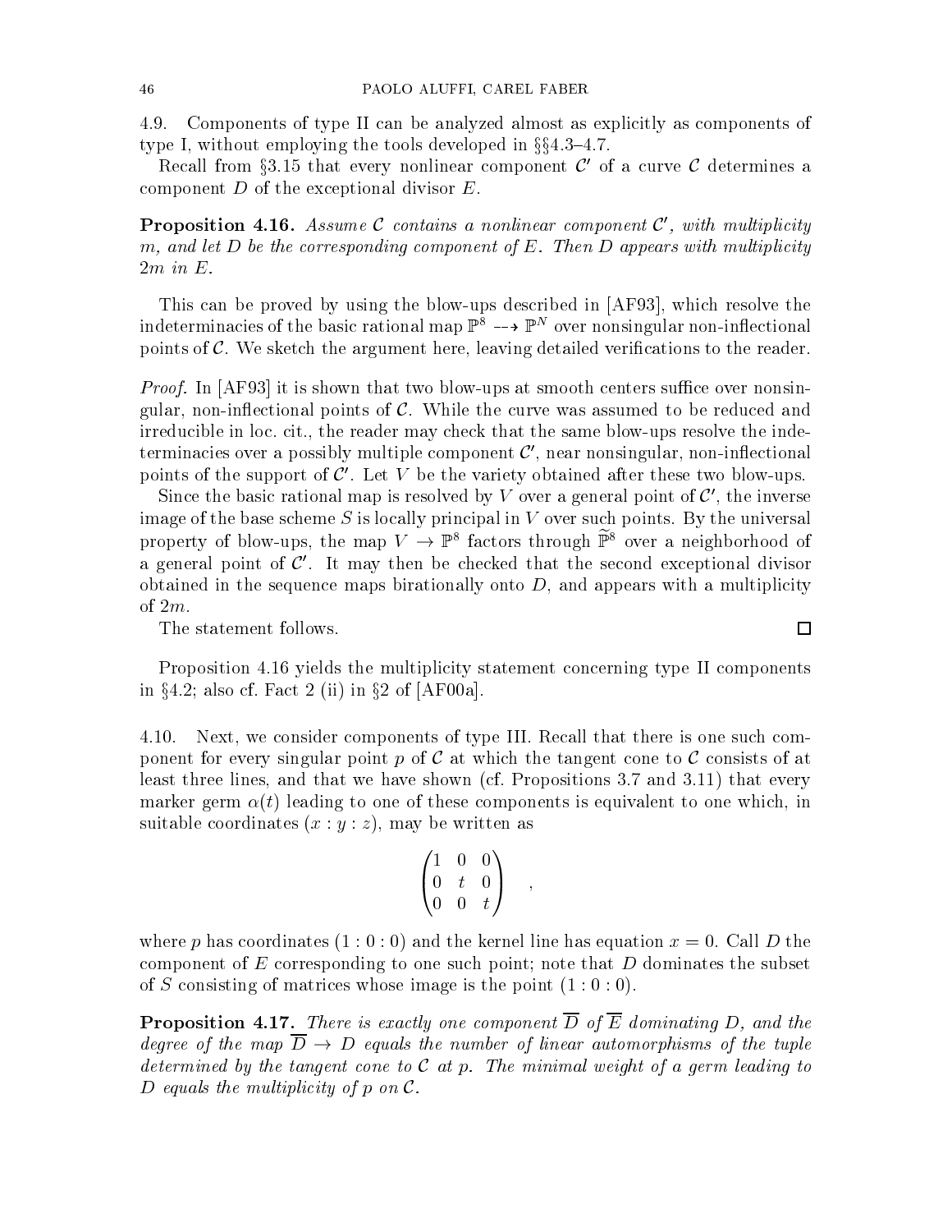4.9. Components of type II can be analyzed almost as explicitly as components of type I, without employing the tools developed in §§4.3–4.7.

Recall from §3.15 that every nonlinear component $\mathcal{C}'$ of a curve $\mathcal{C}$ determines a component $D$ of the exceptional divisor $E$.

**Proposition 4.16.** *Assume $\mathcal{C}$ contains a nonlinear component $\mathcal{C}'$, with multiplicity $m$, and let $D$ be the corresponding component of $E$. Then $D$ appears with multiplicity $2m$ in $E$.*

This can be proved by using the blow-ups described in [AF93], which resolve the indeterminacies of the basic rational map $\mathbb{P}^8 \dashrightarrow \mathbb{P}^N$ over nonsingular non-inflectional points of $\mathcal{C}$. We sketch the argument here, leaving detailed verifications to the reader.

*Proof.* In [AF93] it is shown that two blow-ups at smooth centers suffice over nonsingular, non-inflectional points of $\mathcal{C}$. While the curve was assumed to be reduced and irreducible in loc. cit., the reader may check that the same blow-ups resolve the indeterminacies over a possibly multiple component $\mathcal{C}'$, near nonsingular, non-inflectional points of the support of $\mathcal{C}'$. Let $V$ be the variety obtained after these two blow-ups.

Since the basic rational map is resolved by $V$ over a general point of $\mathcal{C}'$, the inverse image of the base scheme $S$ is locally principal in $V$ over such points. By the universal property of blow-ups, the map $V \to \mathbb{P}^8$ factors through $\widetilde{\mathbb{P}}^8$ over a neighborhood of a general point of $\mathcal{C}'$. It may then be checked that the second exceptional divisor obtained in the sequence maps birationally onto $D$, and appears with a multiplicity of $2m$.

The statement follows. $\square$

Proposition 4.16 yields the multiplicity statement concerning type II components in §4.2; also cf. Fact 2 (ii) in §2 of [AF00a].

4.10. Next, we consider components of type III. Recall that there is one such component for every singular point $p$ of $\mathcal{C}$ at which the tangent cone to $\mathcal{C}$ consists of at least three lines, and that we have shown (cf. Propositions 3.7 and 3.11) that every marker germ $\alpha(t)$ leading to one of these components is equivalent to one which, in suitable coordinates $(x : y : z)$, may be written as

$$\begin{pmatrix} 1 & 0 & 0 \\ 0 & t & 0 \\ 0 & 0 & t \end{pmatrix} \quad ,$$

where $p$ has coordinates $(1 : 0 : 0)$ and the kernel line has equation $x = 0$. Call $D$ the component of $E$ corresponding to one such point; note that $D$ dominates the subset of $S$ consisting of matrices whose image is the point $(1 : 0 : 0)$.

**Proposition 4.17.** *There is exactly one component $\overline{D}$ of $\overline{E}$ dominating $D$, and the degree of the map $\overline{D} \to D$ equals the number of linear automorphisms of the tuple determined by the tangent cone to $\mathcal{C}$ at $p$. The minimal weight of a germ leading to $D$ equals the multiplicity of $p$ on $\mathcal{C}$.*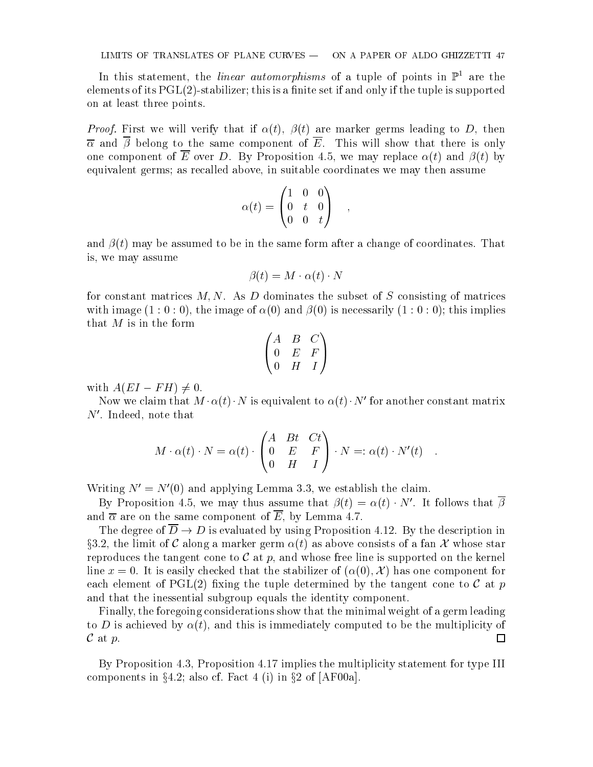In this statement, the *linear automorphisms* of a tuple of points in $\mathbb{P}^1$ are the elements of its $\mathrm{PGL}(2)$-stabilizer; this is a finite set if and only if the tuple is supported on at least three points.

*Proof.* First we will verify that if $\alpha(t)$, $\beta(t)$ are marker germs leading to $D$, then $\overline{\alpha}$ and $\overline{\beta}$ belong to the same component of $\overline{E}$. This will show that there is only one component of $\overline{E}$ over $D$. By Proposition 4.5, we may replace $\alpha(t)$ and $\beta(t)$ by equivalent germs; as recalled above, in suitable coordinates we may then assume

$$\alpha(t) = \begin{pmatrix} 1 & 0 & 0 \\ 0 & t & 0 \\ 0 & 0 & t \end{pmatrix} \quad ,$$

and $\beta(t)$ may be assumed to be in the same form after a change of coordinates. That is, we may assume

$$\beta(t) = M \cdot \alpha(t) \cdot N$$

for constant matrices $M, N$. As $D$ dominates the subset of $S$ consisting of matrices with image $(1:0:0)$, the image of $\alpha(0)$ and $\beta(0)$ is necessarily $(1:0:0)$; this implies that $M$ is in the form

$$\begin{pmatrix} A & B & C \\ 0 & E & F \\ 0 & H & I \end{pmatrix}$$

with $A(EI - FH) \neq 0$.

Now we claim that $M \cdot \alpha(t) \cdot N$ is equivalent to $\alpha(t) \cdot N'$ for another constant matrix $N'$. Indeed, note that

$$M \cdot \alpha(t) \cdot N = \alpha(t) \cdot \begin{pmatrix} A & Bt & Ct \\ 0 & E & F \\ 0 & H & I \end{pmatrix} \cdot N =: \alpha(t) \cdot N'(t) \quad .$$

Writing $N' = N'(0)$ and applying Lemma 3.3, we establish the claim.

By Proposition 4.5, we may thus assume that $\beta(t) = \alpha(t) \cdot N'$. It follows that $\overline{\beta}$ and $\overline{\alpha}$ are on the same component of $\overline{E}$, by Lemma 4.7.

The degree of $\overline{D} \to D$ is evaluated by using Proposition 4.12. By the description in §3.2, the limit of $\mathcal{C}$ along a marker germ $\alpha(t)$ as above consists of a fan $\mathcal{X}$ whose star reproduces the tangent cone to $\mathcal{C}$ at $p$, and whose free line is supported on the kernel line $x = 0$. It is easily checked that the stabilizer of $(\alpha(0), \mathcal{X})$ has one component for each element of $\mathrm{PGL}(2)$ fixing the tuple determined by the tangent cone to $\mathcal{C}$ at $p$ and that the inessential subgroup equals the identity component.

Finally, the foregoing considerations show that the minimal weight of a germ leading to $D$ is achieved by $\alpha(t)$, and this is immediately computed to be the multiplicity of $\mathcal{C}$ at $p$. $\square$

By Proposition 4.3, Proposition 4.17 implies the multiplicity statement for type III components in §4.2; also cf. Fact 4 (i) in §2 of [AF00a].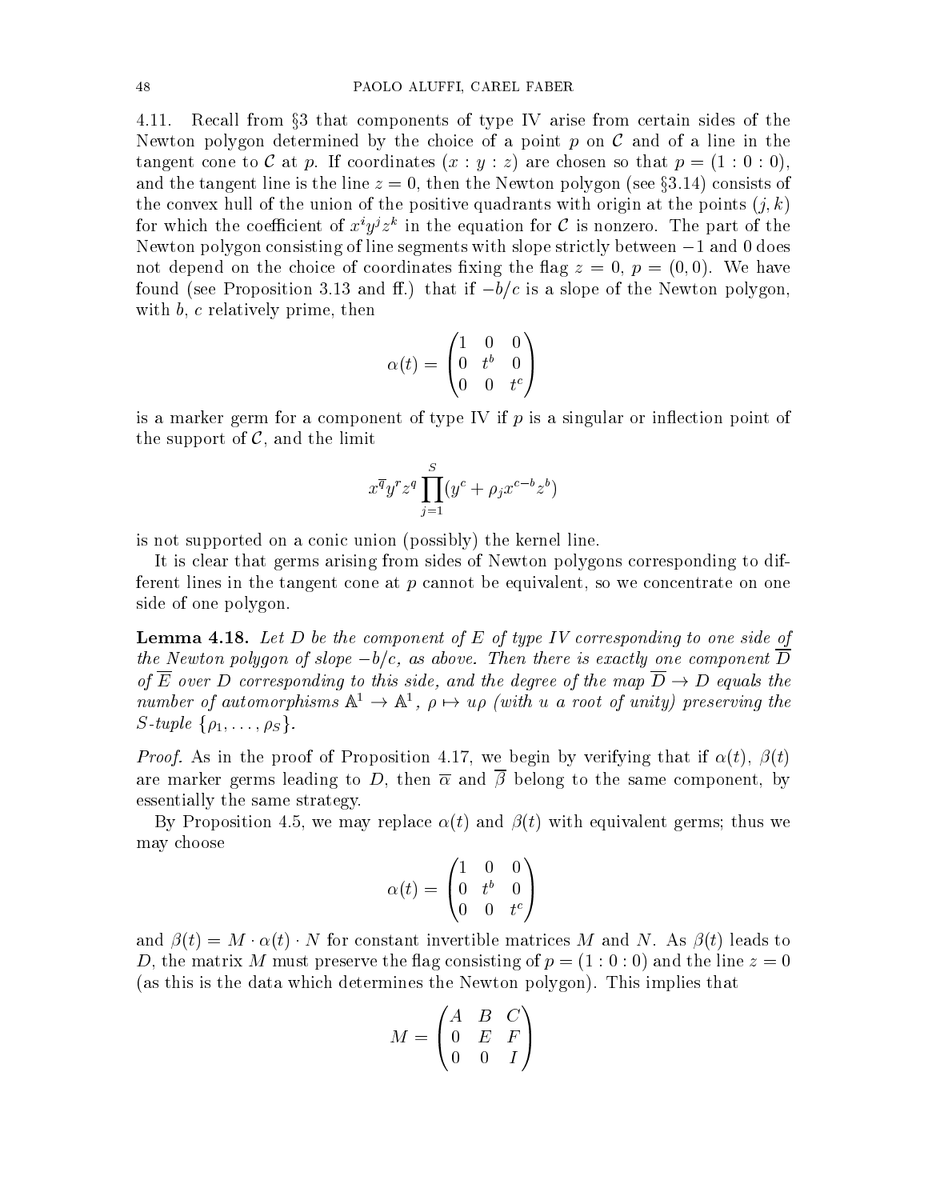4.11. Recall from §3 that components of type IV arise from certain sides of the Newton polygon determined by the choice of a point $p$ on $\mathcal{C}$ and of a line in the tangent cone to $\mathcal{C}$ at $p$. If coordinates $(x : y : z)$ are chosen so that $p = (1 : 0 : 0)$, and the tangent line is the line $z = 0$, then the Newton polygon (see §3.14) consists of the convex hull of the union of the positive quadrants with origin at the points $(j, k)$ for which the coefficient of $x^i y^j z^k$ in the equation for $\mathcal{C}$ is nonzero. The part of the Newton polygon consisting of line segments with slope strictly between $-1$ and $0$ does not depend on the choice of coordinates fixing the flag $z = 0$, $p = (0, 0)$. We have found (see Proposition 3.13 and ff.) that if $-b/c$ is a slope of the Newton polygon, with $b$, $c$ relatively prime, then

$$\alpha(t) = \begin{pmatrix} 1 & 0 & 0 \\ 0 & t^b & 0 \\ 0 & 0 & t^c \end{pmatrix}$$

is a marker germ for a component of type IV if $p$ is a singular or inflection point of the support of $\mathcal{C}$, and the limit

$$x^{\overline{q}} y^r z^q \prod_{j=1}^{S} (y^c + \rho_j x^{c-b} z^b)$$

is not supported on a conic union (possibly) the kernel line.

It is clear that germs arising from sides of Newton polygons corresponding to different lines in the tangent cone at $p$ cannot be equivalent, so we concentrate on one side of one polygon.

**Lemma 4.18.** *Let $D$ be the component of $E$ of type IV corresponding to one side of the Newton polygon of slope $-b/c$, as above. Then there is exactly one component $\overline{D}$ of $\overline{E}$ over $D$ corresponding to this side, and the degree of the map $\overline{D} \to D$ equals the number of automorphisms $\mathbb{A}^1 \to \mathbb{A}^1$, $\rho \mapsto u\rho$ (with $u$ a root of unity) preserving the $S$-tuple $\{\rho_1, \dots, \rho_S\}$.*

*Proof.* As in the proof of Proposition 4.17, we begin by verifying that if $\alpha(t)$, $\beta(t)$ are marker germs leading to $D$, then $\overline{\alpha}$ and $\overline{\beta}$ belong to the same component, by essentially the same strategy.

By Proposition 4.5, we may replace $\alpha(t)$ and $\beta(t)$ with equivalent germs; thus we may choose

$$\alpha(t) = \begin{pmatrix} 1 & 0 & 0 \\ 0 & t^b & 0 \\ 0 & 0 & t^c \end{pmatrix}$$

and $\beta(t) = M \cdot \alpha(t) \cdot N$ for constant invertible matrices $M$ and $N$. As $\beta(t)$ leads to $D$, the matrix $M$ must preserve the flag consisting of $p = (1 : 0 : 0)$ and the line $z = 0$ (as this is the data which determines the Newton polygon). This implies that

$$M = \begin{pmatrix} A & B & C \\ 0 & E & F \\ 0 & 0 & I \end{pmatrix}$$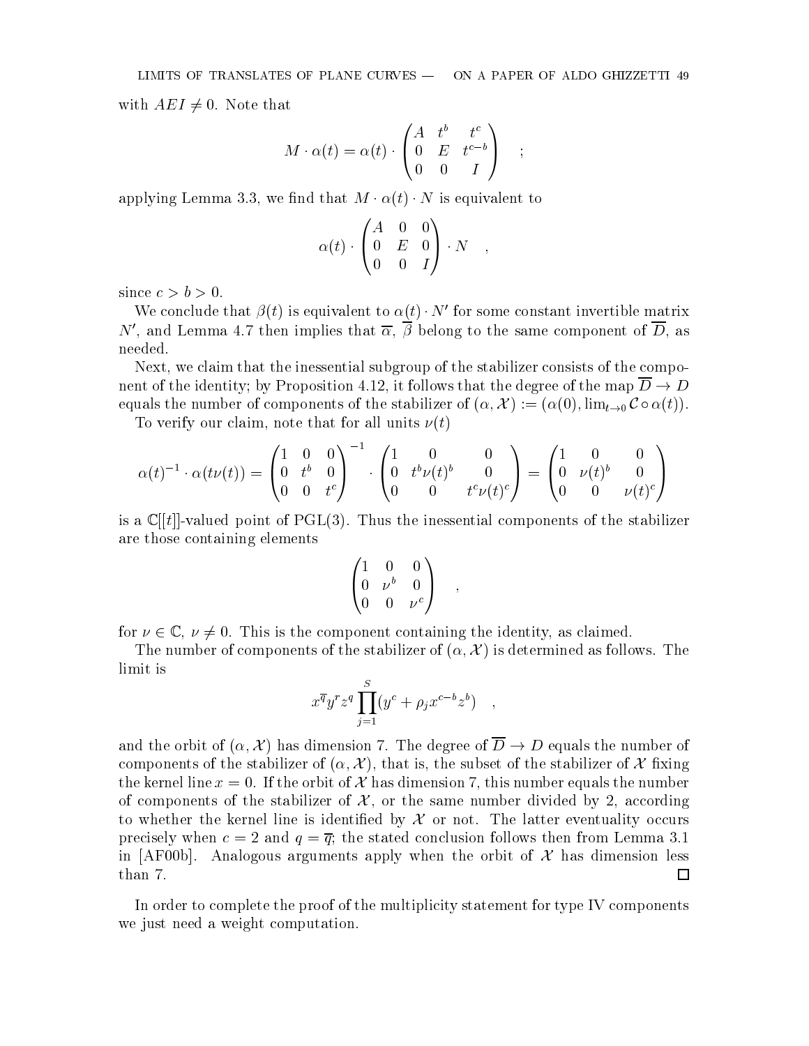with $AEI \neq 0$. Note that

$$M \cdot \alpha(t) = \alpha(t) \cdot \begin{pmatrix} A & t^b & t^c \\ 0 & E & t^{c-b} \\ 0 & 0 & I \end{pmatrix} \quad ;$$

applying Lemma 3.3, we find that $M \cdot \alpha(t) \cdot N$ is equivalent to

$$\alpha(t) \cdot \begin{pmatrix} A & 0 & 0 \\ 0 & E & 0 \\ 0 & 0 & I \end{pmatrix} \cdot N \quad ,$$

since $c > b > 0$.

We conclude that $\beta(t)$ is equivalent to $\alpha(t) \cdot N'$ for some constant invertible matrix $N'$, and Lemma 4.7 then implies that $\overline{\alpha}$, $\overline{\beta}$ belong to the same component of $\overline{D}$, as needed.

Next, we claim that the inessential subgroup of the stabilizer consists of the component of the identity; by Proposition 4.12, it follows that the degree of the map $\overline{D} \to D$ equals the number of components of the stabilizer of $(\alpha, \mathcal{X}) := (\alpha(0), \lim_{t\to 0} \mathcal{C} \circ \alpha(t))$.

To verify our claim, note that for all units $\nu(t)$

$$\alpha(t)^{-1} \cdot \alpha(t\nu(t)) = \begin{pmatrix} 1 & 0 & 0 \\ 0 & t^b & 0 \\ 0 & 0 & t^c \end{pmatrix}^{-1} \cdot \begin{pmatrix} 1 & 0 & 0 \\ 0 & t^b\nu(t)^b & 0 \\ 0 & 0 & t^c\nu(t)^c \end{pmatrix} = \begin{pmatrix} 1 & 0 & 0 \\ 0 & \nu(t)^b & 0 \\ 0 & 0 & \nu(t)^c \end{pmatrix}$$

is a $\mathbb{C}[[t]]$-valued point of $\mathrm{PGL}(3)$. Thus the inessential components of the stabilizer are those containing elements

$$\begin{pmatrix} 1 & 0 & 0 \\ 0 & \nu^b & 0 \\ 0 & 0 & \nu^c \end{pmatrix} \quad ,$$

for $\nu \in \mathbb{C}$, $\nu \neq 0$. This is the component containing the identity, as claimed.

The number of components of the stabilizer of $(\alpha, \mathcal{X})$ is determined as follows. The limit is

$$x^{\overline{q}} y^r z^q \prod_{j=1}^{S} (y^c + \rho_j x^{c-b} z^b) \quad ,$$

and the orbit of $(\alpha, \mathcal{X})$ has dimension 7. The degree of $\overline{D} \to D$ equals the number of components of the stabilizer of $(\alpha, \mathcal{X})$, that is, the subset of the stabilizer of $\mathcal{X}$ fixing the kernel line $x = 0$. If the orbit of $\mathcal{X}$ has dimension 7, this number equals the number of components of the stabilizer of $\mathcal{X}$, or the same number divided by 2, according to whether the kernel line is identified by $\mathcal{X}$ or not. The latter eventuality occurs precisely when $c = 2$ and $q = \overline{q}$; the stated conclusion follows then from Lemma 3.1 in [AF00b]. Analogous arguments apply when the orbit of $\mathcal{X}$ has dimension less than 7. ☐

In order to complete the proof of the multiplicity statement for type IV components we just need a weight computation.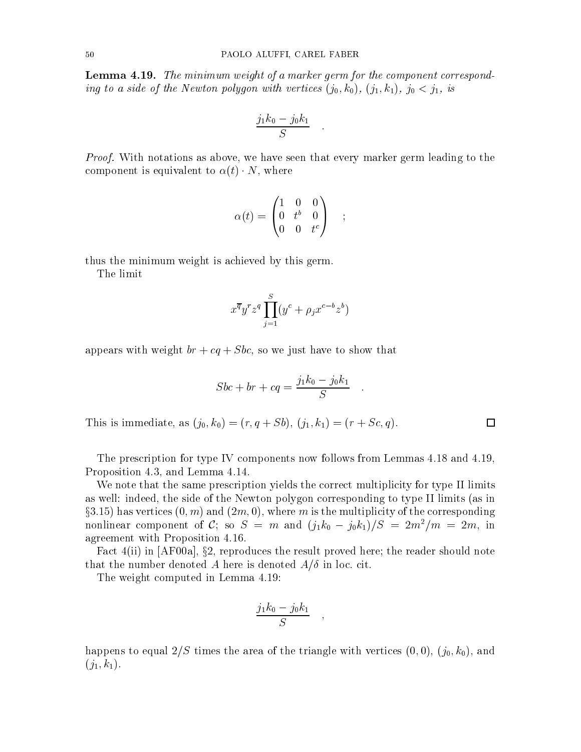**Lemma 4.19.** *The minimum weight of a marker germ for the component corresponding to a side of the Newton polygon with vertices $(j_0, k_0)$, $(j_1, k_1)$, $j_0 < j_1$, is*

$$\frac{j_1 k_0 - j_0 k_1}{S} \quad .$$

*Proof.* With notations as above, we have seen that every marker germ leading to the component is equivalent to $\alpha(t) \cdot N$, where

$$\alpha(t) = \begin{pmatrix} 1 & 0 & 0 \\ 0 & t^b & 0 \\ 0 & 0 & t^c \end{pmatrix} \quad ;$$

thus the minimum weight is achieved by this germ.

The limit

$$x^{\overline{q}} y^r z^q \prod_{j=1}^{S} (y^c + \rho_j x^{c-b} z^b)$$

appears with weight $br + cq + Sbc$, so we just have to show that

$$Sbc + br + cq = \frac{j_1 k_0 - j_0 k_1}{S} \quad .$$

This is immediate, as $(j_0, k_0) = (r, q + Sb)$, $(j_1, k_1) = (r + Sc, q)$. □

The prescription for type IV components now follows from Lemmas 4.18 and 4.19, Proposition 4.3, and Lemma 4.14.

We note that the same prescription yields the correct multiplicity for type II limits as well: indeed, the side of the Newton polygon corresponding to type II limits (as in §3.15) has vertices $(0, m)$ and $(2m, 0)$, where $m$ is the multiplicity of the corresponding nonlinear component of $\mathcal{C}$; so $S = m$ and $(j_1 k_0 - j_0 k_1)/S = 2m^2/m = 2m$, in agreement with Proposition 4.16.

Fact 4(ii) in [AF00a], §2, reproduces the result proved here; the reader should note that the number denoted $A$ here is denoted $A/\delta$ in loc. cit.

The weight computed in Lemma 4.19:

$$\frac{j_1 k_0 - j_0 k_1}{S} \quad ,$$

happens to equal $2/S$ times the area of the triangle with vertices $(0, 0)$, $(j_0, k_0)$, and $(j_1, k_1)$.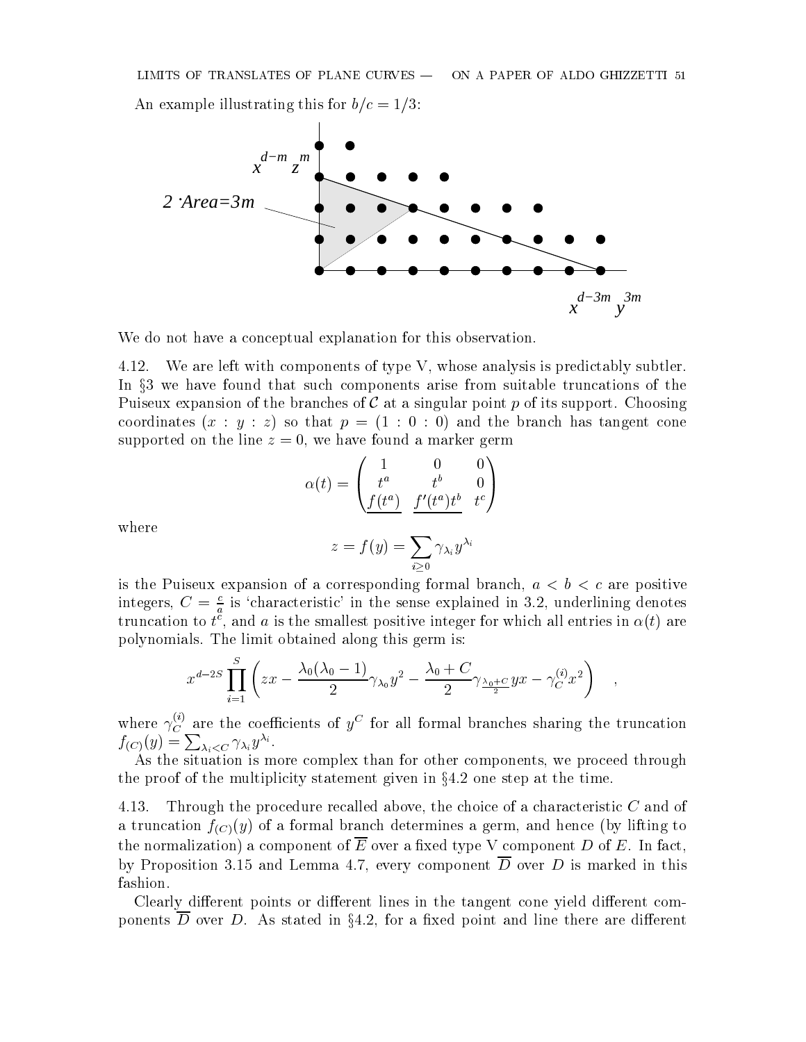An example illustrating this for $b/c = 1/3$:

We do not have a conceptual explanation for this observation.

4.12. We are left with components of type V, whose analysis is predictably subtler. In §3 we have found that such components arise from suitable truncations of the Puiseux expansion of the branches of $\mathcal{C}$ at a singular point $p$ of its support. Choosing coordinates $(x : y : z)$ so that $p = (1 : 0 : 0)$ and the branch has tangent cone supported on the line $z = 0$, we have found a marker germ

$$\alpha(t) = \begin{pmatrix} 1 & 0 & 0 \\ t^a & t^b & 0 \\ \underline{f(t^a)} & \underline{f'(t^a)t^b} & t^c \end{pmatrix}$$

where

$$z = f(y) = \sum_{i \geq 0} \gamma_{\lambda_i} y^{\lambda_i}$$

is the Puiseux expansion of a corresponding formal branch, $a < b < c$ are positive integers, $C = \frac{c}{a}$ is 'characteristic' in the sense explained in 3.2, underlining denotes truncation to $t^c$, and $a$ is the smallest positive integer for which all entries in $\alpha(t)$ are polynomials. The limit obtained along this germ is:

$$x^{d-2S} \prod_{i=1}^{S} \left( zx - \frac{\lambda_0(\lambda_0 - 1)}{2} \gamma_{\lambda_0} y^2 - \frac{\lambda_0 + C}{2} \gamma_{\frac{\lambda_0 + C}{2}} yx - \gamma_C^{(i)} x^2 \right) \quad ,$$

where $\gamma_C^{(i)}$ are the coefficients of $y^C$ for all formal branches sharing the truncation $f_{(C)}(y) = \sum_{\lambda_i < C} \gamma_{\lambda_i} y^{\lambda_i}$.

As the situation is more complex than for other components, we proceed through the proof of the multiplicity statement given in §4.2 one step at the time.

4.13. Through the procedure recalled above, the choice of a characteristic $C$ and of a truncation $f_{(C)}(y)$ of a formal branch determines a germ, and hence (by lifting to the normalization) a component of $\overline{E}$ over a fixed type V component $D$ of $E$. In fact, by Proposition 3.15 and Lemma 4.7, every component $\overline{D}$ over $D$ is marked in this fashion.

Clearly different points or different lines in the tangent cone yield different components $\overline{D}$ over $D$. As stated in §4.2, for a fixed point and line there are different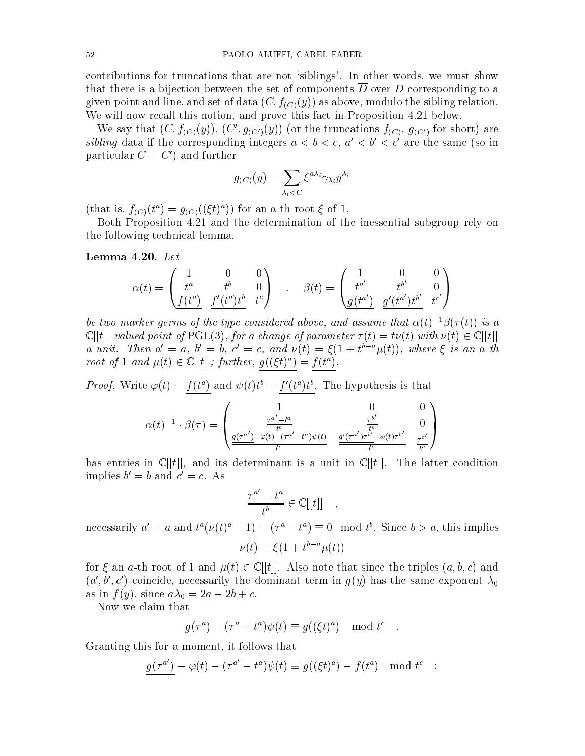contributions for truncations that are not 'siblings'. In other words, we must show that there is a bijection between the set of components $\overline{D}$ over $D$ corresponding to a given point and line, and set of data $(C, f_{(C)}(y))$ as above, modulo the sibling relation. We will now recall this notion, and prove this fact in Proposition 4.21 below.

We say that $(C, f_{(C)}(y))$, $(C', g_{(C')}(y))$ (or the truncations $f_{(C)}$, $g_{(C')}$ for short) are *sibling* data if the corresponding integers $a < b < c$, $a' < b' < c'$ are the same (so in particular $C = C'$) and further

$$g_{(C)}(y) = \sum_{\lambda_i < C} \xi^{a\lambda_i} \gamma_{\lambda_i} y^{\lambda_i}$$

(that is, $f_{(C)}(t^a) = g_{(C)}((\xi t)^a))$ for an $a$-th root $\xi$ of 1.

Both Proposition 4.21 and the determination of the inessential subgroup rely on the following technical lemma.

**Lemma 4.20.** *Let*

$$\alpha(t) = \begin{pmatrix} 1 & 0 & 0 \\ t^a & t^b & 0 \\ \underline{f(t^a)} & \underline{f'(t^a)t^b} & t^c \end{pmatrix} \quad , \quad \beta(t) = \begin{pmatrix} 1 & 0 & 0 \\ t^{a'} & t^{b'} & 0 \\ \underline{g(t^{a'})} & \underline{g'(t^{a'})t^{b'}} & t^{c'} \end{pmatrix}$$

*be two marker germs of the type considered above, and assume that $\alpha(t)^{-1}\beta(\tau(t))$ is a $\mathbb{C}[[t]]$-valued point of* PGL(3)*, for a change of parameter $\tau(t) = t\nu(t)$ with $\nu(t) \in \mathbb{C}[[t]]$ a unit. Then $a' = a$, $b' = b$, $c' = c$, and $\nu(t) = \xi(1 + t^{b-a}\mu(t))$, where $\xi$ is an $a$-th root of 1 and $\mu(t) \in \mathbb{C}[[t]]$; further, $\underline{g((\xi t)^a)} = \underline{f(t^a)}$.*

*Proof.* Write $\varphi(t) = \underline{f(t^a)}$ and $\psi(t)t^b = \underline{f'(t^a)t^b}$. The hypothesis is that

$$\alpha(t)^{-1} \cdot \beta(\tau) = \begin{pmatrix} 1 & 0 & 0 \\ \frac{\tau^{a'} - t^a}{t^b} & \frac{\tau^{b'}}{t^b} & 0 \\ \frac{\underline{\underline{g(\tau^{a'})}} - \varphi(t) - (\tau^{a'} - t^a)\psi(t)}{t^c} & \frac{\underline{\underline{g'(\tau^{a'})\tau^{b'}}} - \psi(t)\tau^{b'}}{t^c} & \frac{\tau^{c'}}{t^c} \end{pmatrix}$$

has entries in $\mathbb{C}[[t]]$, and its determinant is a unit in $\mathbb{C}[[t]]$. The latter condition implies $b' = b$ and $c' = c$. As

$$\frac{\tau^{a'} - t^a}{t^b} \in \mathbb{C}[[t]] \quad ,$$

necessarily $a' = a$ and $t^a(\nu(t)^a - 1) = (\tau^a - t^a) \equiv 0 \mod t^b$. Since $b > a$, this implies

$$\nu(t) = \xi(1 + t^{b-a}\mu(t))$$

for $\xi$ an $a$-th root of 1 and $\mu(t) \in \mathbb{C}[[t]]$. Also note that since the triples $(a, b, c)$ and $(a', b', c')$ coincide, necessarily the dominant term in $g(y)$ has the same exponent $\lambda_0$ as in $f(y)$, since $a\lambda_0 = 2a - 2b + c$.

Now we claim that

$$g(\tau^a) - (\tau^a - t^a)\psi(t) \equiv g((\xi t)^a) \mod t^c \quad .$$

Granting this for a moment, it follows that

$$\underline{g(\tau^{a'})} - \varphi(t) - (\tau^{a'} - t^a)\psi(t) \equiv g((\xi t)^a) - f(t^a) \mod t^c \quad ;$$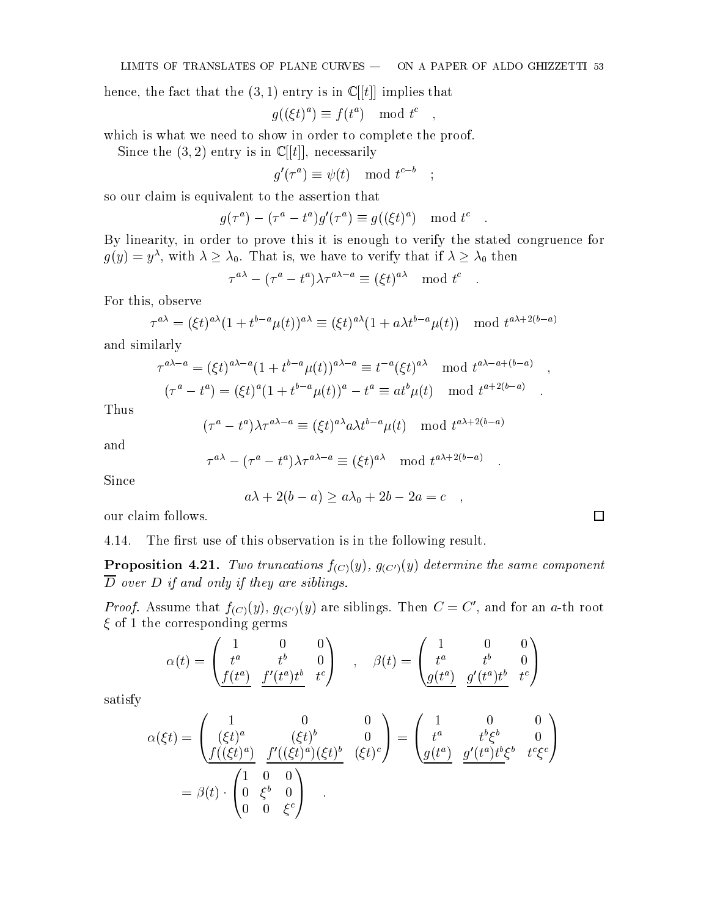hence, the fact that the $(3,1)$ entry is in $\mathbb{C}[[t]]$ implies that

$$g((\xi t)^a) \equiv f(t^a) \mod t^c \quad ,$$

which is what we need to show in order to complete the proof.

Since the $(3,2)$ entry is in $\mathbb{C}[[t]]$, necessarily

$$g'(\tau^a) \equiv \psi(t) \mod t^{c-b} \quad ;$$

so our claim is equivalent to the assertion that

$$g(\tau^a) - (\tau^a - t^a)g'(\tau^a) \equiv g((\xi t)^a) \mod t^c \quad .$$

By linearity, in order to prove this it is enough to verify the stated congruence for $g(y) = y^\lambda$, with $\lambda \geq \lambda_0$. That is, we have to verify that if $\lambda \geq \lambda_0$ then

$$\tau^{a\lambda} - (\tau^a - t^a)\lambda\tau^{a\lambda - a} \equiv (\xi t)^{a\lambda} \mod t^c \quad .$$

For this, observe

$$\tau^{a\lambda} = (\xi t)^{a\lambda}(1 + t^{b-a}\mu(t))^{a\lambda} \equiv (\xi t)^{a\lambda}(1 + a\lambda t^{b-a}\mu(t)) \mod t^{a\lambda+2(b-a)}$$

and similarly

$$\tau^{a\lambda-a} = (\xi t)^{a\lambda-a}(1 + t^{b-a}\mu(t))^{a\lambda-a} \equiv t^{-a}(\xi t)^{a\lambda} \mod t^{a\lambda-a+(b-a)} \quad ,$$

$$(\tau^a - t^a) = (\xi t)^a(1 + t^{b-a}\mu(t))^a - t^a \equiv at^b\mu(t) \mod t^{a+2(b-a)} \quad .$$

Thus

$$(\tau^a - t^a)\lambda\tau^{a\lambda-a} \equiv (\xi t)^{a\lambda}a\lambda t^{b-a}\mu(t) \mod t^{a\lambda+2(b-a)}$$

and

$$\tau^{a\lambda} - (\tau^a - t^a)\lambda\tau^{a\lambda-a} \equiv (\xi t)^{a\lambda} \mod t^{a\lambda+2(b-a)} \quad .$$

Since

$$a\lambda + 2(b-a) \geq a\lambda_0 + 2b - 2a = c \quad ,$$

our claim follows. □

4.14. The first use of this observation is in the following result.

**Proposition 4.21.** *Two truncations $f_{(C)}(y)$, $g_{(C')}(y)$ determine the same component $\overline{D}$ over $D$ if and only if they are siblings.*

*Proof.* Assume that $f_{(C)}(y)$, $g_{(C')}(y)$ are siblings. Then $C = C'$, and for an $a$-th root $\xi$ of 1 the corresponding germs

$$\alpha(t) = \begin{pmatrix} 1 & 0 & 0 \\ t^a & t^b & 0 \\ \underline{f(t^a)} & \underline{f'(t^a)t^b} & t^c \end{pmatrix} \quad , \quad \beta(t) = \begin{pmatrix} 1 & 0 & 0 \\ t^a & t^b & 0 \\ \underline{g(t^a)} & \underline{g'(t^a)t^b} & t^c \end{pmatrix}$$

satisfy

$$\alpha(\xi t) = \begin{pmatrix} 1 & 0 & 0 \\ (\xi t)^a & (\xi t)^b & 0 \\ \underline{f((\xi t)^a)} & \underline{f'((\xi t)^a)(\xi t)^b} & (\xi t)^c \end{pmatrix} = \begin{pmatrix} 1 & 0 & 0 \\ t^a & t^b\xi^b & 0 \\ \underline{g(t^a)} & \underline{g'(t^a)t^b\xi^b} & t^c\xi^c \end{pmatrix}$$

$$= \beta(t) \cdot \begin{pmatrix} 1 & 0 & 0 \\ 0 & \xi^b & 0 \\ 0 & 0 & \xi^c \end{pmatrix} \quad .$$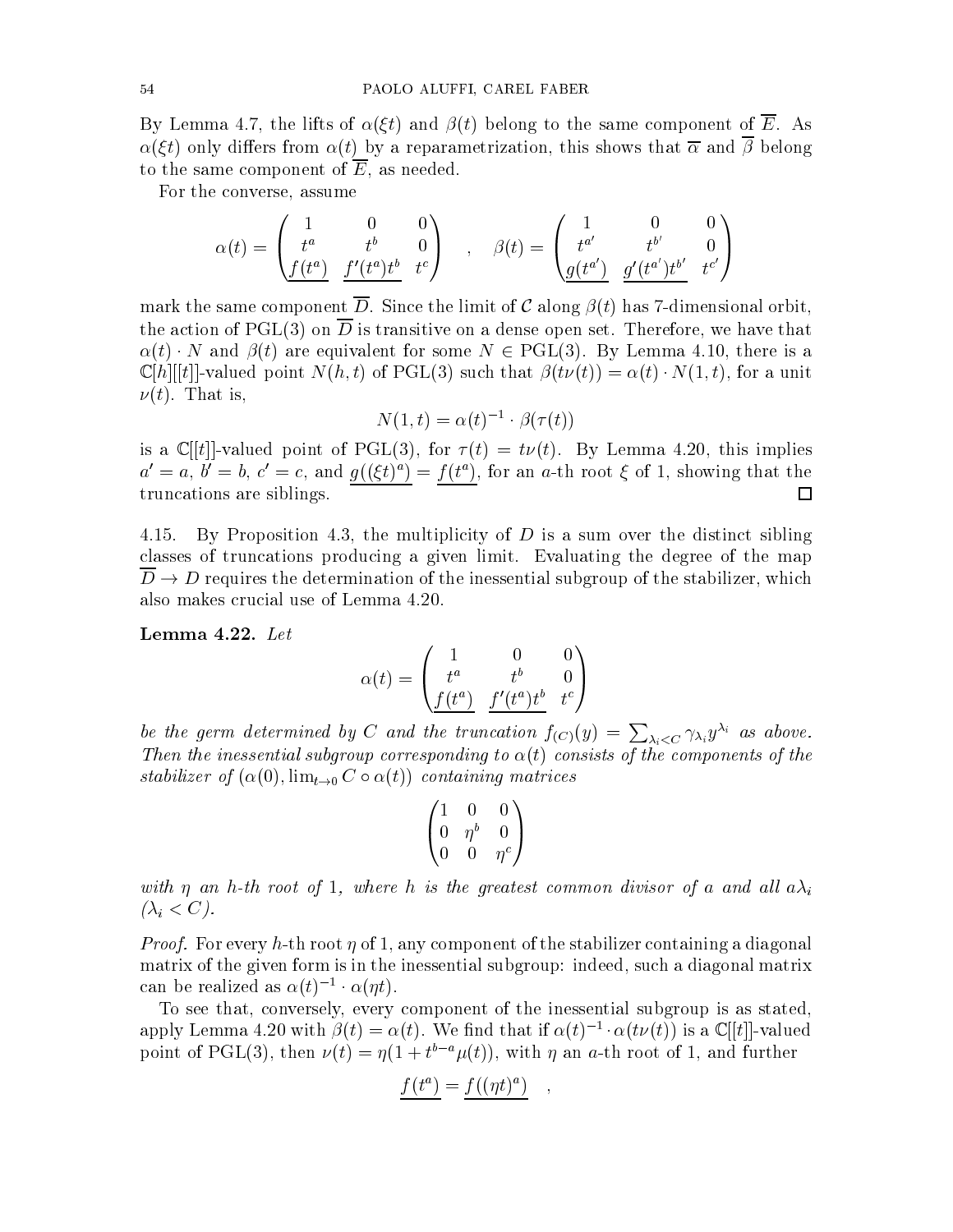By Lemma 4.7, the lifts of $\alpha(\xi t)$ and $\beta(t)$ belong to the same component of $\overline{E}$. As $\alpha(\xi t)$ only differs from $\alpha(t)$ by a reparametrization, this shows that $\overline{\alpha}$ and $\overline{\beta}$ belong to the same component of $\overline{E}$, as needed.

For the converse, assume

$$\alpha(t) = \begin{pmatrix} 1 & 0 & 0 \\ t^a & t^b & 0 \\ \underline{f(t^a)} & \underline{f'(t^a)t^b} & t^c \end{pmatrix} \quad , \quad \beta(t) = \begin{pmatrix} 1 & 0 & 0 \\ t^{a'} & t^{b'} & 0 \\ \underline{g(t^{a'})} & \underline{g'(t^{a'})t^{b'}} & t^{c'} \end{pmatrix}$$

mark the same component $\overline{D}$. Since the limit of $\mathcal{C}$ along $\beta(t)$ has 7-dimensional orbit, the action of PGL(3) on $\overline{D}$ is transitive on a dense open set. Therefore, we have that $\alpha(t) \cdot N$ and $\beta(t)$ are equivalent for some $N \in \text{PGL}(3)$. By Lemma 4.10, there is a $\mathbb{C}[h][[t]]$-valued point $N(h,t)$ of PGL(3) such that $\beta(t\nu(t)) = \alpha(t) \cdot N(1,t)$, for a unit $\nu(t)$. That is,

$$N(1,t) = \alpha(t)^{-1} \cdot \beta(\tau(t))$$

is a $\mathbb{C}[[t]]$-valued point of PGL(3), for $\tau(t) = t\nu(t)$. By Lemma 4.20, this implies $a' = a$, $b' = b$, $c' = c$, and $\underline{g((\xi t)^a)} = \underline{f(t^a)}$, for an $a$-th root $\xi$ of 1, showing that the truncations are siblings. $\square$

4.15. By Proposition 4.3, the multiplicity of $D$ is a sum over the distinct sibling classes of truncations producing a given limit. Evaluating the degree of the map $\overline{D} \to D$ requires the determination of the inessential subgroup of the stabilizer, which also makes crucial use of Lemma 4.20.

**Lemma 4.22.** *Let*

$$\alpha(t) = \begin{pmatrix} 1 & 0 & 0 \\ t^a & t^b & 0 \\ \underline{f(t^a)} & \underline{f'(t^a)t^b} & t^c \end{pmatrix}$$

*be the germ determined by $C$ and the truncation $f_{(C)}(y) = \sum_{\lambda_i < C} \gamma_{\lambda_i} y^{\lambda_i}$ as above. Then the inessential subgroup corresponding to $\alpha(t)$ consists of the components of the stabilizer of $(\alpha(0), \lim_{t\to 0} C \circ \alpha(t))$ containing matrices*

$$\begin{pmatrix} 1 & 0 & 0 \\ 0 & \eta^b & 0 \\ 0 & 0 & \eta^c \end{pmatrix}$$

*with $\eta$ an $h$-th root of 1, where $h$ is the greatest common divisor of $a$ and all $a\lambda_i$ ($\lambda_i < C$).*

*Proof.* For every $h$-th root $\eta$ of 1, any component of the stabilizer containing a diagonal matrix of the given form is in the inessential subgroup: indeed, such a diagonal matrix can be realized as $\alpha(t)^{-1} \cdot \alpha(\eta t)$.

To see that, conversely, every component of the inessential subgroup is as stated, apply Lemma 4.20 with $\beta(t) = \alpha(t)$. We find that if $\alpha(t)^{-1} \cdot \alpha(t\nu(t))$ is a $\mathbb{C}[[t]]$-valued point of PGL(3), then $\nu(t) = \eta(1 + t^{b-a}\mu(t))$, with $\eta$ an $a$-th root of 1, and further

$$\underline{f(t^a)} = \underline{f((\eta t)^a)} \quad ,$$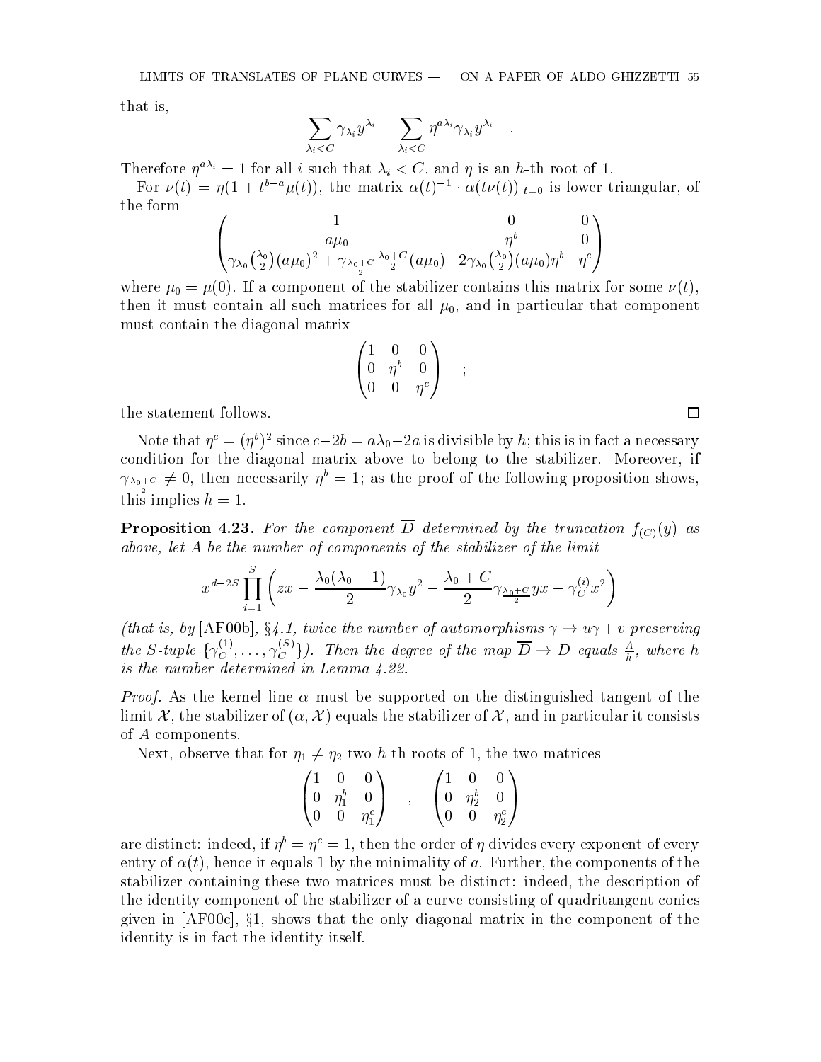that is,

$$\sum_{\lambda_i < C} \gamma_{\lambda_i} y^{\lambda_i} = \sum_{\lambda_i < C} \eta^{a\lambda_i} \gamma_{\lambda_i} y^{\lambda_i} \quad .$$

Therefore $\eta^{a\lambda_i} = 1$ for all $i$ such that $\lambda_i < C$, and $\eta$ is an $h$-th root of 1.

For $\nu(t) = \eta(1 + t^{b-a}\mu(t))$, the matrix $\alpha(t)^{-1} \cdot \alpha(t\nu(t))|_{t=0}$ is lower triangular, of the form

$$\begin{pmatrix} 1 & 0 & 0 \\ a\mu_0 & \eta^b & 0 \\ \gamma_{\lambda_0}\binom{\lambda_0}{2}(a\mu_0)^2 + \gamma_{\frac{\lambda_0+C}{2}} \frac{\lambda_0+C}{2}(a\mu_0) & 2\gamma_{\lambda_0}\binom{\lambda_0}{2}(a\mu_0)\eta^b & \eta^c \end{pmatrix}$$

where $\mu_0 = \mu(0)$. If a component of the stabilizer contains this matrix for some $\nu(t)$, then it must contain all such matrices for all $\mu_0$, and in particular that component must contain the diagonal matrix

$$\begin{pmatrix} 1 & 0 & 0 \\ 0 & \eta^b & 0 \\ 0 & 0 & \eta^c \end{pmatrix} \quad ;$$

the statement follows. □

Note that $\eta^c = (\eta^b)^2$ since $c - 2b = a\lambda_0 - 2a$ is divisible by $h$; this is in fact a necessary condition for the diagonal matrix above to belong to the stabilizer. Moreover, if $\gamma_{\frac{\lambda_0+C}{2}} \neq 0$, then necessarily $\eta^b = 1$; as the proof of the following proposition shows, this implies $h = 1$.

**Proposition 4.23.** *For the component $\overline{D}$ determined by the truncation $f_{(C)}(y)$ as above, let $A$ be the number of components of the stabilizer of the limit*

$$x^{d-2S} \prod_{i=1}^{S} \left( zx - \frac{\lambda_0(\lambda_0 - 1)}{2}\gamma_{\lambda_0} y^2 - \frac{\lambda_0 + C}{2}\gamma_{\frac{\lambda_0+C}{2}} yx - \gamma_C^{(i)} x^2 \right)$$

*(that is, by* [AF00b], *§4.1, twice the number of automorphisms $\gamma \to u\gamma + v$ preserving the $S$-tuple $\{\gamma_C^{(1)}, \dots, \gamma_C^{(S)}\}$). Then the degree of the map $\overline{D} \to D$ equals $\frac{A}{h}$, where $h$ is the number determined in Lemma 4.22.*

*Proof.* As the kernel line $\alpha$ must be supported on the distinguished tangent of the limit $\mathcal{X}$, the stabilizer of $(\alpha, \mathcal{X})$ equals the stabilizer of $\mathcal{X}$, and in particular it consists of $A$ components.

Next, observe that for $\eta_1 \neq \eta_2$ two $h$-th roots of 1, the two matrices

$$\begin{pmatrix} 1 & 0 & 0 \\ 0 & \eta_1^b & 0 \\ 0 & 0 & \eta_1^c \end{pmatrix} \quad , \quad \begin{pmatrix} 1 & 0 & 0 \\ 0 & \eta_2^b & 0 \\ 0 & 0 & \eta_2^c \end{pmatrix}$$

are distinct: indeed, if $\eta^b = \eta^c = 1$, then the order of $\eta$ divides every exponent of every entry of $\alpha(t)$, hence it equals 1 by the minimality of $a$. Further, the components of the stabilizer containing these two matrices must be distinct: indeed, the description of the identity component of the stabilizer of a curve consisting of quadritangent conics given in [AF00c], §1, shows that the only diagonal matrix in the component of the identity is in fact the identity itself.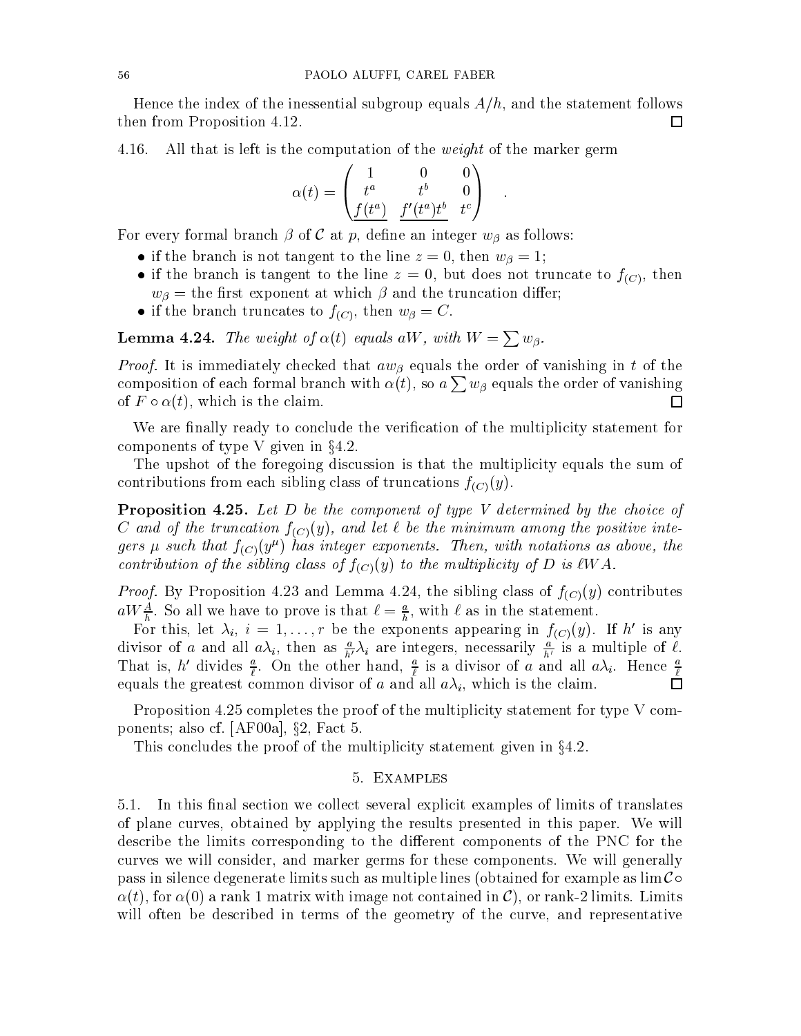Hence the index of the inessential subgroup equals $A/h$, and the statement follows then from Proposition 4.12. □

4.16. All that is left is the computation of the *weight* of the marker germ

$$\alpha(t) = \begin{pmatrix} 1 & 0 & 0 \\ t^a & t^b & 0 \\ \underline{f(t^a)} & \underline{f'(t^a)t^b} & t^c \end{pmatrix} \quad .$$

For every formal branch $\beta$ of $\mathcal{C}$ at $p$, define an integer $w_\beta$ as follows:

- if the branch is not tangent to the line $z = 0$, then $w_\beta = 1$;
- if the branch is tangent to the line $z = 0$, but does not truncate to $f_{(C)}$, then $w_\beta =$ the first exponent at which $\beta$ and the truncation differ;
- if the branch truncates to $f_{(C)}$, then $w_\beta = C$.

**Lemma 4.24.** *The weight of $\alpha(t)$ equals $aW$, with $W = \sum w_\beta$.*

*Proof.* It is immediately checked that $aw_\beta$ equals the order of vanishing in $t$ of the composition of each formal branch with $\alpha(t)$, so $a \sum w_\beta$ equals the order of vanishing of $F \circ \alpha(t)$, which is the claim. □

We are finally ready to conclude the verification of the multiplicity statement for components of type V given in §4.2.

The upshot of the foregoing discussion is that the multiplicity equals the sum of contributions from each sibling class of truncations $f_{(C)}(y)$.

**Proposition 4.25.** *Let $D$ be the component of type V determined by the choice of $C$ and of the truncation $f_{(C)}(y)$, and let $\ell$ be the minimum among the positive integers $\mu$ such that $f_{(C)}(y^\mu)$ has integer exponents. Then, with notations as above, the contribution of the sibling class of $f_{(C)}(y)$ to the multiplicity of $D$ is $\ell WA$.*

*Proof.* By Proposition 4.23 and Lemma 4.24, the sibling class of $f_{(C)}(y)$ contributes $aW\frac{A}{h}$. So all we have to prove is that $\ell = \frac{a}{h}$, with $\ell$ as in the statement.

For this, let $\lambda_i$, $i = 1, \dots, r$ be the exponents appearing in $f_{(C)}(y)$. If $h'$ is any divisor of $a$ and all $a\lambda_i$, then as $\frac{a}{h'}\lambda_i$ are integers, necessarily $\frac{a}{h'}$ is a multiple of $\ell$. That is, $h'$ divides $\frac{a}{\ell}$. On the other hand, $\frac{a}{\ell}$ is a divisor of $a$ and all $a\lambda_i$. Hence $\frac{a}{\ell}$ equals the greatest common divisor of $a$ and all $a\lambda_i$, which is the claim. □

Proposition 4.25 completes the proof of the multiplicity statement for type V components; also cf. [AF00a], §2, Fact 5.

This concludes the proof of the multiplicity statement given in §4.2.

## 5. Examples

5.1. In this final section we collect several explicit examples of limits of translates of plane curves, obtained by applying the results presented in this paper. We will describe the limits corresponding to the different components of the PNC for the curves we will consider, and marker germs for these components. We will generally pass in silence degenerate limits such as multiple lines (obtained for example as $\lim \mathcal{C} \circ \alpha(t)$, for $\alpha(0)$ a rank 1 matrix with image not contained in $\mathcal{C}$), or rank-2 limits. Limits will often be described in terms of the geometry of the curve, and representative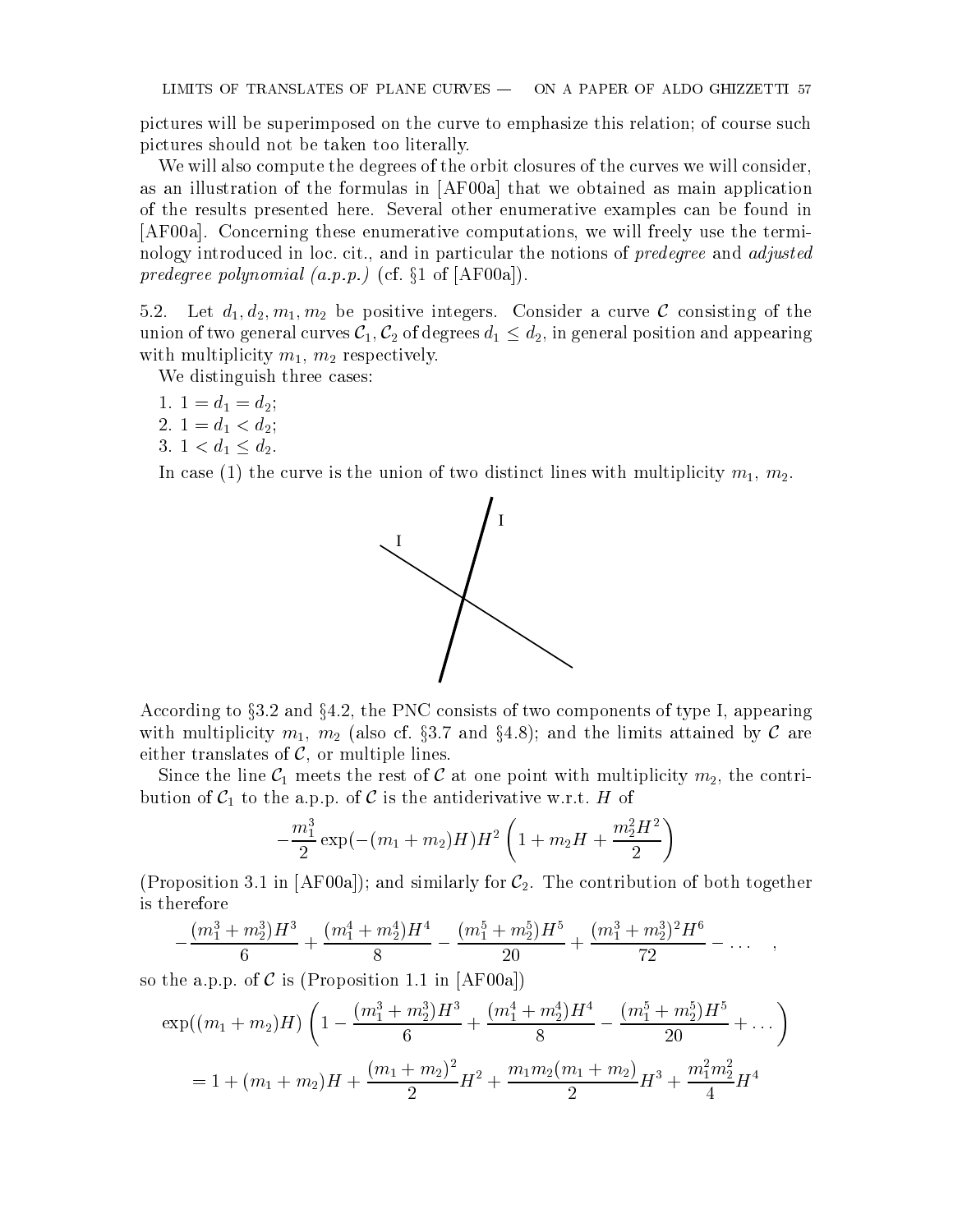pictures will be superimposed on the curve to emphasize this relation; of course such pictures should not be taken too literally.

We will also compute the degrees of the orbit closures of the curves we will consider, as an illustration of the formulas in [AF00a] that we obtained as main application of the results presented here. Several other enumerative examples can be found in [AF00a]. Concerning these enumerative computations, we will freely use the terminology introduced in loc. cit., and in particular the notions of *predegree* and *adjusted predegree polynomial (a.p.p.)* (cf. §1 of [AF00a]).

5.2. Let $d_1, d_2, m_1, m_2$ be positive integers. Consider a curve $\mathcal{C}$ consisting of the union of two general curves $\mathcal{C}_1, \mathcal{C}_2$ of degrees $d_1 \le d_2$, in general position and appearing with multiplicity $m_1$, $m_2$ respectively.

We distinguish three cases:

1. $1 = d_1 = d_2$;
2. $1 = d_1 < d_2$;
3. $1 < d_1 \le d_2$.

In case (1) the curve is the union of two distinct lines with multiplicity $m_1$, $m_2$.

According to §3.2 and §4.2, the PNC consists of two components of type I, appearing with multiplicity $m_1$, $m_2$ (also cf. §3.7 and §4.8); and the limits attained by $\mathcal{C}$ are either translates of $\mathcal{C}$, or multiple lines.

Since the line $\mathcal{C}_1$ meets the rest of $\mathcal{C}$ at one point with multiplicity $m_2$, the contribution of $\mathcal{C}_1$ to the a.p.p. of $\mathcal{C}$ is the antiderivative w.r.t. $H$ of

$$-\frac{m_1^3}{2}\exp(-(m_1+m_2)H)H^2\left(1+m_2H+\frac{m_2^2H^2}{2}\right)$$

(Proposition 3.1 in [AF00a]); and similarly for $\mathcal{C}_2$. The contribution of both together is therefore

$$-\frac{(m_1^3+m_2^3)H^3}{6}+\frac{(m_1^4+m_2^4)H^4}{8}-\frac{(m_1^5+m_2^5)H^5}{20}+\frac{(m_1^3+m_2^3)^2H^6}{72}-\dots \quad ,$$

so the a.p.p. of $\mathcal{C}$ is (Proposition 1.1 in [AF00a])

$$\begin{aligned}\exp((m_1+m_2)H)&\left(1-\frac{(m_1^3+m_2^3)H^3}{6}+\frac{(m_1^4+m_2^4)H^4}{8}-\frac{(m_1^5+m_2^5)H^5}{20}+\dots\right)\\ &=1+(m_1+m_2)H+\frac{(m_1+m_2)^2}{2}H^2+\frac{m_1m_2(m_1+m_2)}{2}H^3+\frac{m_1^2m_2^2}{4}H^4\end{aligned}$$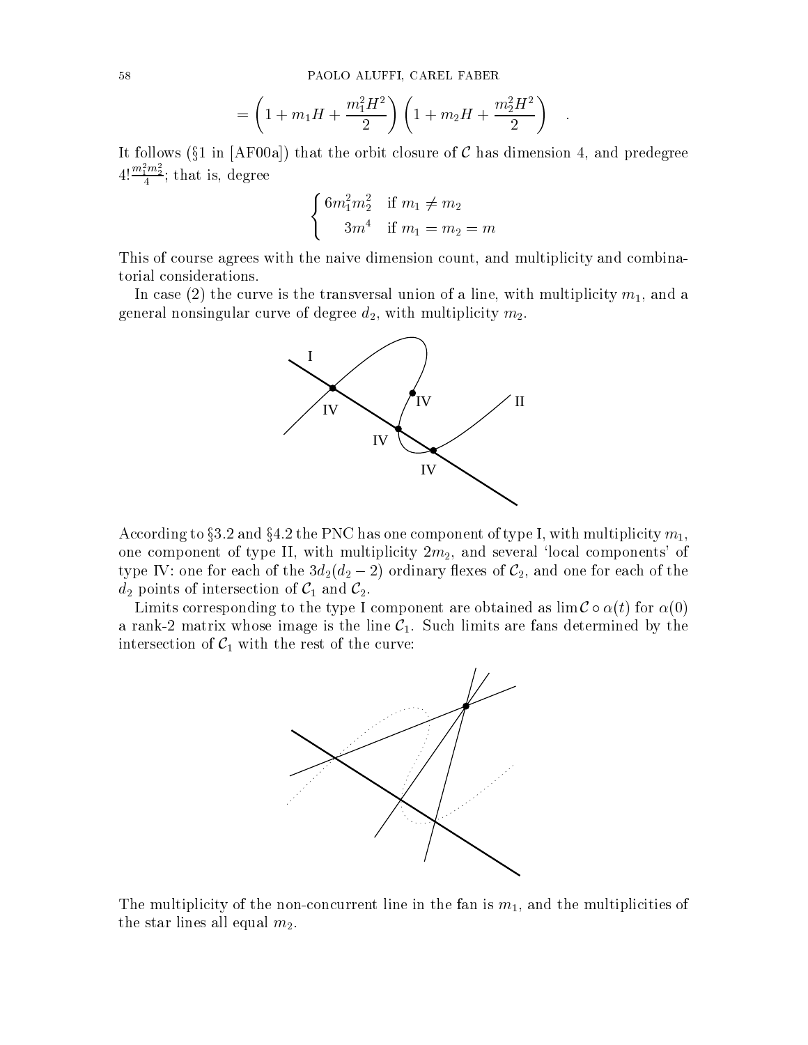$$= \left(1 + m_1 H + \frac{m_1^2 H^2}{2}\right)\left(1 + m_2 H + \frac{m_2^2 H^2}{2}\right) \quad .$$

It follows (§1 in [AF00a]) that the orbit closure of $\mathcal{C}$ has dimension 4, and predegree $4!\frac{m_1^2 m_2^2}{4}$; that is, degree

$$\begin{cases} 6m_1^2 m_2^2 & \text{if } m_1 \neq m_2 \\ 3m^4 & \text{if } m_1 = m_2 = m \end{cases}$$

This of course agrees with the naive dimension count, and multiplicity and combinatorial considerations.

In case (2) the curve is the transversal union of a line, with multiplicity $m_1$, and a general nonsingular curve of degree $d_2$, with multiplicity $m_2$.

According to §3.2 and §4.2 the PNC has one component of type I, with multiplicity $m_1$, one component of type II, with multiplicity $2m_2$, and several 'local components' of type IV: one for each of the $3d_2(d_2 - 2)$ ordinary flexes of $\mathcal{C}_2$, and one for each of the $d_2$ points of intersection of $\mathcal{C}_1$ and $\mathcal{C}_2$.

Limits corresponding to the type I component are obtained as $\lim \mathcal{C} \circ \alpha(t)$ for $\alpha(0)$ a rank-2 matrix whose image is the line $\mathcal{C}_1$. Such limits are fans determined by the intersection of $\mathcal{C}_1$ with the rest of the curve:

The multiplicity of the non-concurrent line in the fan is $m_1$, and the multiplicities of the star lines all equal $m_2$.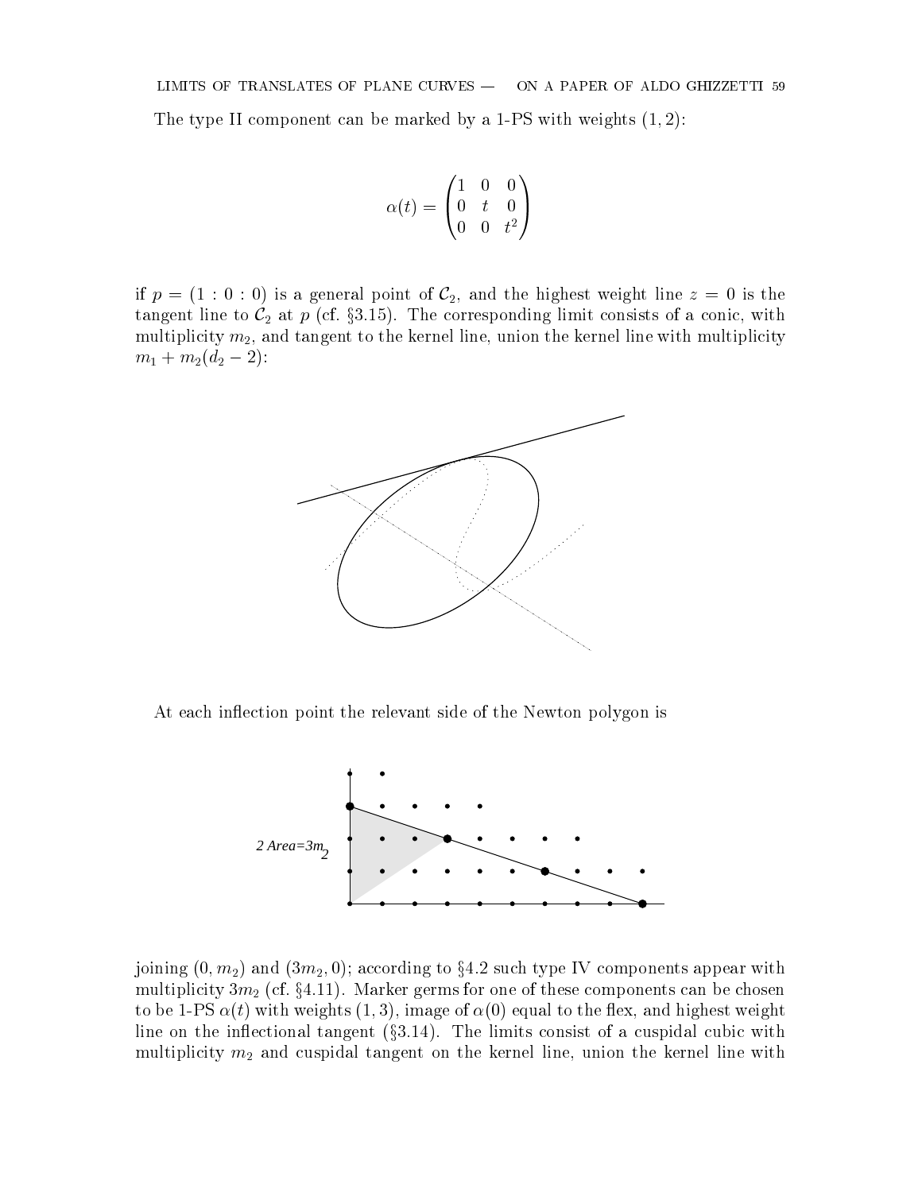The type II component can be marked by a 1-PS with weights $(1, 2)$:

$$\alpha(t) = \begin{pmatrix} 1 & 0 & 0 \\ 0 & t & 0 \\ 0 & 0 & t^2 \end{pmatrix}$$

if $p = (1 : 0 : 0)$ is a general point of $\mathcal{C}_2$, and the highest weight line $z = 0$ is the tangent line to $\mathcal{C}_2$ at $p$ (cf. §3.15). The corresponding limit consists of a conic, with multiplicity $m_2$, and tangent to the kernel line, union the kernel line with multiplicity $m_1 + m_2(d_2 - 2)$:

At each inflection point the relevant side of the Newton polygon is

2 Area=$3m_2$

joining $(0, m_2)$ and $(3m_2, 0)$; according to §4.2 such type IV components appear with multiplicity $3m_2$ (cf. §4.11). Marker germs for one of these components can be chosen to be 1-PS $\alpha(t)$ with weights $(1, 3)$, image of $\alpha(0)$ equal to the flex, and highest weight line on the inflectional tangent (§3.14). The limits consist of a cuspidal cubic with multiplicity $m_2$ and cuspidal tangent on the kernel line, union the kernel line with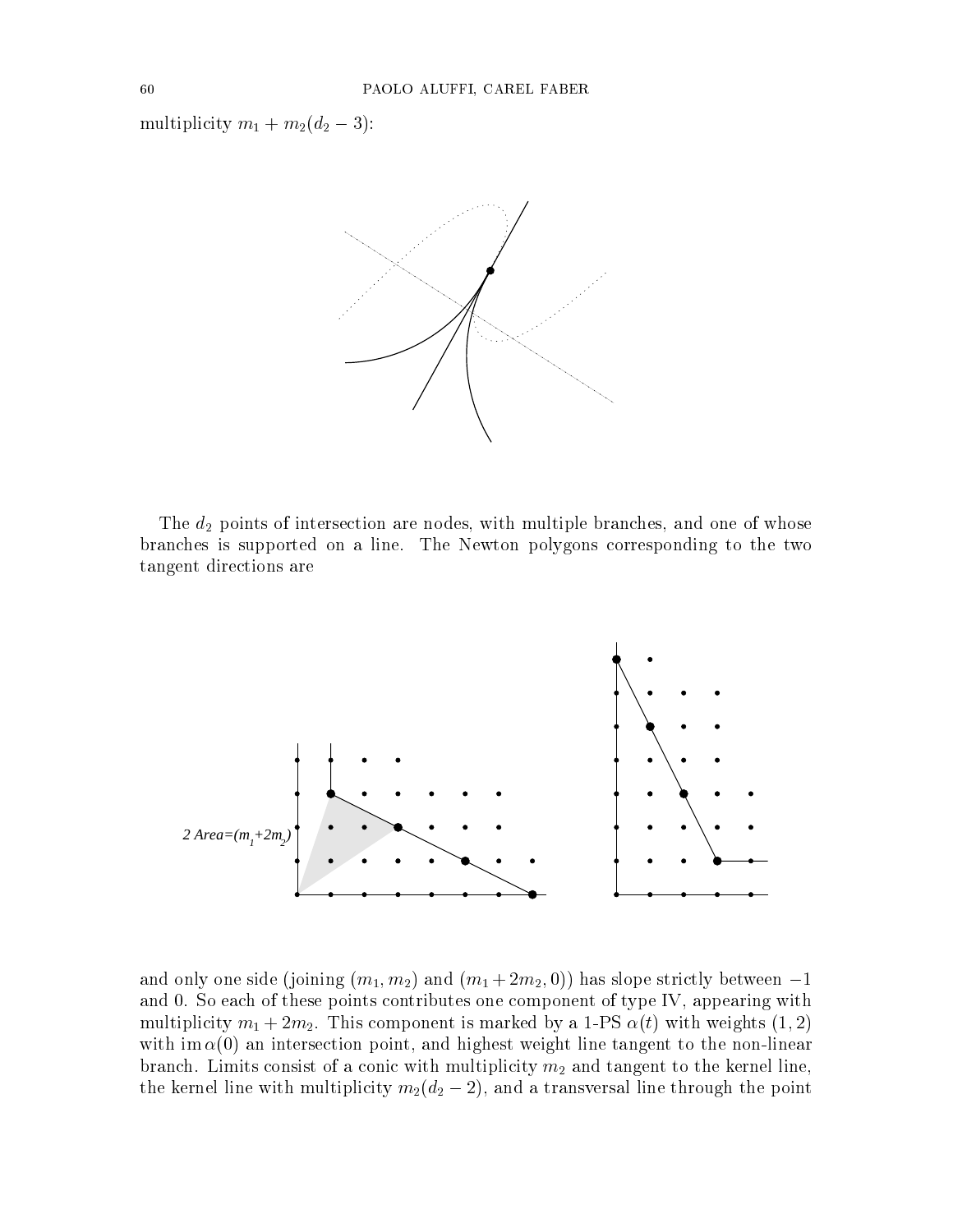multiplicity $m_1 + m_2(d_2 - 3)$:

The $d_2$ points of intersection are nodes, with multiple branches, and one of whose branches is supported on a line. The Newton polygons corresponding to the two tangent directions are

2 Area=$(m_1+2m_2)$

and only one side (joining $(m_1, m_2)$ and $(m_1 + 2m_2, 0)$) has slope strictly between $-1$ and 0. So each of these points contributes one component of type IV, appearing with multiplicity $m_1 + 2m_2$. This component is marked by a 1-PS $\alpha(t)$ with weights $(1, 2)$ with $\operatorname{im} \alpha(0)$ an intersection point, and highest weight line tangent to the non-linear branch. Limits consist of a conic with multiplicity $m_2$ and tangent to the kernel line, the kernel line with multiplicity $m_2(d_2 - 2)$, and a transversal line through the point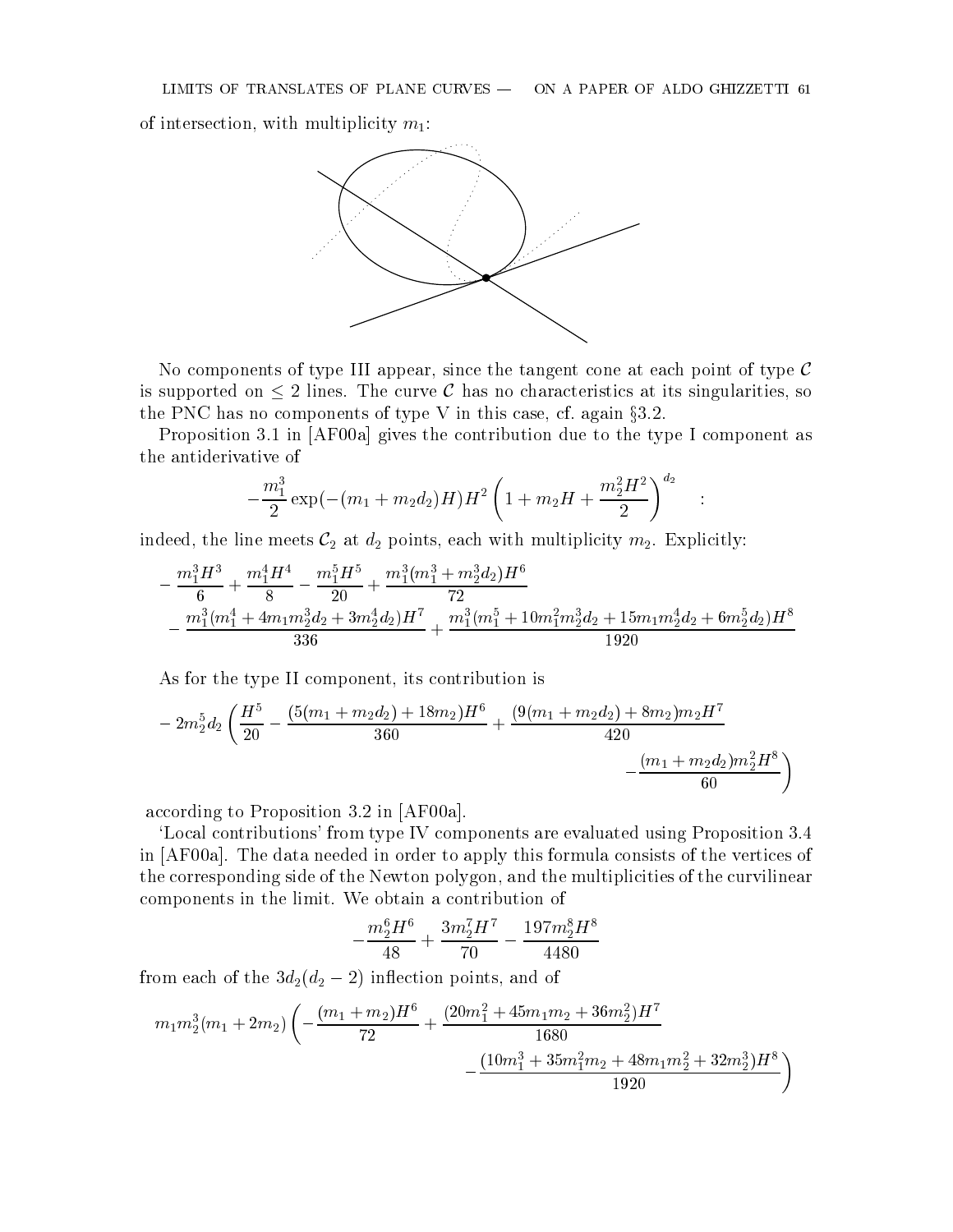of intersection, with multiplicity $m_1$:

No components of type III appear, since the tangent cone at each point of type $\mathcal{C}$ is supported on $\leq 2$ lines. The curve $\mathcal{C}$ has no characteristics at its singularities, so the PNC has no components of type V in this case, cf. again §3.2.

Proposition 3.1 in [AF00a] gives the contribution due to the type I component as the antiderivative of

$$-\frac{m_1^3}{2}\exp(-(m_1+m_2d_2)H)H^2\left(1+m_2H+\frac{m_2^2H^2}{2}\right)^{d_2} \quad :$$

indeed, the line meets $\mathcal{C}_2$ at $d_2$ points, each with multiplicity $m_2$. Explicitly:

$$-\frac{m_1^3H^3}{6}+\frac{m_1^4H^4}{8}-\frac{m_1^5H^5}{20}+\frac{m_1^3(m_1^3+m_2^3d_2)H^6}{72}$$
$$-\frac{m_1^3(m_1^4+4m_1m_2^3d_2+3m_2^4d_2)H^7}{336}+\frac{m_1^3(m_1^5+10m_1^2m_2^3d_2+15m_1m_2^4d_2+6m_2^5d_2)H^8}{1920}$$

As for the type II component, its contribution is

$$-2m_2^5d_2\left(\frac{H^5}{20}-\frac{(5(m_1+m_2d_2)+18m_2)H^6}{360}+\frac{(9(m_1+m_2d_2)+8m_2)m_2H^7}{420}-\frac{(m_1+m_2d_2)m_2^2H^8}{60}\right)$$

according to Proposition 3.2 in [AF00a].

'Local contributions' from type IV components are evaluated using Proposition 3.4 in [AF00a]. The data needed in order to apply this formula consists of the vertices of the corresponding side of the Newton polygon, and the multiplicities of the curvilinear components in the limit. We obtain a contribution of

$$-\frac{m_2^6H^6}{48}+\frac{3m_2^7H^7}{70}-\frac{197m_2^8H^8}{4480}$$

from each of the $3d_2(d_2-2)$ inflection points, and of

$$m_1m_2^3(m_1+2m_2)\left(-\frac{(m_1+m_2)H^6}{72}+\frac{(20m_1^2+45m_1m_2+36m_2^2)H^7}{1680}-\frac{(10m_1^3+35m_1^2m_2+48m_1m_2^2+32m_2^3)H^8}{1920}\right)$$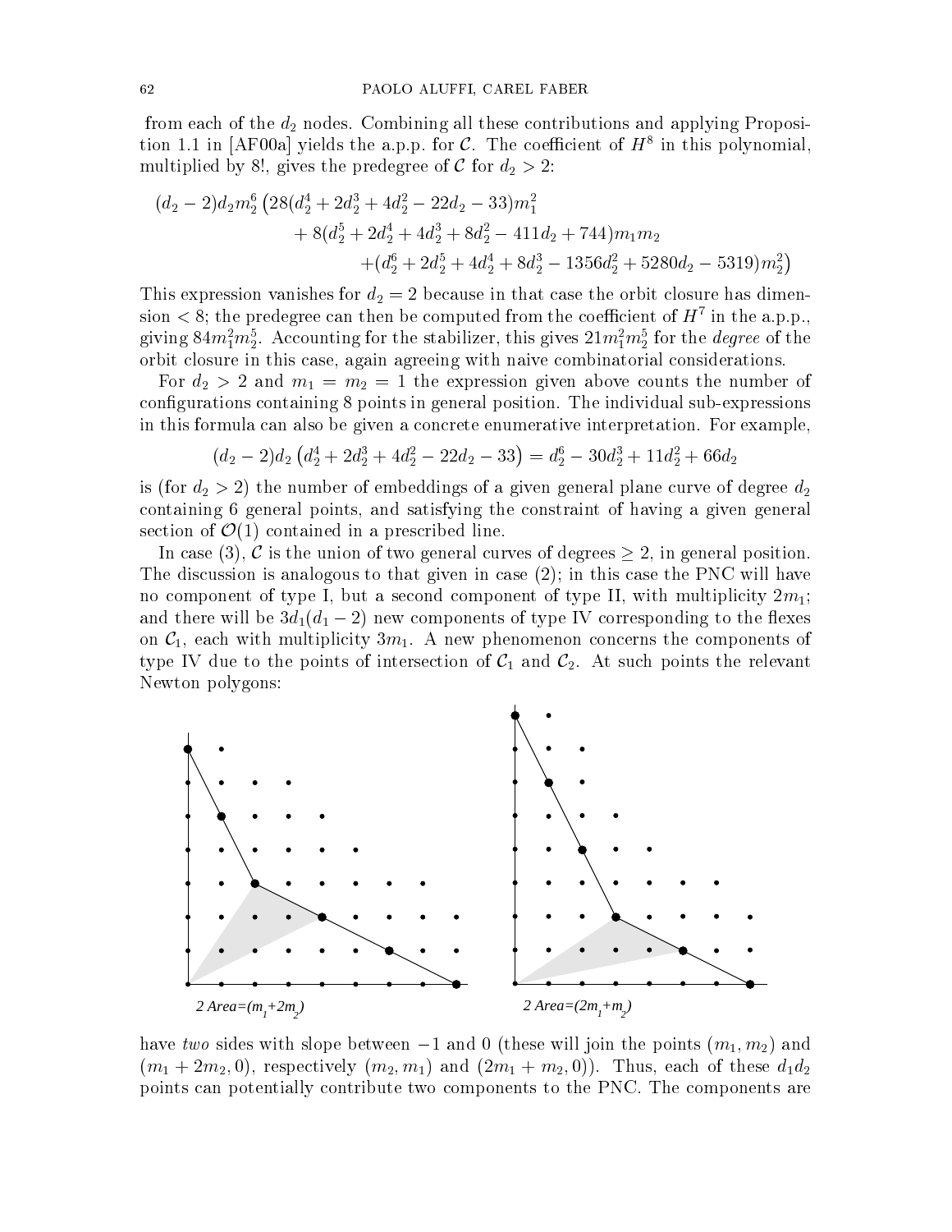from each of the $d_2$ nodes. Combining all these contributions and applying Proposition 1.1 in [AF00a] yields the a.p.p. for $\mathcal{C}$. The coefficient of $H^8$ in this polynomial, multiplied by 8!, gives the predegree of $\mathcal{C}$ for $d_2 > 2$:

$$
\begin{aligned}
(d_2-2)d_2m_2^6\big(28(d_2^4+2d_2^3+4d_2^2-22d_2-33)m_1^2 \\
+8(d_2^5+2d_2^4+4d_2^3+8d_2^2-411d_2+744)m_1m_2 \\
+(d_2^6+2d_2^5+4d_2^4+8d_2^3-1356d_2^2+5280d_2-5319)m_2^2\big)
\end{aligned}
$$

This expression vanishes for $d_2 = 2$ because in that case the orbit closure has dimension $< 8$; the predegree can then be computed from the coefficient of $H^7$ in the a.p.p., giving $84m_1^2m_2^5$. Accounting for the stabilizer, this gives $21m_1^2m_2^5$ for the *degree* of the orbit closure in this case, again agreeing with naive combinatorial considerations.

For $d_2 > 2$ and $m_1 = m_2 = 1$ the expression given above counts the number of configurations containing 8 points in general position. The individual sub-expressions in this formula can also be given a concrete enumerative interpretation. For example,

$$
(d_2-2)d_2\left(d_2^4+2d_2^3+4d_2^2-22d_2-33\right) = d_2^6-30d_2^3+11d_2^2+66d_2
$$

is (for $d_2 > 2$) the number of embeddings of a given general plane curve of degree $d_2$ containing 6 general points, and satisfying the constraint of having a given general section of $\mathcal{O}(1)$ contained in a prescribed line.

In case (3), $\mathcal{C}$ is the union of two general curves of degrees $\geq 2$, in general position. The discussion is analogous to that given in case (2); in this case the PNC will have no component of type I, but a second component of type II, with multiplicity $2m_1$; and there will be $3d_1(d_1-2)$ new components of type IV corresponding to the flexes on $\mathcal{C}_1$, each with multiplicity $3m_1$. A new phenomenon concerns the components of type IV due to the points of intersection of $\mathcal{C}_1$ and $\mathcal{C}_2$. At such points the relevant Newton polygons:

2 Area=$(m_1+2m_2)$ 2 Area=$(2m_1+m_2)$

have *two* sides with slope between $-1$ and $0$ (these will join the points $(m_1, m_2)$ and $(m_1+2m_2, 0)$, respectively $(m_2, m_1)$ and $(2m_1+m_2, 0)$). Thus, each of these $d_1d_2$ points can potentially contribute two components to the PNC. The components are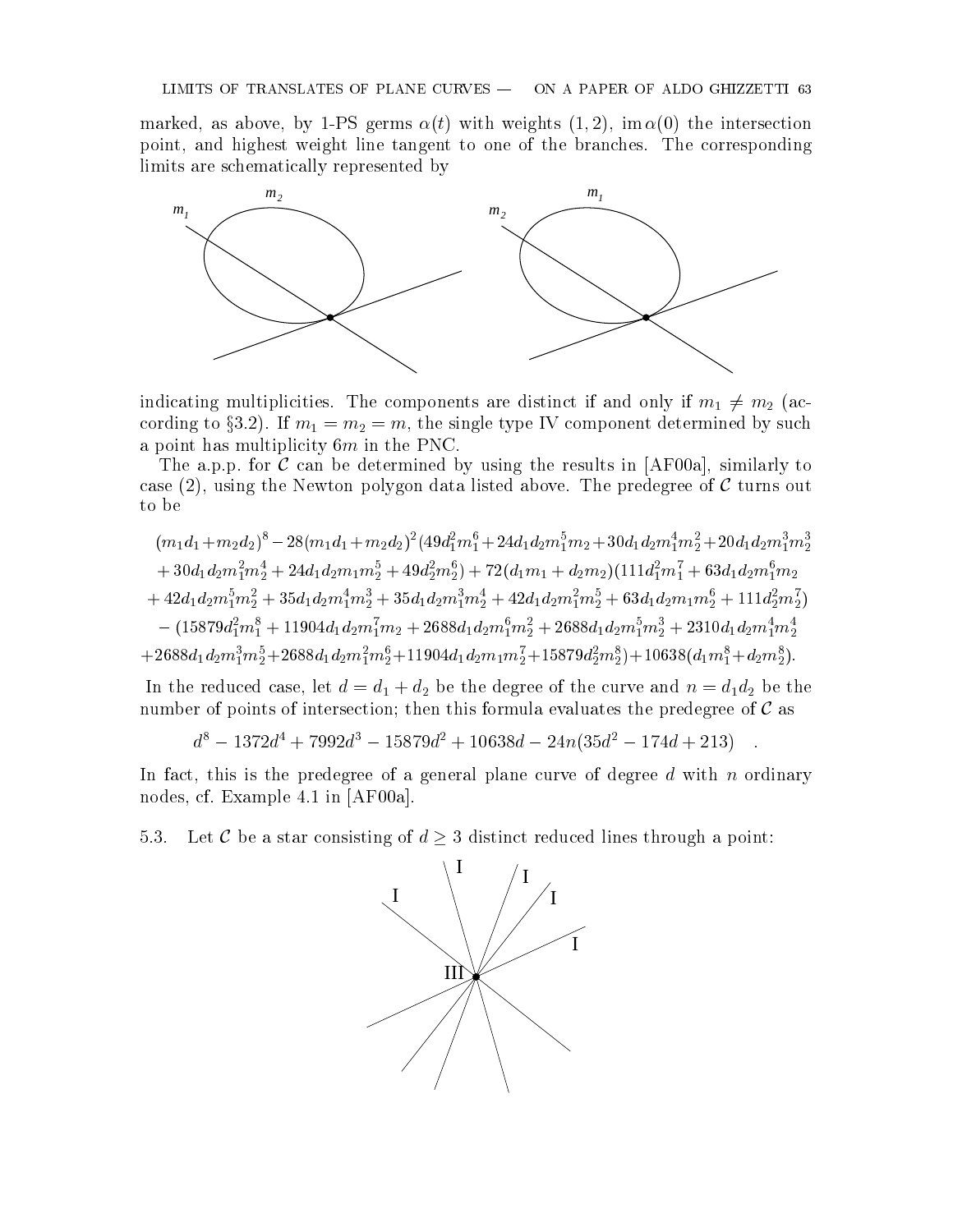marked, as above, by 1-PS germs $\alpha(t)$ with weights $(1,2)$, $\operatorname{im}\alpha(0)$ the intersection point, and highest weight line tangent to one of the branches. The corresponding limits are schematically represented by

indicating multiplicities. The components are distinct if and only if $m_1 \neq m_2$ (according to §3.2). If $m_1 = m_2 = m$, the single type IV component determined by such a point has multiplicity $6m$ in the PNC.

The a.p.p. for $\mathcal{C}$ can be determined by using the results in [AF00a], similarly to case (2), using the Newton polygon data listed above. The predegree of $\mathcal{C}$ turns out to be

$$
\begin{aligned}
&(m_1d_1+m_2d_2)^8 - 28(m_1d_1+m_2d_2)^2(49d_1^2m_1^6+24d_1d_2m_1^5m_2+30d_1d_2m_1^4m_2^2+20d_1d_2m_1^3m_2^3 \\
&+30d_1d_2m_1^2m_2^4+24d_1d_2m_1m_2^5+49d_2^2m_2^6)+72(d_1m_1+d_2m_2)(111d_1^2m_1^7+63d_1d_2m_1^6m_2 \\
&+42d_1d_2m_1^5m_2^2+35d_1d_2m_1^4m_2^3+35d_1d_2m_1^3m_2^4+42d_1d_2m_1^2m_2^5+63d_1d_2m_1m_2^6+111d_2^2m_2^7) \\
&-(15879d_1^2m_1^8+11904d_1d_2m_1^7m_2+2688d_1d_2m_1^6m_2^2+2688d_1d_2m_1^5m_2^3+2310d_1d_2m_1^4m_2^4 \\
&+2688d_1d_2m_1^3m_2^5+2688d_1d_2m_1^2m_2^6+11904d_1d_2m_1m_2^7+15879d_2^2m_2^8)+10638(d_1m_1^8+d_2m_2^8).
\end{aligned}
$$

In the reduced case, let $d = d_1 + d_2$ be the degree of the curve and $n = d_1d_2$ be the number of points of intersection; then this formula evaluates the predegree of $\mathcal{C}$ as

$$
d^8 - 1372d^4 + 7992d^3 - 15879d^2 + 10638d - 24n(35d^2 - 174d + 213) \quad .
$$

In fact, this is the predegree of a general plane curve of degree $d$ with $n$ ordinary nodes, cf. Example 4.1 in [AF00a].

5.3. Let $\mathcal{C}$ be a star consisting of $d \geq 3$ distinct reduced lines through a point: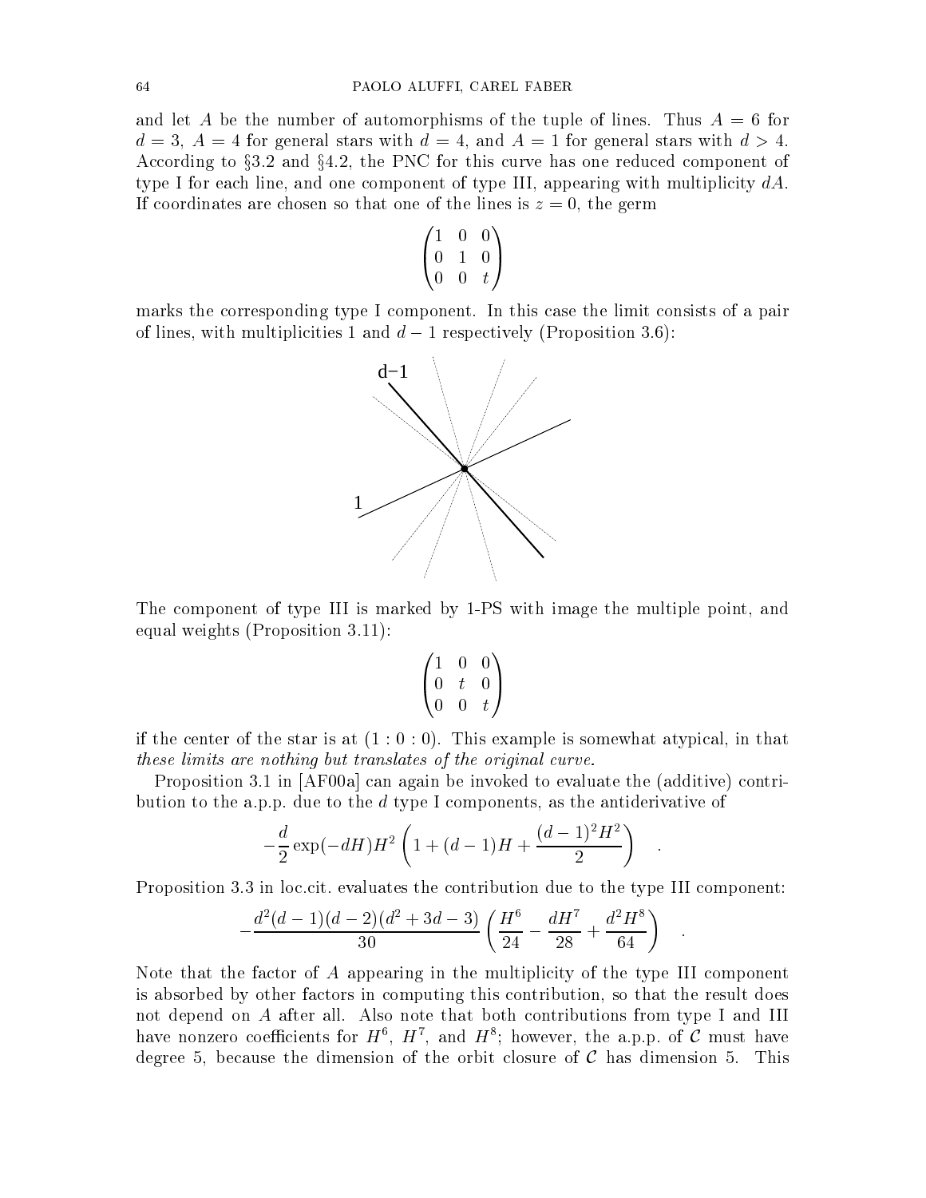and let $A$ be the number of automorphisms of the tuple of lines. Thus $A = 6$ for $d = 3$, $A = 4$ for general stars with $d = 4$, and $A = 1$ for general stars with $d > 4$. According to §3.2 and §4.2, the PNC for this curve has one reduced component of type I for each line, and one component of type III, appearing with multiplicity $dA$. If coordinates are chosen so that one of the lines is $z = 0$, the germ

$$\begin{pmatrix} 1 & 0 & 0 \\ 0 & 1 & 0 \\ 0 & 0 & t \end{pmatrix}$$

marks the corresponding type I component. In this case the limit consists of a pair of lines, with multiplicities 1 and $d - 1$ respectively (Proposition 3.6):

The component of type III is marked by 1-PS with image the multiple point, and equal weights (Proposition 3.11):

$$\begin{pmatrix} 1 & 0 & 0 \\ 0 & t & 0 \\ 0 & 0 & t \end{pmatrix}$$

if the center of the star is at $(1 : 0 : 0)$. This example is somewhat atypical, in that *these limits are nothing but translates of the original curve.*

Proposition 3.1 in [AF00a] can again be invoked to evaluate the (additive) contribution to the a.p.p. due to the $d$ type I components, as the antiderivative of

$$-\frac{d}{2}\exp(-dH)H^2\left(1 + (d-1)H + \frac{(d-1)^2H^2}{2}\right) \quad .$$

Proposition 3.3 in loc.cit. evaluates the contribution due to the type III component:

$$-\frac{d^2(d-1)(d-2)(d^2+3d-3)}{30}\left(\frac{H^6}{24} - \frac{dH^7}{28} + \frac{d^2H^8}{64}\right) \quad .$$

Note that the factor of $A$ appearing in the multiplicity of the type III component is absorbed by other factors in computing this contribution, so that the result does not depend on $A$ after all. Also note that both contributions from type I and III have nonzero coefficients for $H^6$, $H^7$, and $H^8$; however, the a.p.p. of $\mathcal{C}$ must have degree 5, because the dimension of the orbit closure of $\mathcal{C}$ has dimension 5. This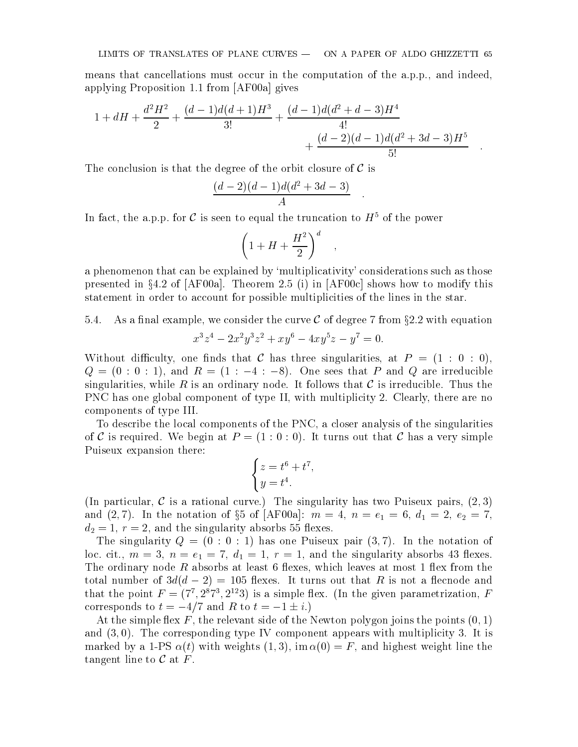means that cancellations must occur in the computation of the a.p.p., and indeed, applying Proposition 1.1 from [AF00a] gives

$$1 + dH + \frac{d^2H^2}{2} + \frac{(d-1)d(d+1)H^3}{3!} + \frac{(d-1)d(d^2+d-3)H^4}{4!} + \frac{(d-2)(d-1)d(d^2+3d-3)H^5}{5!} \quad .$$

The conclusion is that the degree of the orbit closure of $\mathcal{C}$ is

$$\frac{(d-2)(d-1)d(d^2+3d-3)}{A} \quad .$$

In fact, the a.p.p. for $\mathcal{C}$ is seen to equal the truncation to $H^5$ of the power

$$\left(1 + H + \frac{H^2}{2}\right)^d \quad ,$$

a phenomenon that can be explained by 'multiplicativity' considerations such as those presented in §4.2 of [AF00a]. Theorem 2.5 (i) in [AF00c] shows how to modify this statement in order to account for possible multiplicities of the lines in the star.

5.4. As a final example, we consider the curve $\mathcal{C}$ of degree 7 from §2.2 with equation

$$x^3z^4 - 2x^2y^3z^2 + xy^6 - 4xy^5z - y^7 = 0.$$

Without difficulty, one finds that $\mathcal{C}$ has three singularities, at $P = (1:0:0)$, $Q = (0:0:1)$, and $R = (1:-4:-8)$. One sees that $P$ and $Q$ are irreducible singularities, while $R$ is an ordinary node. It follows that $\mathcal{C}$ is irreducible. Thus the PNC has one global component of type II, with multiplicity 2. Clearly, there are no components of type III.

To describe the local components of the PNC, a closer analysis of the singularities of $\mathcal{C}$ is required. We begin at $P = (1:0:0)$. It turns out that $\mathcal{C}$ has a very simple Puiseux expansion there:

$$\begin{cases} z = t^6 + t^7, \\ y = t^4. \end{cases}$$

(In particular, $\mathcal{C}$ is a rational curve.) The singularity has two Puiseux pairs, $(2,3)$ and $(2,7)$. In the notation of §5 of [AF00a]: $m = 4$, $n = e_1 = 6$, $d_1 = 2$, $e_2 = 7$, $d_2 = 1$, $r = 2$, and the singularity absorbs 55 flexes.

The singularity $Q = (0:0:1)$ has one Puiseux pair $(3,7)$. In the notation of loc. cit., $m = 3$, $n = e_1 = 7$, $d_1 = 1$, $r = 1$, and the singularity absorbs 43 flexes. The ordinary node $R$ absorbs at least 6 flexes, which leaves at most 1 flex from the total number of $3d(d-2) = 105$ flexes. It turns out that $R$ is not a flecnode and that the point $F = (7^7, 2^8 7^3, 2^{12}3)$ is a simple flex. (In the given parametrization, $F$ corresponds to $t = -4/7$ and $R$ to $t = -1 \pm i$.)

At the simple flex $F$, the relevant side of the Newton polygon joins the points $(0,1)$ and $(3,0)$. The corresponding type IV component appears with multiplicity 3. It is marked by a 1-PS $\alpha(t)$ with weights $(1,3)$, $\operatorname{im}\alpha(0) = F$, and highest weight line the tangent line to $\mathcal{C}$ at $F$.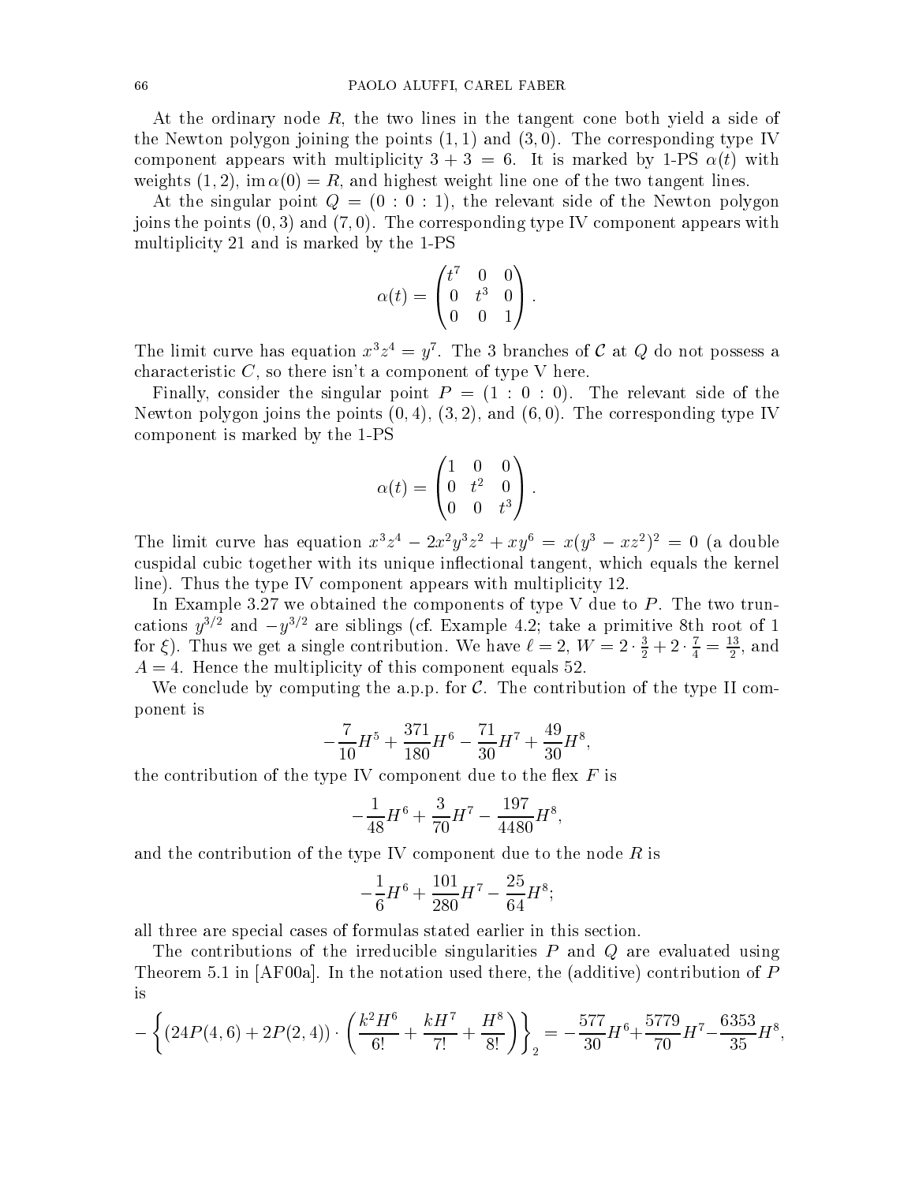At the ordinary node $R$, the two lines in the tangent cone both yield a side of the Newton polygon joining the points $(1,1)$ and $(3,0)$. The corresponding type IV component appears with multiplicity $3+3=6$. It is marked by 1-PS $\alpha(t)$ with weights $(1,2)$, $\operatorname{im}\alpha(0)=R$, and highest weight line one of the two tangent lines.

At the singular point $Q=(0:0:1)$, the relevant side of the Newton polygon joins the points $(0,3)$ and $(7,0)$. The corresponding type IV component appears with multiplicity 21 and is marked by the 1-PS

$$\alpha(t)=\begin{pmatrix} t^7 & 0 & 0 \\ 0 & t^3 & 0 \\ 0 & 0 & 1 \end{pmatrix}.$$

The limit curve has equation $x^3z^4=y^7$. The 3 branches of $\mathcal{C}$ at $Q$ do not possess a characteristic $C$, so there isn't a component of type V here.

Finally, consider the singular point $P=(1:0:0)$. The relevant side of the Newton polygon joins the points $(0,4)$, $(3,2)$, and $(6,0)$. The corresponding type IV component is marked by the 1-PS

$$\alpha(t)=\begin{pmatrix} 1 & 0 & 0 \\ 0 & t^2 & 0 \\ 0 & 0 & t^3 \end{pmatrix}.$$

The limit curve has equation $x^3z^4-2x^2y^3z^2+xy^6=x(y^3-xz^2)^2=0$ (a double cuspidal cubic together with its unique inflectional tangent, which equals the kernel line). Thus the type IV component appears with multiplicity 12.

In Example 3.27 we obtained the components of type V due to $P$. The two truncations $y^{3/2}$ and $-y^{3/2}$ are siblings (cf. Example 4.2; take a primitive 8th root of 1 for $\xi$). Thus we get a single contribution. We have $\ell=2$, $W=2\cdot\frac{3}{2}+2\cdot\frac{7}{4}=\frac{13}{2}$, and $A=4$. Hence the multiplicity of this component equals 52.

We conclude by computing the a.p.p. for $\mathcal{C}$. The contribution of the type II component is

$$-\frac{7}{10}H^5+\frac{371}{180}H^6-\frac{71}{30}H^7+\frac{49}{30}H^8,$$

the contribution of the type IV component due to the flex $F$ is

$$-\frac{1}{48}H^6+\frac{3}{70}H^7-\frac{197}{4480}H^8,$$

and the contribution of the type IV component due to the node $R$ is

$$-\frac{1}{6}H^6+\frac{101}{280}H^7-\frac{25}{64}H^8;$$

all three are special cases of formulas stated earlier in this section.

The contributions of the irreducible singularities $P$ and $Q$ are evaluated using Theorem 5.1 in [AF00a]. In the notation used there, the (additive) contribution of $P$ is

$$-\left\{(24P(4,6)+2P(2,4))\cdot\left(\frac{k^2H^6}{6!}+\frac{kH^7}{7!}+\frac{H^8}{8!}\right)\right\}_2=-\frac{577}{30}H^6+\frac{5779}{70}H^7-\frac{6353}{35}H^8,$$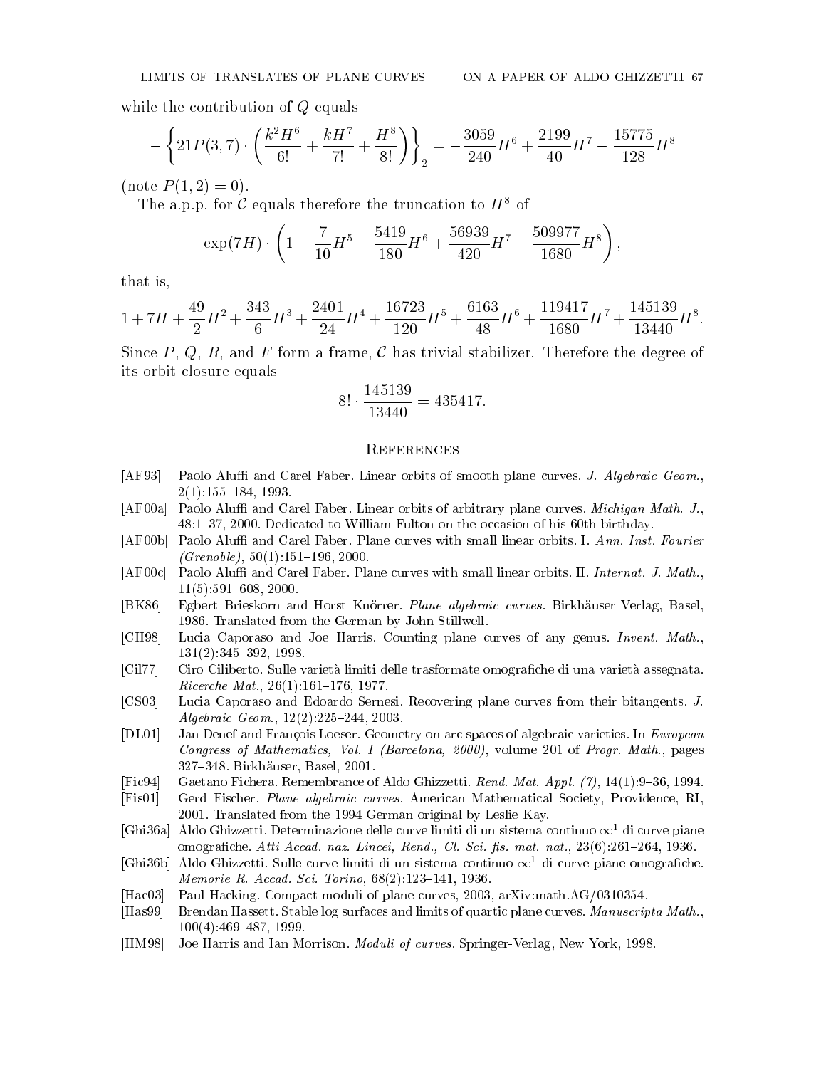while the contribution of $Q$ equals

$$-\left\{21P(3,7)\cdot\left(\frac{k^2H^6}{6!}+\frac{kH^7}{7!}+\frac{H^8}{8!}\right)\right\}_2=-\frac{3059}{240}H^6+\frac{2199}{40}H^7-\frac{15775}{128}H^8$$

(note $P(1,2)=0$).

The a.p.p. for $\mathcal{C}$ equals therefore the truncation to $H^8$ of

$$\exp(7H)\cdot\left(1-\frac{7}{10}H^5-\frac{5419}{180}H^6+\frac{56939}{420}H^7-\frac{509977}{1680}H^8\right),$$

that is,

$$1+7H+\frac{49}{2}H^2+\frac{343}{6}H^3+\frac{2401}{24}H^4+\frac{16723}{120}H^5+\frac{6163}{48}H^6+\frac{119417}{1680}H^7+\frac{145139}{13440}H^8.$$

Since $P$, $Q$, $R$, and $F$ form a frame, $\mathcal{C}$ has trivial stabilizer. Therefore the degree of its orbit closure equals

$$8!\cdot\frac{145139}{13440}=435417.$$

## References

[AF93] Paolo Aluffi and Carel Faber. Linear orbits of smooth plane curves. *J. Algebraic Geom.*, 2(1):155–184, 1993.

[AF00a] Paolo Aluffi and Carel Faber. Linear orbits of arbitrary plane curves. *Michigan Math. J.*, 48:1–37, 2000. Dedicated to William Fulton on the occasion of his 60th birthday.

[AF00b] Paolo Aluffi and Carel Faber. Plane curves with small linear orbits. I. *Ann. Inst. Fourier (Grenoble)*, 50(1):151–196, 2000.

[AF00c] Paolo Aluffi and Carel Faber. Plane curves with small linear orbits. II. *Internat. J. Math.*, 11(5):591–608, 2000.

[BK86] Egbert Brieskorn and Horst Knörrer. *Plane algebraic curves*. Birkhäuser Verlag, Basel, 1986. Translated from the German by John Stillwell.

[CH98] Lucia Caporaso and Joe Harris. Counting plane curves of any genus. *Invent. Math.*, 131(2):345–392, 1998.

[Cil77] Ciro Ciliberto. Sulle varietà limiti delle trasformate omografiche di una varietà assegnata. *Ricerche Mat.*, 26(1):161–176, 1977.

[CS03] Lucia Caporaso and Edoardo Sernesi. Recovering plane curves from their bitangents. *J. Algebraic Geom.*, 12(2):225–244, 2003.

[DL01] Jan Denef and François Loeser. Geometry on arc spaces of algebraic varieties. In *European Congress of Mathematics, Vol. I (Barcelona, 2000)*, volume 201 of *Progr. Math.*, pages 327–348. Birkhäuser, Basel, 2001.

[Fic94] Gaetano Fichera. Remembrance of Aldo Ghizzetti. *Rend. Mat. Appl. (7)*, 14(1):9–36, 1994.

[Fis01] Gerd Fischer. *Plane algebraic curves*. American Mathematical Society, Providence, RI, 2001. Translated from the 1994 German original by Leslie Kay.

[Ghi36a] Aldo Ghizzetti. Determinazione delle curve limiti di un sistema continuo $\infty^1$ di curve piane omografiche. *Atti Accad. naz. Lincei, Rend., Cl. Sci. fis. mat. nat.*, 23(6):261–264, 1936.

[Ghi36b] Aldo Ghizzetti. Sulle curve limiti di un sistema continuo $\infty^1$ di curve piane omografiche. *Memorie R. Accad. Sci. Torino*, 68(2):123–141, 1936.

[Hac03] Paul Hacking. Compact moduli of plane curves, 2003, arXiv:math.AG/0310354.

[Has99] Brendan Hassett. Stable log surfaces and limits of quartic plane curves. *Manuscripta Math.*, 100(4):469–487, 1999.

[HM98] Joe Harris and Ian Morrison. *Moduli of curves*. Springer-Verlag, New York, 1998.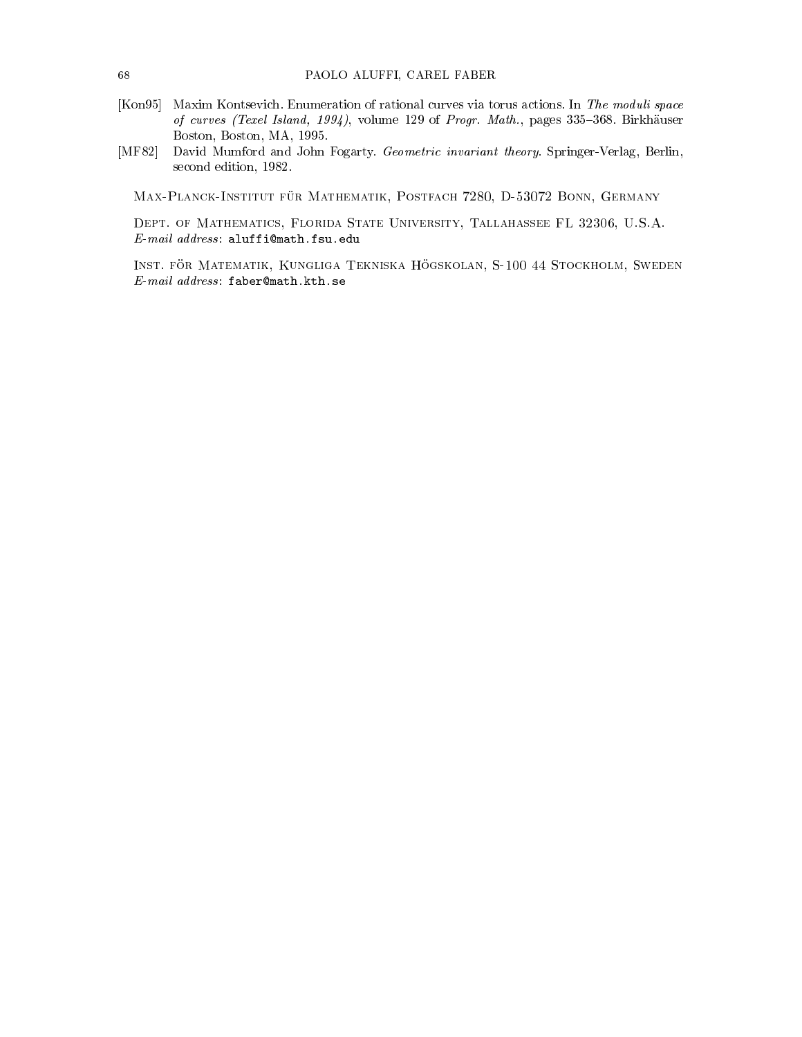[Kon95] Maxim Kontsevich. Enumeration of rational curves via torus actions. In *The moduli space of curves (Texel Island, 1994)*, volume 129 of *Progr. Math.*, pages 335–368. Birkhäuser Boston, Boston, MA, 1995.

[MF82] David Mumford and John Fogarty. *Geometric invariant theory*. Springer-Verlag, Berlin, second edition, 1982.

Max-Planck-Institut für Mathematik, Postfach 7280, D-53072 Bonn, Germany

Dept. of Mathematics, Florida State University, Tallahassee FL 32306, U.S.A.
*E-mail address*: `aluffi@math.fsu.edu`

Inst. för Matematik, Kungliga Tekniska Högskolan, S-100 44 Stockholm, Sweden
*E-mail address*: `faber@math.kth.se`